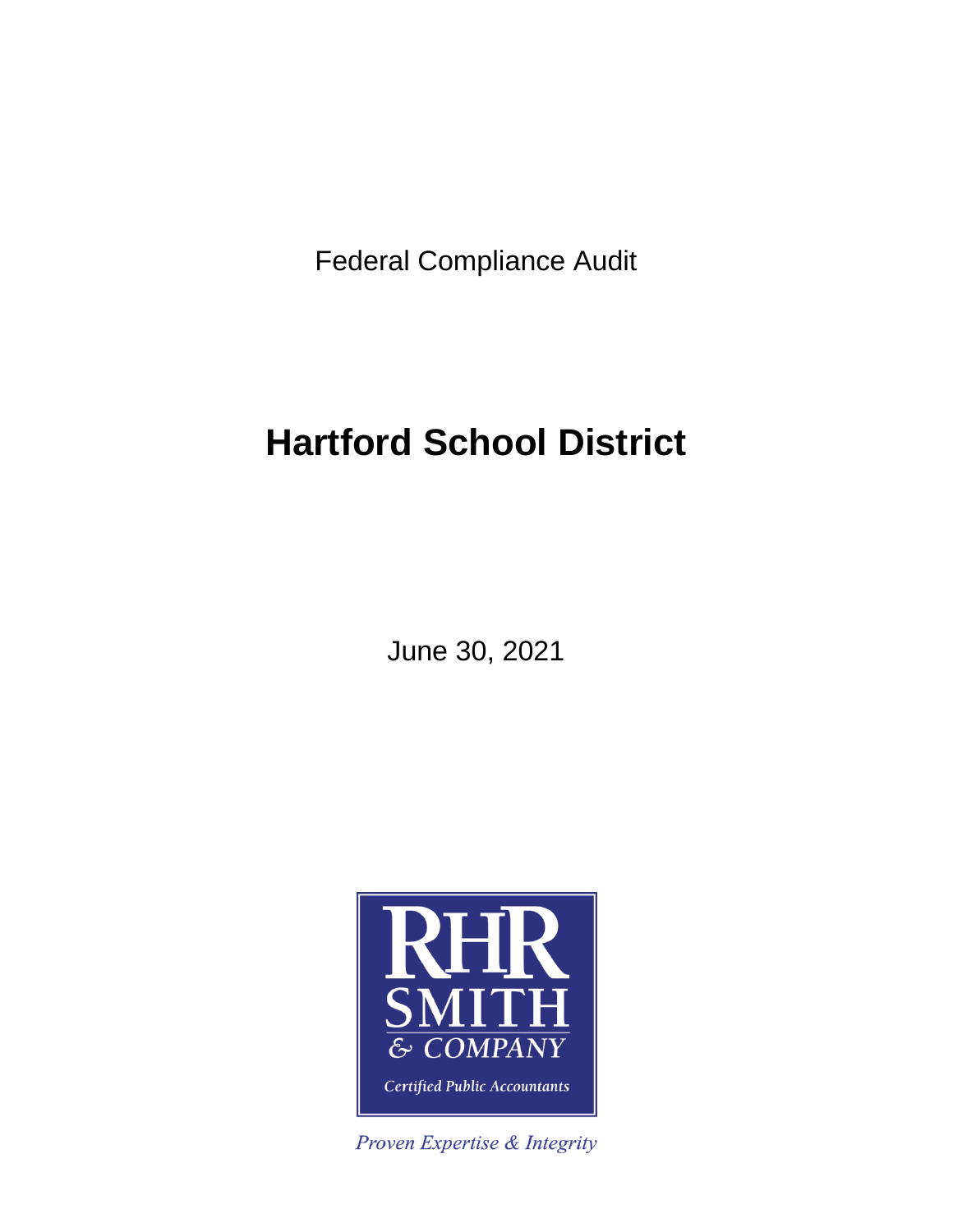Federal Compliance Audit

# Hartford School District

June 30, 2021

RHR SMITH & COMPANY

Certified Public Accountants

*Proven Expertise & Integrity*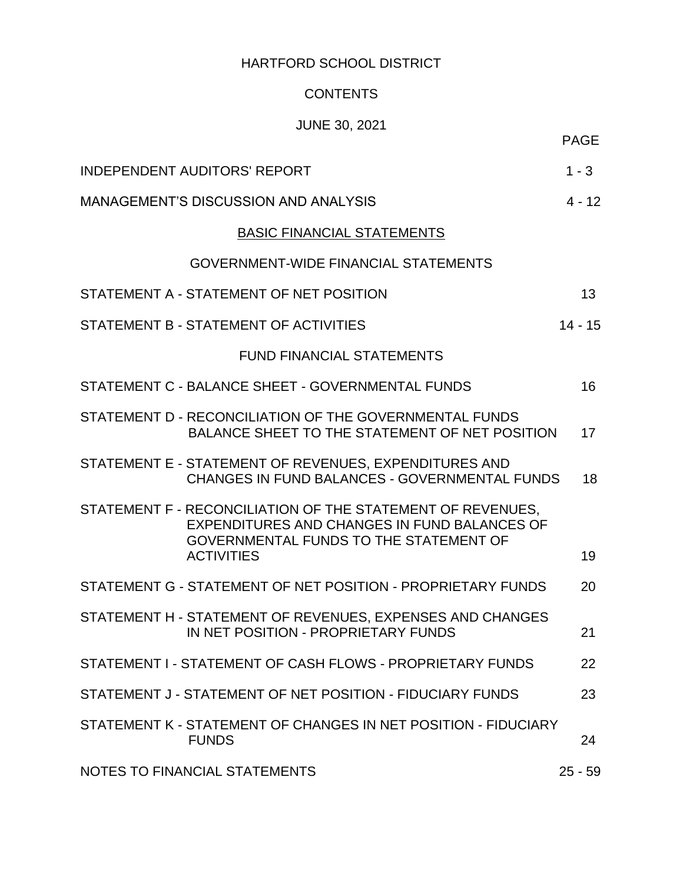# HARTFORD SCHOOL DISTRICT

## CONTENTS

### JUNE 30, 2021

| | PAGE |
|---|---|
| INDEPENDENT AUDITORS' REPORT | 1 - 3 |
| MANAGEMENT'S DISCUSSION AND ANALYSIS | 4 - 12 |
| **BASIC FINANCIAL STATEMENTS** | |
| GOVERNMENT-WIDE FINANCIAL STATEMENTS | |
| STATEMENT A - STATEMENT OF NET POSITION | 13 |
| STATEMENT B - STATEMENT OF ACTIVITIES | 14 - 15 |
| FUND FINANCIAL STATEMENTS | |
| STATEMENT C - BALANCE SHEET - GOVERNMENTAL FUNDS | 16 |
| STATEMENT D - RECONCILIATION OF THE GOVERNMENTAL FUNDS BALANCE SHEET TO THE STATEMENT OF NET POSITION | 17 |
| STATEMENT E - STATEMENT OF REVENUES, EXPENDITURES AND CHANGES IN FUND BALANCES - GOVERNMENTAL FUNDS | 18 |
| STATEMENT F - RECONCILIATION OF THE STATEMENT OF REVENUES, EXPENDITURES AND CHANGES IN FUND BALANCES OF GOVERNMENTAL FUNDS TO THE STATEMENT OF ACTIVITIES | 19 |
| STATEMENT G - STATEMENT OF NET POSITION - PROPRIETARY FUNDS | 20 |
| STATEMENT H - STATEMENT OF REVENUES, EXPENSES AND CHANGES IN NET POSITION - PROPRIETARY FUNDS | 21 |
| STATEMENT I - STATEMENT OF CASH FLOWS - PROPRIETARY FUNDS | 22 |
| STATEMENT J - STATEMENT OF NET POSITION - FIDUCIARY FUNDS | 23 |
| STATEMENT K - STATEMENT OF CHANGES IN NET POSITION - FIDUCIARY FUNDS | 24 |
| NOTES TO FINANCIAL STATEMENTS | 25 - 59 |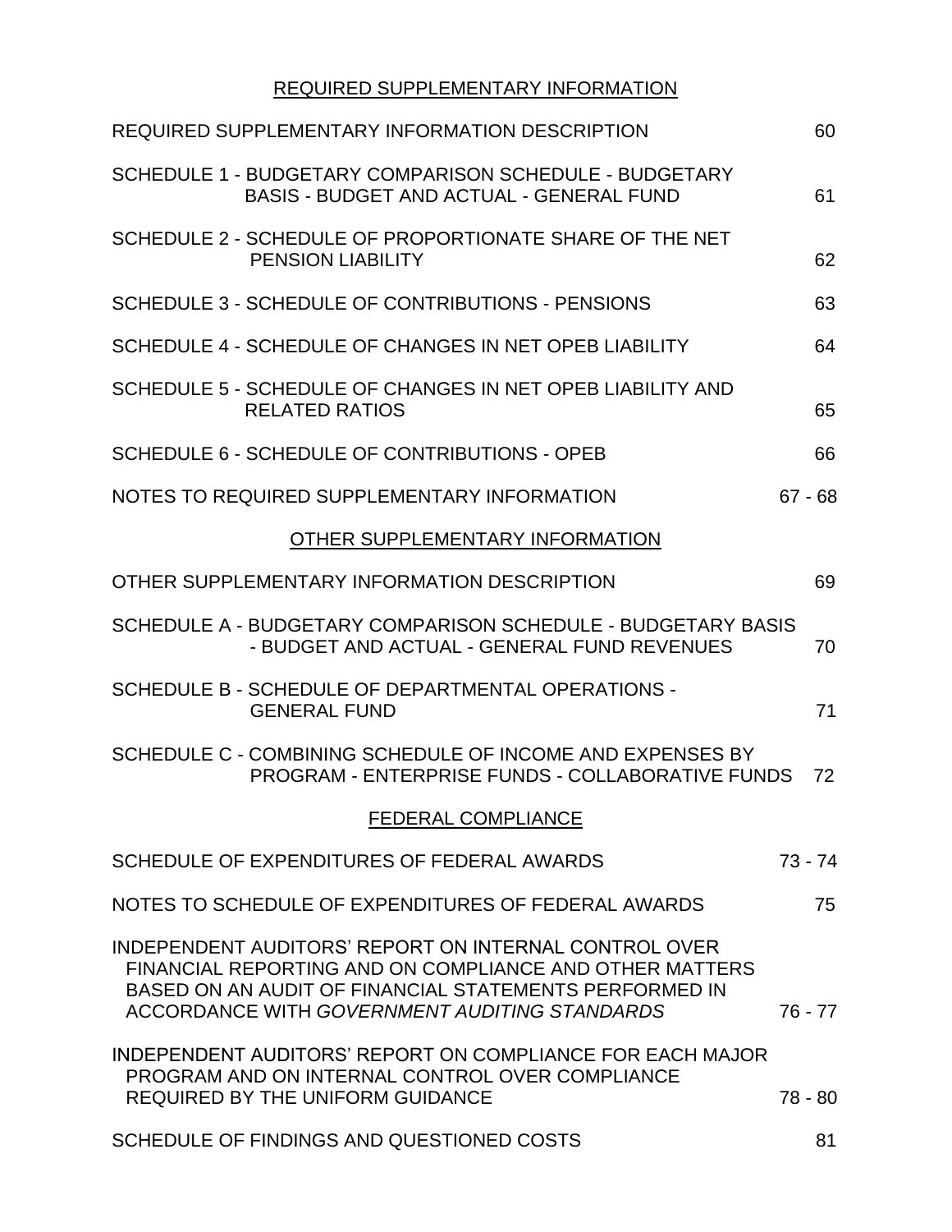## REQUIRED SUPPLEMENTARY INFORMATION

| | |
|---|---|
| REQUIRED SUPPLEMENTARY INFORMATION DESCRIPTION | 60 |
| SCHEDULE 1 - BUDGETARY COMPARISON SCHEDULE - BUDGETARY BASIS - BUDGET AND ACTUAL - GENERAL FUND | 61 |
| SCHEDULE 2 - SCHEDULE OF PROPORTIONATE SHARE OF THE NET PENSION LIABILITY | 62 |
| SCHEDULE 3 - SCHEDULE OF CONTRIBUTIONS - PENSIONS | 63 |
| SCHEDULE 4 - SCHEDULE OF CHANGES IN NET OPEB LIABILITY | 64 |
| SCHEDULE 5 - SCHEDULE OF CHANGES IN NET OPEB LIABILITY AND RELATED RATIOS | 65 |
| SCHEDULE 6 - SCHEDULE OF CONTRIBUTIONS - OPEB | 66 |
| NOTES TO REQUIRED SUPPLEMENTARY INFORMATION | 67 - 68 |

## OTHER SUPPLEMENTARY INFORMATION

| | |
|---|---|
| OTHER SUPPLEMENTARY INFORMATION DESCRIPTION | 69 |
| SCHEDULE A - BUDGETARY COMPARISON SCHEDULE - BUDGETARY BASIS - BUDGET AND ACTUAL - GENERAL FUND REVENUES | 70 |
| SCHEDULE B - SCHEDULE OF DEPARTMENTAL OPERATIONS - GENERAL FUND | 71 |
| SCHEDULE C - COMBINING SCHEDULE OF INCOME AND EXPENSES BY PROGRAM - ENTERPRISE FUNDS - COLLABORATIVE FUNDS | 72 |

## FEDERAL COMPLIANCE

| | |
|---|---|
| SCHEDULE OF EXPENDITURES OF FEDERAL AWARDS | 73 - 74 |
| NOTES TO SCHEDULE OF EXPENDITURES OF FEDERAL AWARDS | 75 |
| INDEPENDENT AUDITORS' REPORT ON INTERNAL CONTROL OVER FINANCIAL REPORTING AND ON COMPLIANCE AND OTHER MATTERS BASED ON AN AUDIT OF FINANCIAL STATEMENTS PERFORMED IN ACCORDANCE WITH *GOVERNMENT AUDITING STANDARDS* | 76 - 77 |
| INDEPENDENT AUDITORS' REPORT ON COMPLIANCE FOR EACH MAJOR PROGRAM AND ON INTERNAL CONTROL OVER COMPLIANCE REQUIRED BY THE UNIFORM GUIDANCE | 78 - 80 |
| SCHEDULE OF FINDINGS AND QUESTIONED COSTS | 81 |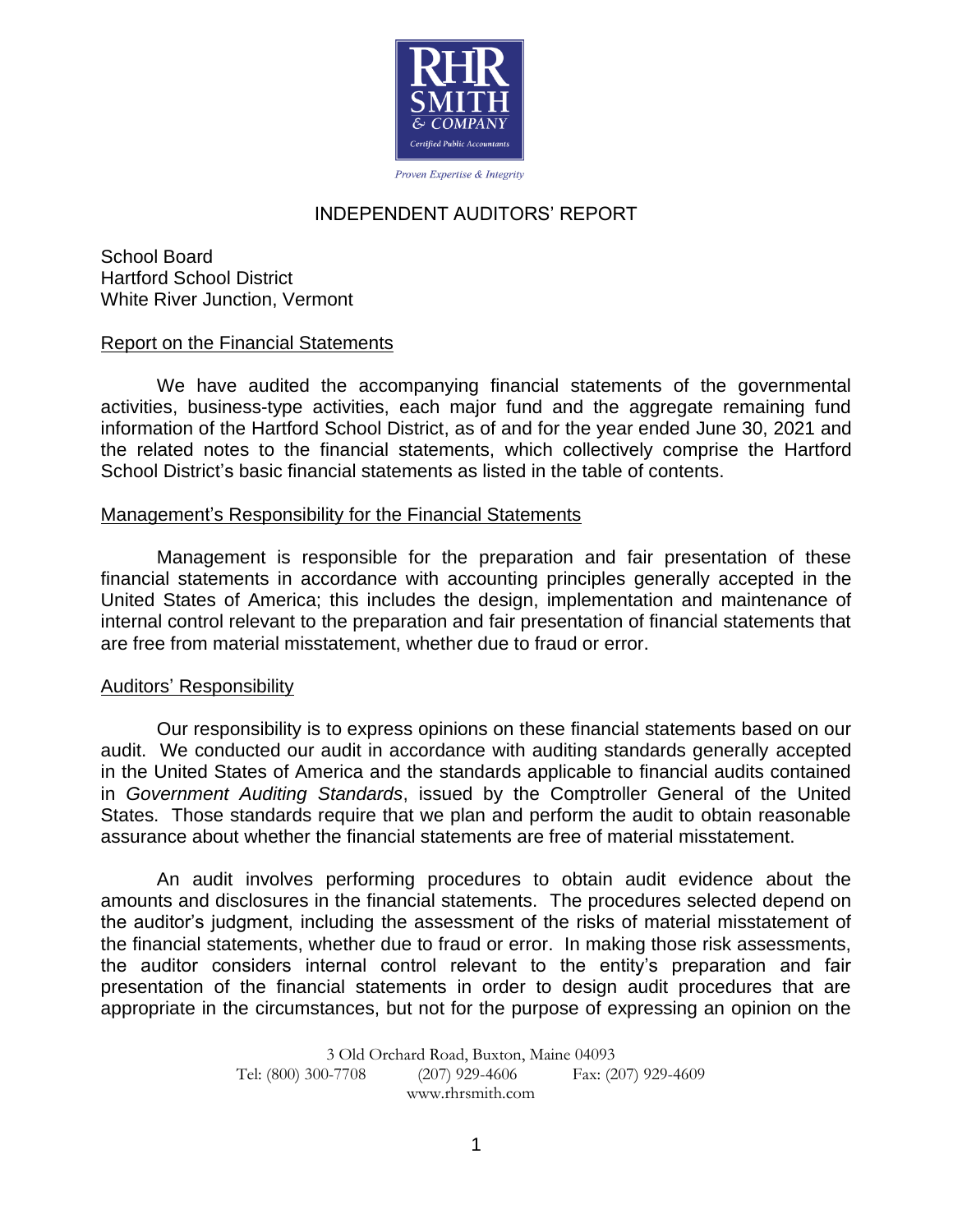# INDEPENDENT AUDITORS' REPORT

School Board
Hartford School District
White River Junction, Vermont

## Report on the Financial Statements

We have audited the accompanying financial statements of the governmental activities, business-type activities, each major fund and the aggregate remaining fund information of the Hartford School District, as of and for the year ended June 30, 2021 and the related notes to the financial statements, which collectively comprise the Hartford School District's basic financial statements as listed in the table of contents.

## Management's Responsibility for the Financial Statements

Management is responsible for the preparation and fair presentation of these financial statements in accordance with accounting principles generally accepted in the United States of America; this includes the design, implementation and maintenance of internal control relevant to the preparation and fair presentation of financial statements that are free from material misstatement, whether due to fraud or error.

## Auditors' Responsibility

Our responsibility is to express opinions on these financial statements based on our audit. We conducted our audit in accordance with auditing standards generally accepted in the United States of America and the standards applicable to financial audits contained in *Government Auditing Standards*, issued by the Comptroller General of the United States. Those standards require that we plan and perform the audit to obtain reasonable assurance about whether the financial statements are free of material misstatement.

An audit involves performing procedures to obtain audit evidence about the amounts and disclosures in the financial statements. The procedures selected depend on the auditor's judgment, including the assessment of the risks of material misstatement of the financial statements, whether due to fraud or error. In making those risk assessments, the auditor considers internal control relevant to the entity's preparation and fair presentation of the financial statements in order to design audit procedures that are appropriate in the circumstances, but not for the purpose of expressing an opinion on the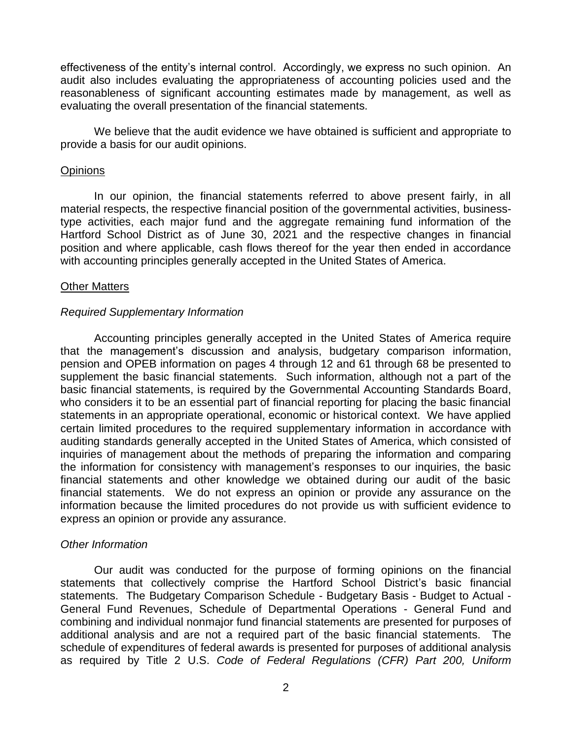effectiveness of the entity's internal control. Accordingly, we express no such opinion. An audit also includes evaluating the appropriateness of accounting policies used and the reasonableness of significant accounting estimates made by management, as well as evaluating the overall presentation of the financial statements.

We believe that the audit evidence we have obtained is sufficient and appropriate to provide a basis for our audit opinions.

## Opinions

In our opinion, the financial statements referred to above present fairly, in all material respects, the respective financial position of the governmental activities, business-type activities, each major fund and the aggregate remaining fund information of the Hartford School District as of June 30, 2021 and the respective changes in financial position and where applicable, cash flows thereof for the year then ended in accordance with accounting principles generally accepted in the United States of America.

## Other Matters

### *Required Supplementary Information*

Accounting principles generally accepted in the United States of America require that the management's discussion and analysis, budgetary comparison information, pension and OPEB information on pages 4 through 12 and 61 through 68 be presented to supplement the basic financial statements. Such information, although not a part of the basic financial statements, is required by the Governmental Accounting Standards Board, who considers it to be an essential part of financial reporting for placing the basic financial statements in an appropriate operational, economic or historical context. We have applied certain limited procedures to the required supplementary information in accordance with auditing standards generally accepted in the United States of America, which consisted of inquiries of management about the methods of preparing the information and comparing the information for consistency with management's responses to our inquiries, the basic financial statements and other knowledge we obtained during our audit of the basic financial statements. We do not express an opinion or provide any assurance on the information because the limited procedures do not provide us with sufficient evidence to express an opinion or provide any assurance.

### *Other Information*

Our audit was conducted for the purpose of forming opinions on the financial statements that collectively comprise the Hartford School District's basic financial statements. The Budgetary Comparison Schedule - Budgetary Basis - Budget to Actual - General Fund Revenues, Schedule of Departmental Operations - General Fund and combining and individual nonmajor fund financial statements are presented for purposes of additional analysis and are not a required part of the basic financial statements. The schedule of expenditures of federal awards is presented for purposes of additional analysis as required by Title 2 U.S. *Code of Federal Regulations (CFR) Part 200, Uniform*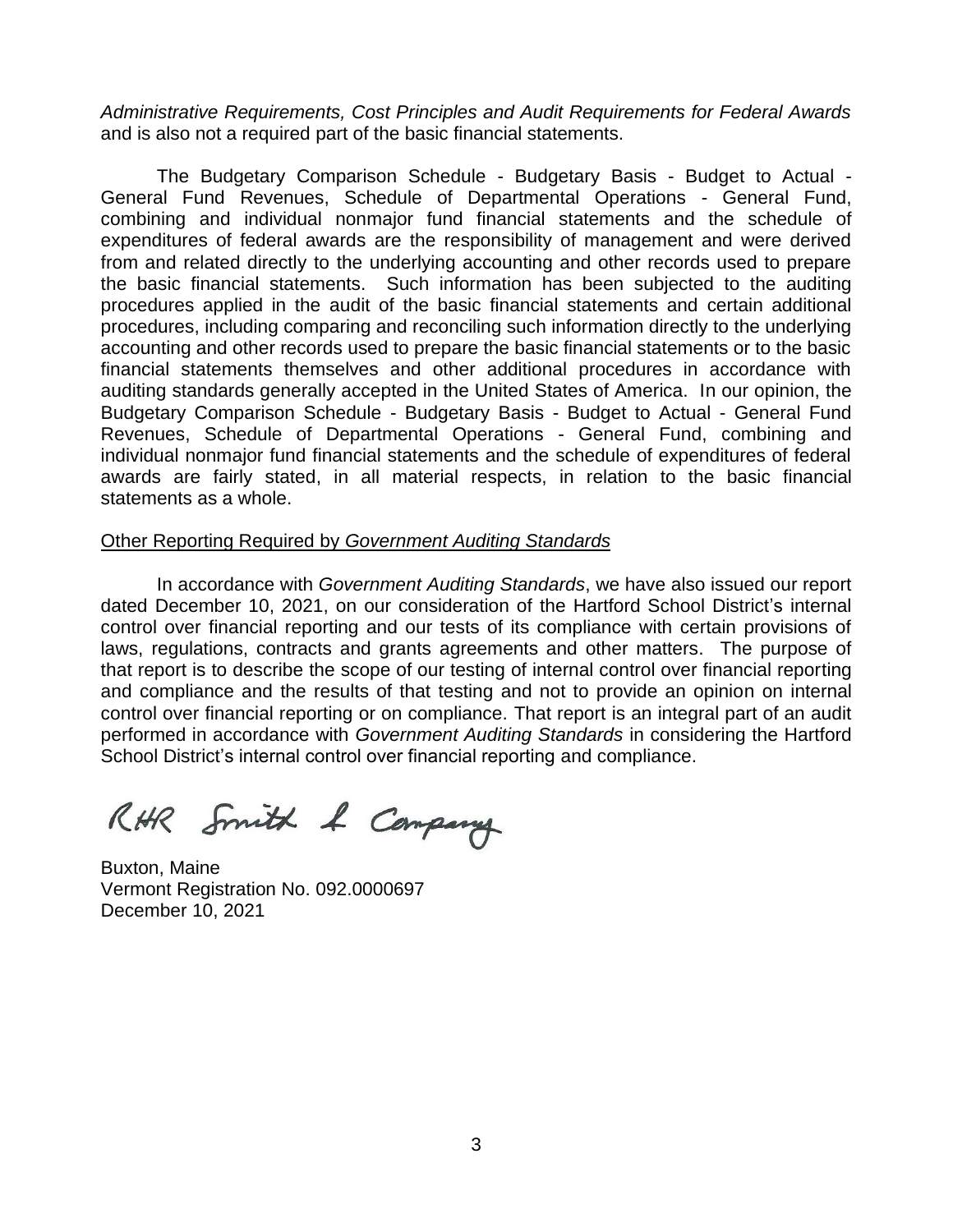*Administrative Requirements, Cost Principles and Audit Requirements for Federal Awards* and is also not a required part of the basic financial statements.

The Budgetary Comparison Schedule - Budgetary Basis - Budget to Actual - General Fund Revenues, Schedule of Departmental Operations - General Fund, combining and individual nonmajor fund financial statements and the schedule of expenditures of federal awards are the responsibility of management and were derived from and related directly to the underlying accounting and other records used to prepare the basic financial statements. Such information has been subjected to the auditing procedures applied in the audit of the basic financial statements and certain additional procedures, including comparing and reconciling such information directly to the underlying accounting and other records used to prepare the basic financial statements or to the basic financial statements themselves and other additional procedures in accordance with auditing standards generally accepted in the United States of America. In our opinion, the Budgetary Comparison Schedule - Budgetary Basis - Budget to Actual - General Fund Revenues, Schedule of Departmental Operations - General Fund, combining and individual nonmajor fund financial statements and the schedule of expenditures of federal awards are fairly stated, in all material respects, in relation to the basic financial statements as a whole.

Other Reporting Required by *Government Auditing Standards*

In accordance with *Government Auditing Standards*, we have also issued our report dated December 10, 2021, on our consideration of the Hartford School District's internal control over financial reporting and our tests of its compliance with certain provisions of laws, regulations, contracts and grants agreements and other matters. The purpose of that report is to describe the scope of our testing of internal control over financial reporting and compliance and the results of that testing and not to provide an opinion on internal control over financial reporting or on compliance. That report is an integral part of an audit performed in accordance with *Government Auditing Standards* in considering the Hartford School District's internal control over financial reporting and compliance.

RHR Smith & Company

Buxton, Maine
Vermont Registration No. 092.0000697
December 10, 2021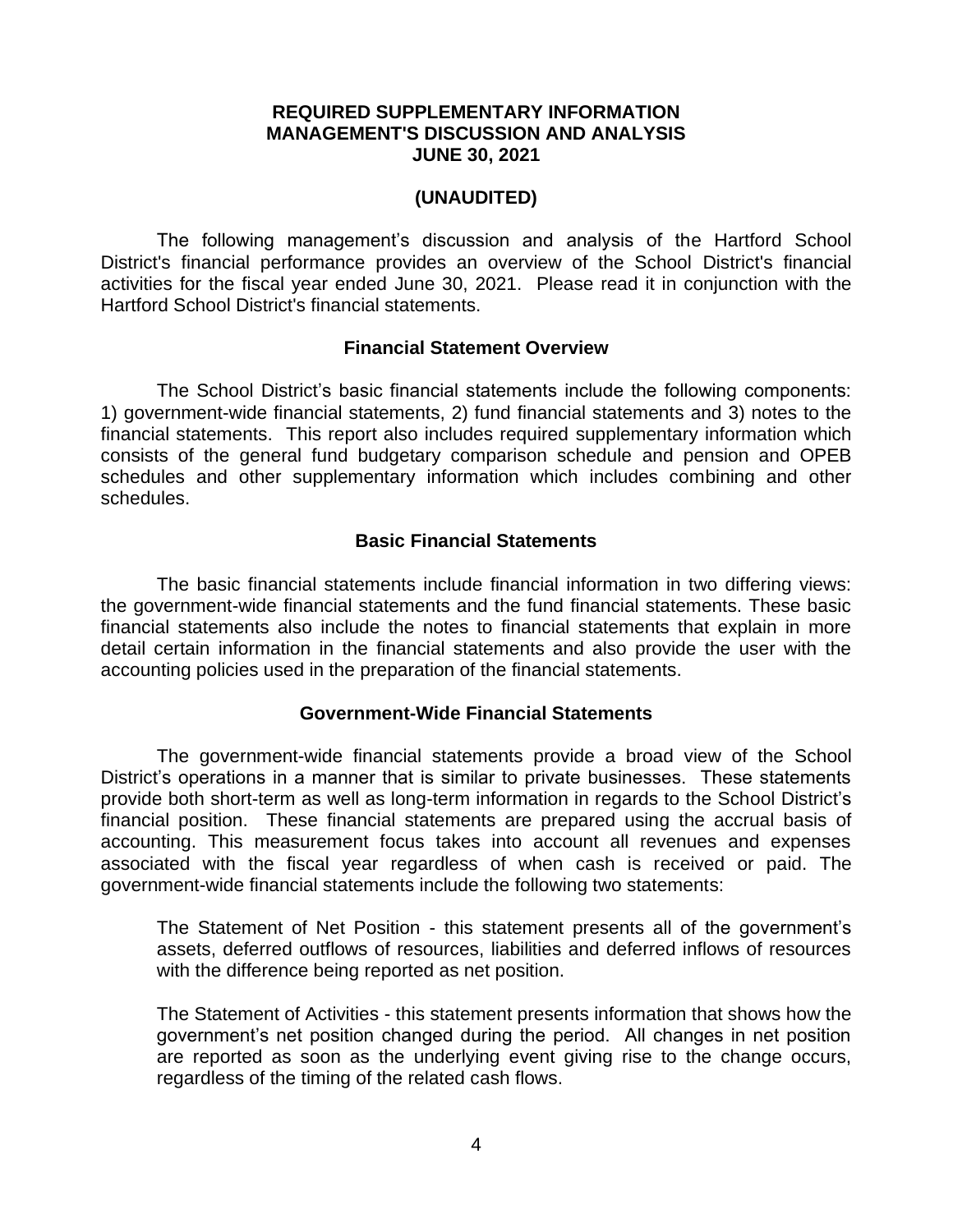# REQUIRED SUPPLEMENTARY INFORMATION
# MANAGEMENT'S DISCUSSION AND ANALYSIS
# JUNE 30, 2021

**(UNAUDITED)**

The following management's discussion and analysis of the Hartford School District's financial performance provides an overview of the School District's financial activities for the fiscal year ended June 30, 2021. Please read it in conjunction with the Hartford School District's financial statements.

## Financial Statement Overview

The School District's basic financial statements include the following components: 1) government-wide financial statements, 2) fund financial statements and 3) notes to the financial statements. This report also includes required supplementary information which consists of the general fund budgetary comparison schedule and pension and OPEB schedules and other supplementary information which includes combining and other schedules.

## Basic Financial Statements

The basic financial statements include financial information in two differing views: the government-wide financial statements and the fund financial statements. These basic financial statements also include the notes to financial statements that explain in more detail certain information in the financial statements and also provide the user with the accounting policies used in the preparation of the financial statements.

## Government-Wide Financial Statements

The government-wide financial statements provide a broad view of the School District's operations in a manner that is similar to private businesses. These statements provide both short-term as well as long-term information in regards to the School District's financial position. These financial statements are prepared using the accrual basis of accounting. This measurement focus takes into account all revenues and expenses associated with the fiscal year regardless of when cash is received or paid. The government-wide financial statements include the following two statements:

The Statement of Net Position - this statement presents all of the government's assets, deferred outflows of resources, liabilities and deferred inflows of resources with the difference being reported as net position.

The Statement of Activities - this statement presents information that shows how the government's net position changed during the period. All changes in net position are reported as soon as the underlying event giving rise to the change occurs, regardless of the timing of the related cash flows.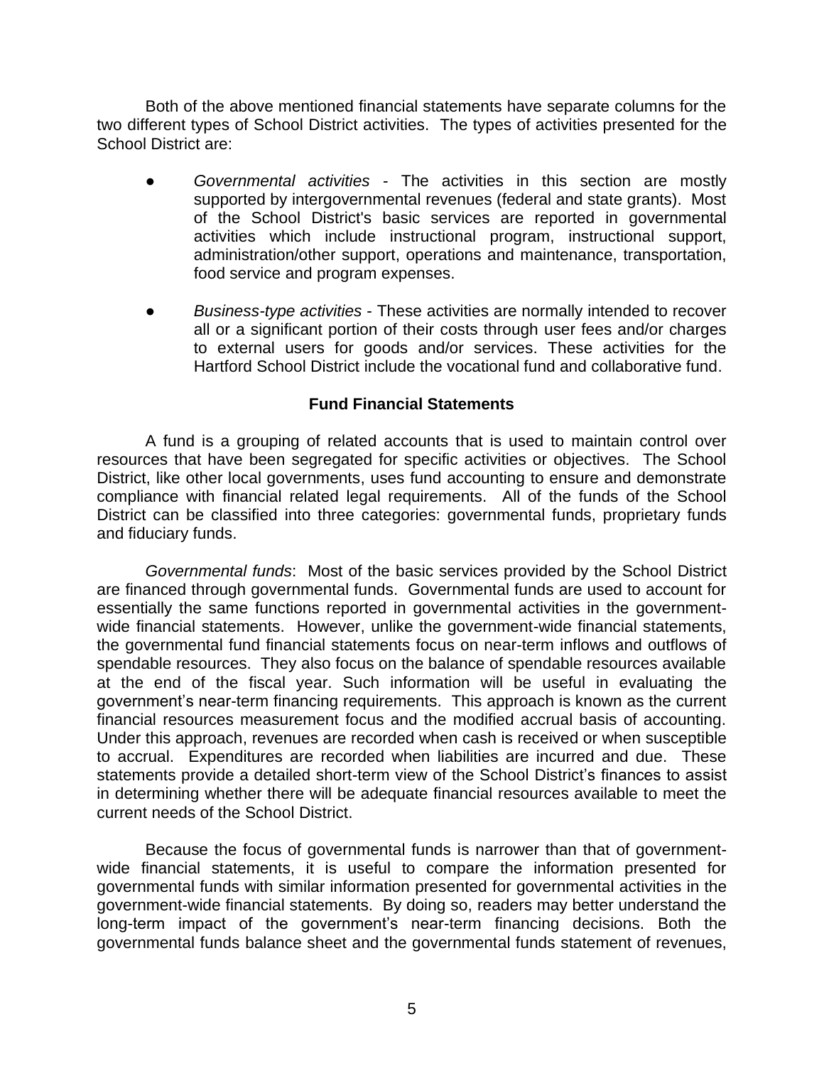Both of the above mentioned financial statements have separate columns for the two different types of School District activities. The types of activities presented for the School District are:

- *Governmental activities* - The activities in this section are mostly supported by intergovernmental revenues (federal and state grants). Most of the School District's basic services are reported in governmental activities which include instructional program, instructional support, administration/other support, operations and maintenance, transportation, food service and program expenses.

- *Business-type activities* - These activities are normally intended to recover all or a significant portion of their costs through user fees and/or charges to external users for goods and/or services. These activities for the Hartford School District include the vocational fund and collaborative fund.

**Fund Financial Statements**

A fund is a grouping of related accounts that is used to maintain control over resources that have been segregated for specific activities or objectives. The School District, like other local governments, uses fund accounting to ensure and demonstrate compliance with financial related legal requirements. All of the funds of the School District can be classified into three categories: governmental funds, proprietary funds and fiduciary funds.

*Governmental funds*: Most of the basic services provided by the School District are financed through governmental funds. Governmental funds are used to account for essentially the same functions reported in governmental activities in the government-wide financial statements. However, unlike the government-wide financial statements, the governmental fund financial statements focus on near-term inflows and outflows of spendable resources. They also focus on the balance of spendable resources available at the end of the fiscal year. Such information will be useful in evaluating the government's near-term financing requirements. This approach is known as the current financial resources measurement focus and the modified accrual basis of accounting. Under this approach, revenues are recorded when cash is received or when susceptible to accrual. Expenditures are recorded when liabilities are incurred and due. These statements provide a detailed short-term view of the School District's finances to assist in determining whether there will be adequate financial resources available to meet the current needs of the School District.

Because the focus of governmental funds is narrower than that of government-wide financial statements, it is useful to compare the information presented for governmental funds with similar information presented for governmental activities in the government-wide financial statements. By doing so, readers may better understand the long-term impact of the government's near-term financing decisions. Both the governmental funds balance sheet and the governmental funds statement of revenues,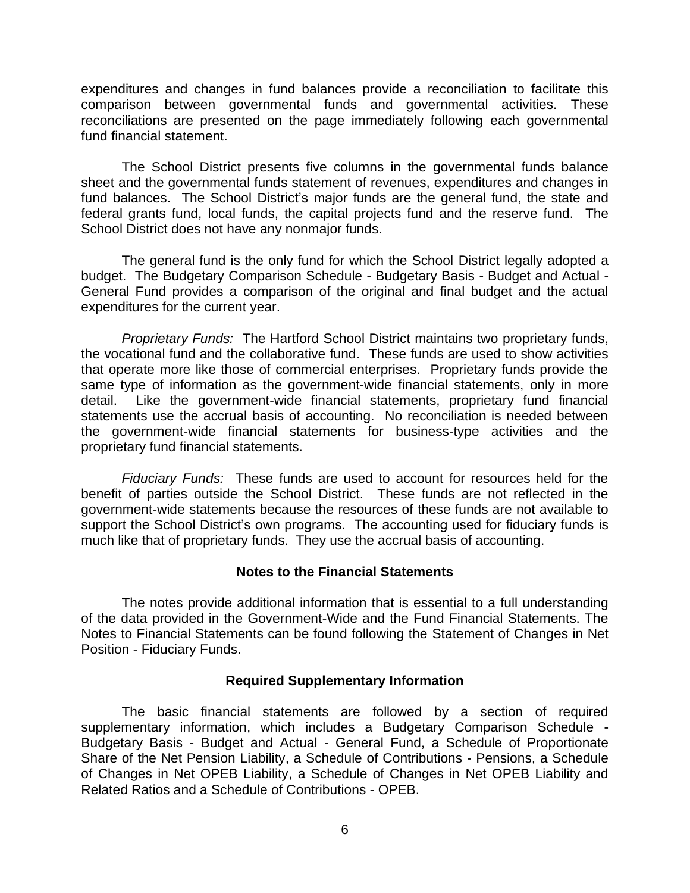expenditures and changes in fund balances provide a reconciliation to facilitate this comparison between governmental funds and governmental activities. These reconciliations are presented on the page immediately following each governmental fund financial statement.

The School District presents five columns in the governmental funds balance sheet and the governmental funds statement of revenues, expenditures and changes in fund balances. The School District's major funds are the general fund, the state and federal grants fund, local funds, the capital projects fund and the reserve fund. The School District does not have any nonmajor funds.

The general fund is the only fund for which the School District legally adopted a budget. The Budgetary Comparison Schedule - Budgetary Basis - Budget and Actual - General Fund provides a comparison of the original and final budget and the actual expenditures for the current year.

*Proprietary Funds:* The Hartford School District maintains two proprietary funds, the vocational fund and the collaborative fund. These funds are used to show activities that operate more like those of commercial enterprises. Proprietary funds provide the same type of information as the government-wide financial statements, only in more detail. Like the government-wide financial statements, proprietary fund financial statements use the accrual basis of accounting. No reconciliation is needed between the government-wide financial statements for business-type activities and the proprietary fund financial statements.

*Fiduciary Funds:* These funds are used to account for resources held for the benefit of parties outside the School District. These funds are not reflected in the government-wide statements because the resources of these funds are not available to support the School District's own programs. The accounting used for fiduciary funds is much like that of proprietary funds. They use the accrual basis of accounting.

**Notes to the Financial Statements**

The notes provide additional information that is essential to a full understanding of the data provided in the Government-Wide and the Fund Financial Statements. The Notes to Financial Statements can be found following the Statement of Changes in Net Position - Fiduciary Funds.

**Required Supplementary Information**

The basic financial statements are followed by a section of required supplementary information, which includes a Budgetary Comparison Schedule - Budgetary Basis - Budget and Actual - General Fund, a Schedule of Proportionate Share of the Net Pension Liability, a Schedule of Contributions - Pensions, a Schedule of Changes in Net OPEB Liability, a Schedule of Changes in Net OPEB Liability and Related Ratios and a Schedule of Contributions - OPEB.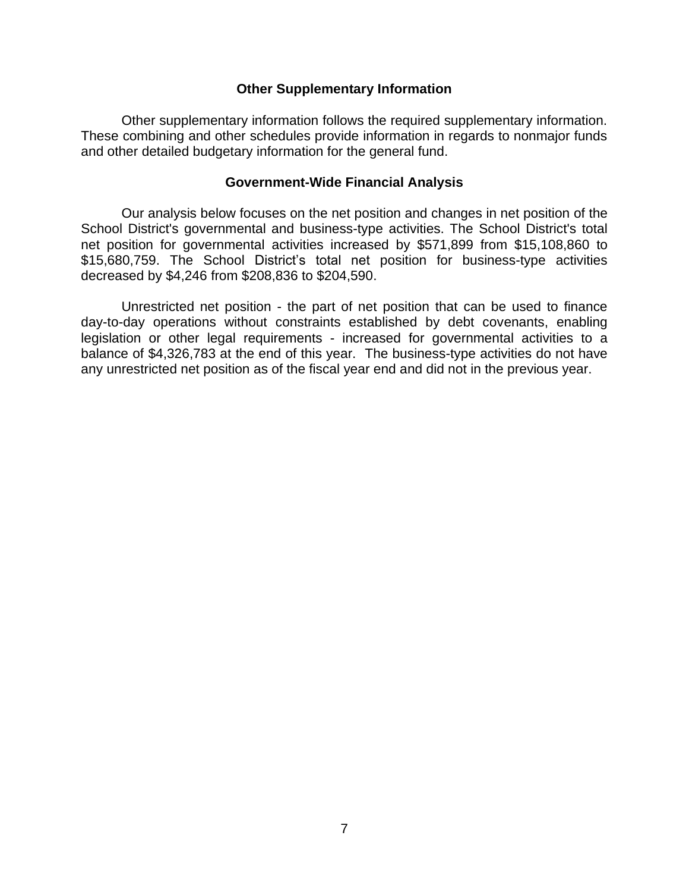## Other Supplementary Information

Other supplementary information follows the required supplementary information. These combining and other schedules provide information in regards to nonmajor funds and other detailed budgetary information for the general fund.

## Government-Wide Financial Analysis

Our analysis below focuses on the net position and changes in net position of the School District's governmental and business-type activities. The School District's total net position for governmental activities increased by $571,899 from $15,108,860 to $15,680,759. The School District's total net position for business-type activities decreased by $4,246 from $208,836 to $204,590.

Unrestricted net position - the part of net position that can be used to finance day-to-day operations without constraints established by debt covenants, enabling legislation or other legal requirements - increased for governmental activities to a balance of $4,326,783 at the end of this year. The business-type activities do not have any unrestricted net position as of the fiscal year end and did not in the previous year.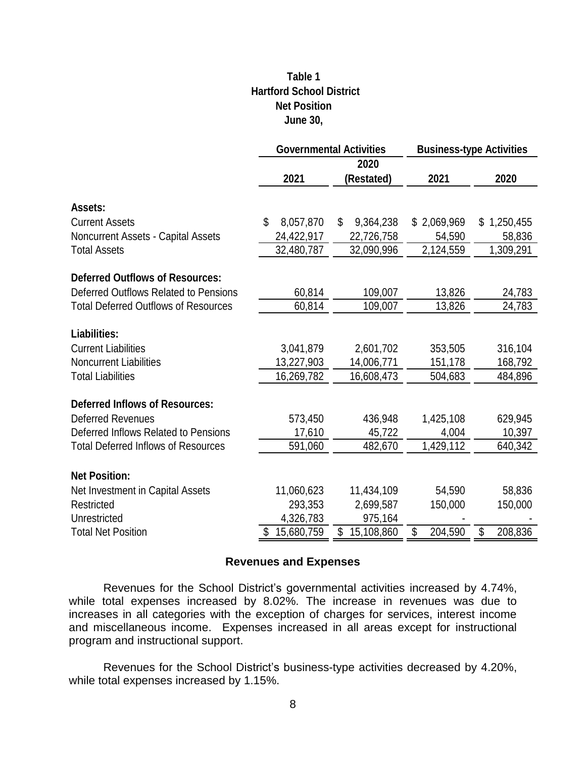**Table 1**
**Hartford School District**
**Net Position**
**June 30,**

| | Governmental Activities | | Business-type Activities | |
|---|---|---|---|---|
| | 2021 | 2020 (Restated) | 2021 | 2020 |
| **Assets:** | | | | |
| Current Assets | $ 8,057,870 | $ 9,364,238 | $ 2,069,969 | $ 1,250,455 |
| Noncurrent Assets - Capital Assets | 24,422,917 | 22,726,758 | 54,590 | 58,836 |
| Total Assets | 32,480,787 | 32,090,996 | 2,124,559 | 1,309,291 |
| **Deferred Outflows of Resources:** | | | | |
| Deferred Outflows Related to Pensions | 60,814 | 109,007 | 13,826 | 24,783 |
| Total Deferred Outflows of Resources | 60,814 | 109,007 | 13,826 | 24,783 |
| **Liabilities:** | | | | |
| Current Liabilities | 3,041,879 | 2,601,702 | 353,505 | 316,104 |
| Noncurrent Liabilities | 13,227,903 | 14,006,771 | 151,178 | 168,792 |
| Total Liabilities | 16,269,782 | 16,608,473 | 504,683 | 484,896 |
| **Deferred Inflows of Resources:** | | | | |
| Deferred Revenues | 573,450 | 436,948 | 1,425,108 | 629,945 |
| Deferred Inflows Related to Pensions | 17,610 | 45,722 | 4,004 | 10,397 |
| Total Deferred Inflows of Resources | 591,060 | 482,670 | 1,429,112 | 640,342 |
| **Net Position:** | | | | |
| Net Investment in Capital Assets | 11,060,623 | 11,434,109 | 54,590 | 58,836 |
| Restricted | 293,353 | 2,699,587 | 150,000 | 150,000 |
| Unrestricted | 4,326,783 | 975,164 | - | - |
| Total Net Position | $ 15,680,759 | $ 15,108,860 | $ 204,590 | $ 208,836 |

## Revenues and Expenses

Revenues for the School District's governmental activities increased by 4.74%, while total expenses increased by 8.02%. The increase in revenues was due to increases in all categories with the exception of charges for services, interest income and miscellaneous income. Expenses increased in all areas except for instructional program and instructional support.

Revenues for the School District's business-type activities decreased by 4.20%, while total expenses increased by 1.15%.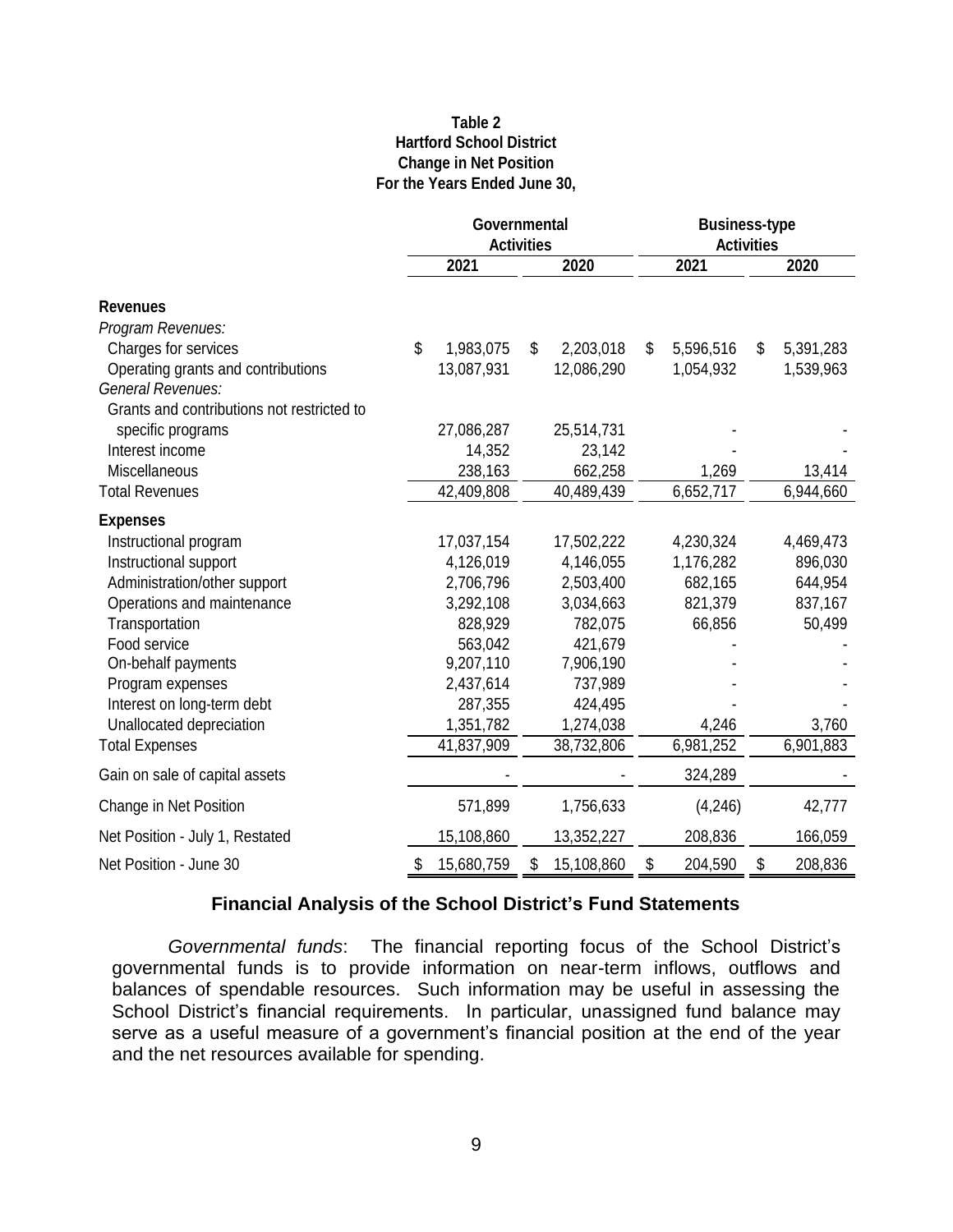**Table 2**
**Hartford School District**
**Change in Net Position**
**For the Years Ended June 30,**

| | Governmental Activities | | Business-type Activities | |
|---|---|---|---|---|
| | 2021 | 2020 | 2021 | 2020 |
| **Revenues** | | | | |
| *Program Revenues:* | | | | |
| Charges for services | $ 1,983,075 | $ 2,203,018 | $ 5,596,516 | $ 5,391,283 |
| Operating grants and contributions | 13,087,931 | 12,086,290 | 1,054,932 | 1,539,963 |
| *General Revenues:* | | | | |
| Grants and contributions not restricted to specific programs | 27,086,287 | 25,514,731 | - | - |
| Interest income | 14,352 | 23,142 | - | - |
| Miscellaneous | 238,163 | 662,258 | 1,269 | 13,414 |
| Total Revenues | 42,409,808 | 40,489,439 | 6,652,717 | 6,944,660 |
| **Expenses** | | | | |
| Instructional program | 17,037,154 | 17,502,222 | 4,230,324 | 4,469,473 |
| Instructional support | 4,126,019 | 4,146,055 | 1,176,282 | 896,030 |
| Administration/other support | 2,706,796 | 2,503,400 | 682,165 | 644,954 |
| Operations and maintenance | 3,292,108 | 3,034,663 | 821,379 | 837,167 |
| Transportation | 828,929 | 782,075 | 66,856 | 50,499 |
| Food service | 563,042 | 421,679 | - | - |
| On-behalf payments | 9,207,110 | 7,906,190 | - | - |
| Program expenses | 2,437,614 | 737,989 | - | - |
| Interest on long-term debt | 287,355 | 424,495 | - | - |
| Unallocated depreciation | 1,351,782 | 1,274,038 | 4,246 | 3,760 |
| Total Expenses | 41,837,909 | 38,732,806 | 6,981,252 | 6,901,883 |
| Gain on sale of capital assets | - | - | 324,289 | - |
| Change in Net Position | 571,899 | 1,756,633 | (4,246) | 42,777 |
| Net Position - July 1, Restated | 15,108,860 | 13,352,227 | 208,836 | 166,059 |
| Net Position - June 30 | $ 15,680,759 | $ 15,108,860 | $ 204,590 | $ 208,836 |

## Financial Analysis of the School District's Fund Statements

*Governmental funds*: The financial reporting focus of the School District's governmental funds is to provide information on near-term inflows, outflows and balances of spendable resources. Such information may be useful in assessing the School District's financial requirements. In particular, unassigned fund balance may serve as a useful measure of a government's financial position at the end of the year and the net resources available for spending.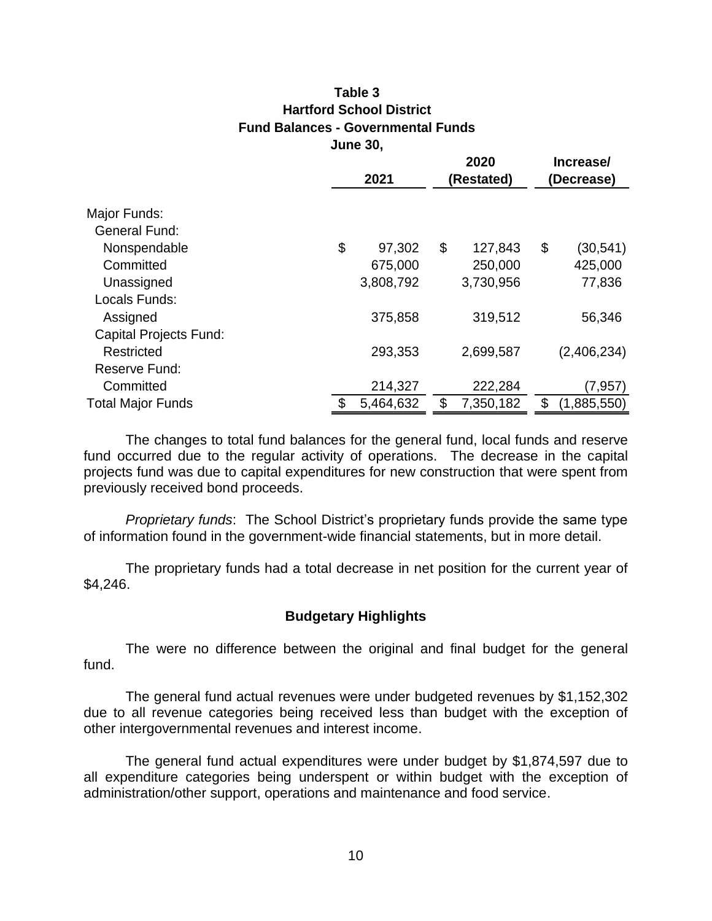**Table 3**
**Hartford School District**
**Fund Balances - Governmental Funds**
**June 30,**

| | 2021 | 2020 (Restated) | Increase/ (Decrease) |
|---|---|---|---|
| Major Funds: | | | |
| General Fund: | | | |
| Nonspendable | $ 97,302 | $ 127,843 | $ (30,541) |
| Committed | 675,000 | 250,000 | 425,000 |
| Unassigned | 3,808,792 | 3,730,956 | 77,836 |
| Locals Funds: | | | |
| Assigned | 375,858 | 319,512 | 56,346 |
| Capital Projects Fund: | | | |
| Restricted | 293,353 | 2,699,587 | (2,406,234) |
| Reserve Fund: | | | |
| Committed | 214,327 | 222,284 | (7,957) |
| Total Major Funds | $ 5,464,632 | $ 7,350,182 | $ (1,885,550) |

The changes to total fund balances for the general fund, local funds and reserve fund occurred due to the regular activity of operations. The decrease in the capital projects fund was due to capital expenditures for new construction that were spent from previously received bond proceeds.

*Proprietary funds*: The School District's proprietary funds provide the same type of information found in the government-wide financial statements, but in more detail.

The proprietary funds had a total decrease in net position for the current year of $4,246.

## Budgetary Highlights

The were no difference between the original and final budget for the general fund.

The general fund actual revenues were under budgeted revenues by $1,152,302 due to all revenue categories being received less than budget with the exception of other intergovernmental revenues and interest income.

The general fund actual expenditures were under budget by $1,874,597 due to all expenditure categories being underspent or within budget with the exception of administration/other support, operations and maintenance and food service.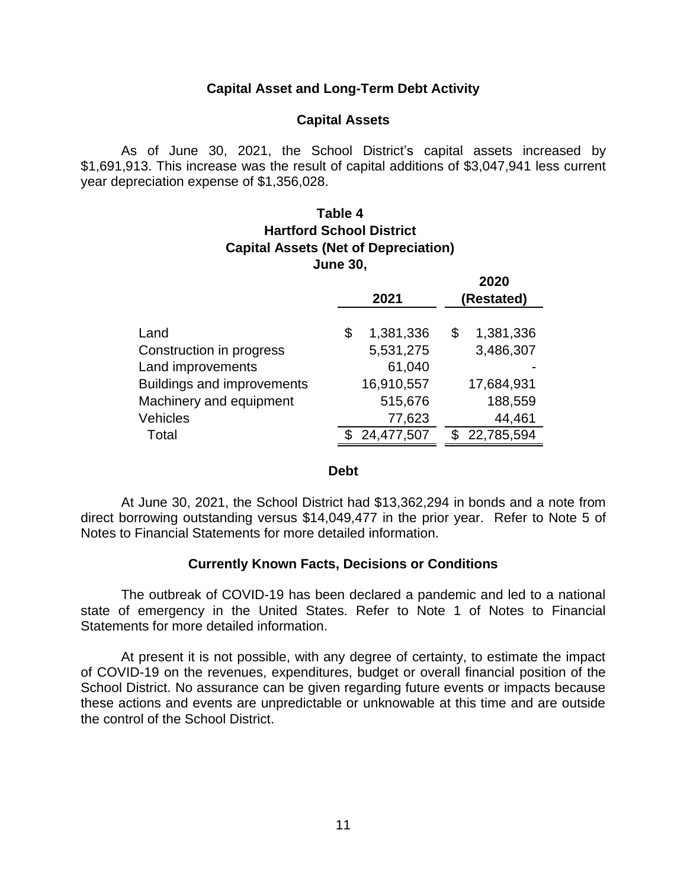## Capital Asset and Long-Term Debt Activity

### Capital Assets

As of June 30, 2021, the School District's capital assets increased by $1,691,913. This increase was the result of capital additions of $3,047,941 less current year depreciation expense of $1,356,028.

**Table 4**
**Hartford School District**
**Capital Assets (Net of Depreciation)**
**June 30,**

| | 2021 | 2020 (Restated) |
|---|---|---|
| Land | $ 1,381,336 | $ 1,381,336 |
| Construction in progress | 5,531,275 | 3,486,307 |
| Land improvements | 61,040 | - |
| Buildings and improvements | 16,910,557 | 17,684,931 |
| Machinery and equipment | 515,676 | 188,559 |
| Vehicles | 77,623 | 44,461 |
| Total | $ 24,477,507 | $ 22,785,594 |

### Debt

At June 30, 2021, the School District had $13,362,294 in bonds and a note from direct borrowing outstanding versus $14,049,477 in the prior year. Refer to Note 5 of Notes to Financial Statements for more detailed information.

### Currently Known Facts, Decisions or Conditions

The outbreak of COVID-19 has been declared a pandemic and led to a national state of emergency in the United States. Refer to Note 1 of Notes to Financial Statements for more detailed information.

At present it is not possible, with any degree of certainty, to estimate the impact of COVID-19 on the revenues, expenditures, budget or overall financial position of the School District. No assurance can be given regarding future events or impacts because these actions and events are unpredictable or unknowable at this time and are outside the control of the School District.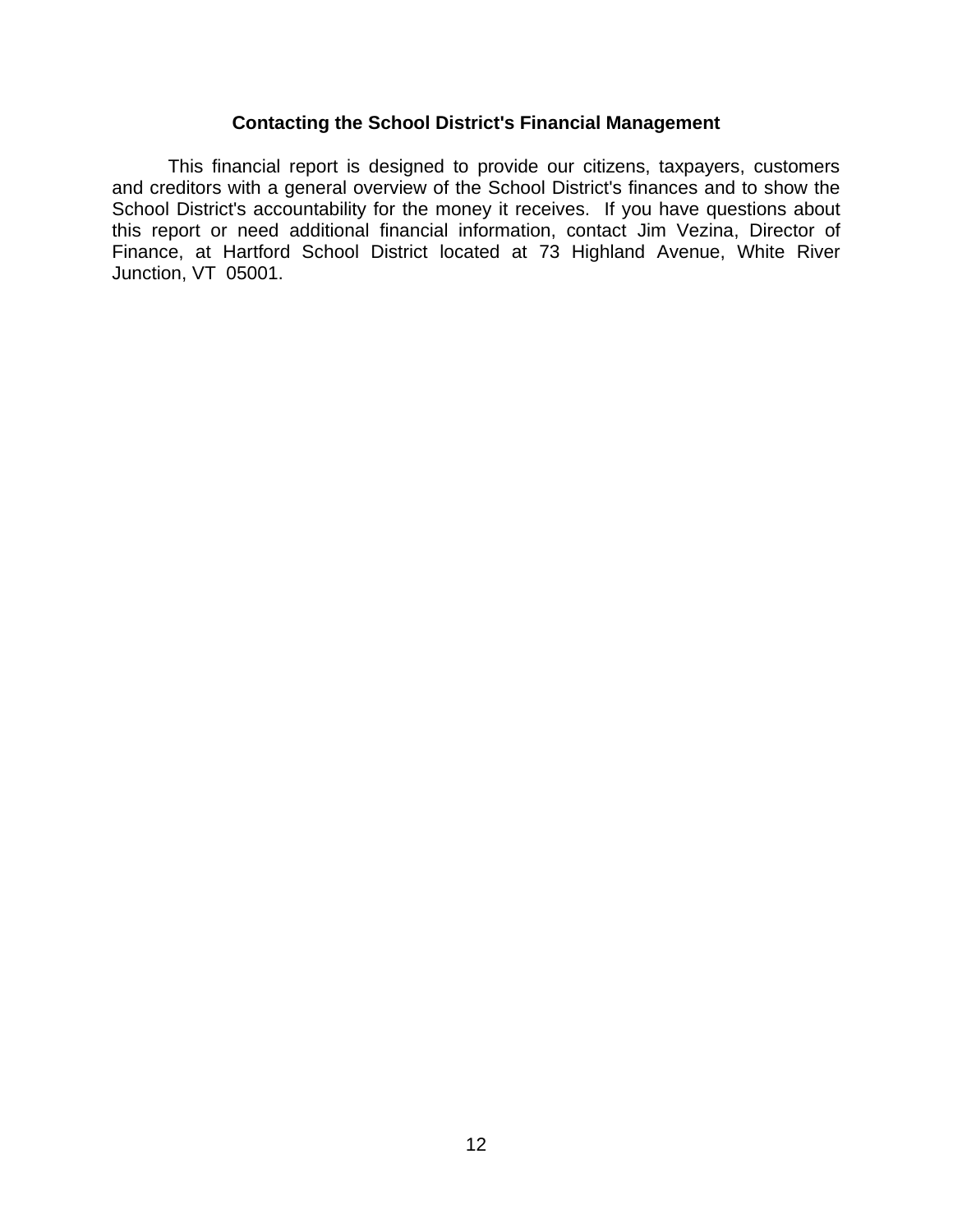## Contacting the School District's Financial Management

This financial report is designed to provide our citizens, taxpayers, customers and creditors with a general overview of the School District's finances and to show the School District's accountability for the money it receives. If you have questions about this report or need additional financial information, contact Jim Vezina, Director of Finance, at Hartford School District located at 73 Highland Avenue, White River Junction, VT 05001.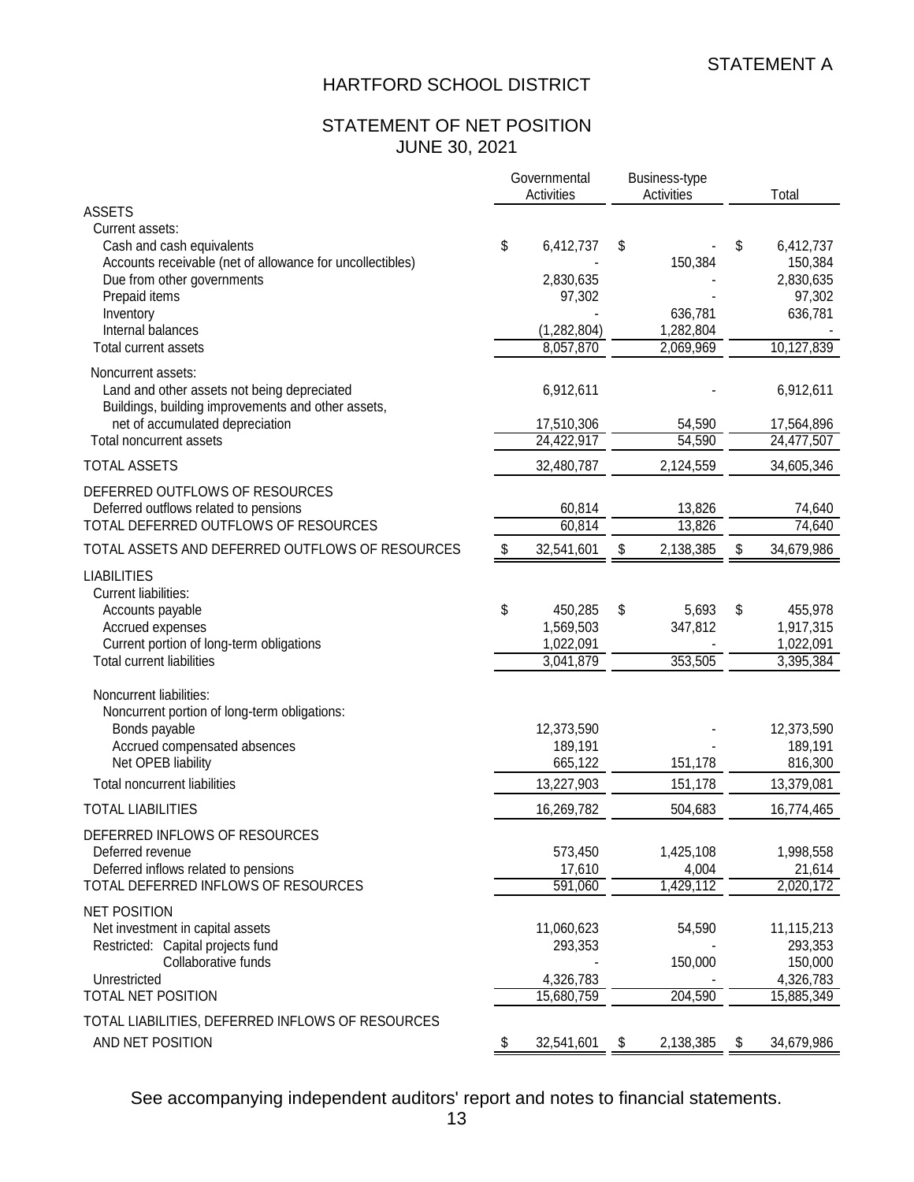STATEMENT A

# HARTFORD SCHOOL DISTRICT

## STATEMENT OF NET POSITION
## JUNE 30, 2021

| | Governmental Activities | Business-type Activities | Total |
|---|---|---|---|
| **ASSETS** | | | |
| Current assets: | | | |
| Cash and cash equivalents | $ 6,412,737 | $ - | $ 6,412,737 |
| Accounts receivable (net of allowance for uncollectibles) | - | 150,384 | 150,384 |
| Due from other governments | 2,830,635 | - | 2,830,635 |
| Prepaid items | 97,302 | - | 97,302 |
| Inventory | - | 636,781 | 636,781 |
| Internal balances | (1,282,804) | 1,282,804 | - |
| Total current assets | 8,057,870 | 2,069,969 | 10,127,839 |
| Noncurrent assets: | | | |
| Land and other assets not being depreciated | 6,912,611 | - | 6,912,611 |
| Buildings, building improvements and other assets, net of accumulated depreciation | 17,510,306 | 54,590 | 17,564,896 |
| Total noncurrent assets | 24,422,917 | 54,590 | 24,477,507 |
| TOTAL ASSETS | 32,480,787 | 2,124,559 | 34,605,346 |
| DEFERRED OUTFLOWS OF RESOURCES | | | |
| Deferred outflows related to pensions | 60,814 | 13,826 | 74,640 |
| TOTAL DEFERRED OUTFLOWS OF RESOURCES | 60,814 | 13,826 | 74,640 |
| TOTAL ASSETS AND DEFERRED OUTFLOWS OF RESOURCES | $ 32,541,601 | $ 2,138,385 | $ 34,679,986 |
| **LIABILITIES** | | | |
| Current liabilities: | | | |
| Accounts payable | $ 450,285 | $ 5,693 | $ 455,978 |
| Accrued expenses | 1,569,503 | 347,812 | 1,917,315 |
| Current portion of long-term obligations | 1,022,091 | - | 1,022,091 |
| Total current liabilities | 3,041,879 | 353,505 | 3,395,384 |
| Noncurrent liabilities: | | | |
| Noncurrent portion of long-term obligations: | | | |
| Bonds payable | 12,373,590 | - | 12,373,590 |
| Accrued compensated absences | 189,191 | - | 189,191 |
| Net OPEB liability | 665,122 | 151,178 | 816,300 |
| Total noncurrent liabilities | 13,227,903 | 151,178 | 13,379,081 |
| TOTAL LIABILITIES | 16,269,782 | 504,683 | 16,774,465 |
| DEFERRED INFLOWS OF RESOURCES | | | |
| Deferred revenue | 573,450 | 1,425,108 | 1,998,558 |
| Deferred inflows related to pensions | 17,610 | 4,004 | 21,614 |
| TOTAL DEFERRED INFLOWS OF RESOURCES | 591,060 | 1,429,112 | 2,020,172 |
| **NET POSITION** | | | |
| Net investment in capital assets | 11,060,623 | 54,590 | 11,115,213 |
| Restricted: Capital projects fund | 293,353 | - | 293,353 |
| Collaborative funds | - | 150,000 | 150,000 |
| Unrestricted | 4,326,783 | - | 4,326,783 |
| TOTAL NET POSITION | 15,680,759 | 204,590 | 15,885,349 |
| TOTAL LIABILITIES, DEFERRED INFLOWS OF RESOURCES AND NET POSITION | $ 32,541,601 | $ 2,138,385 | $ 34,679,986 |

See accompanying independent auditors' report and notes to financial statements.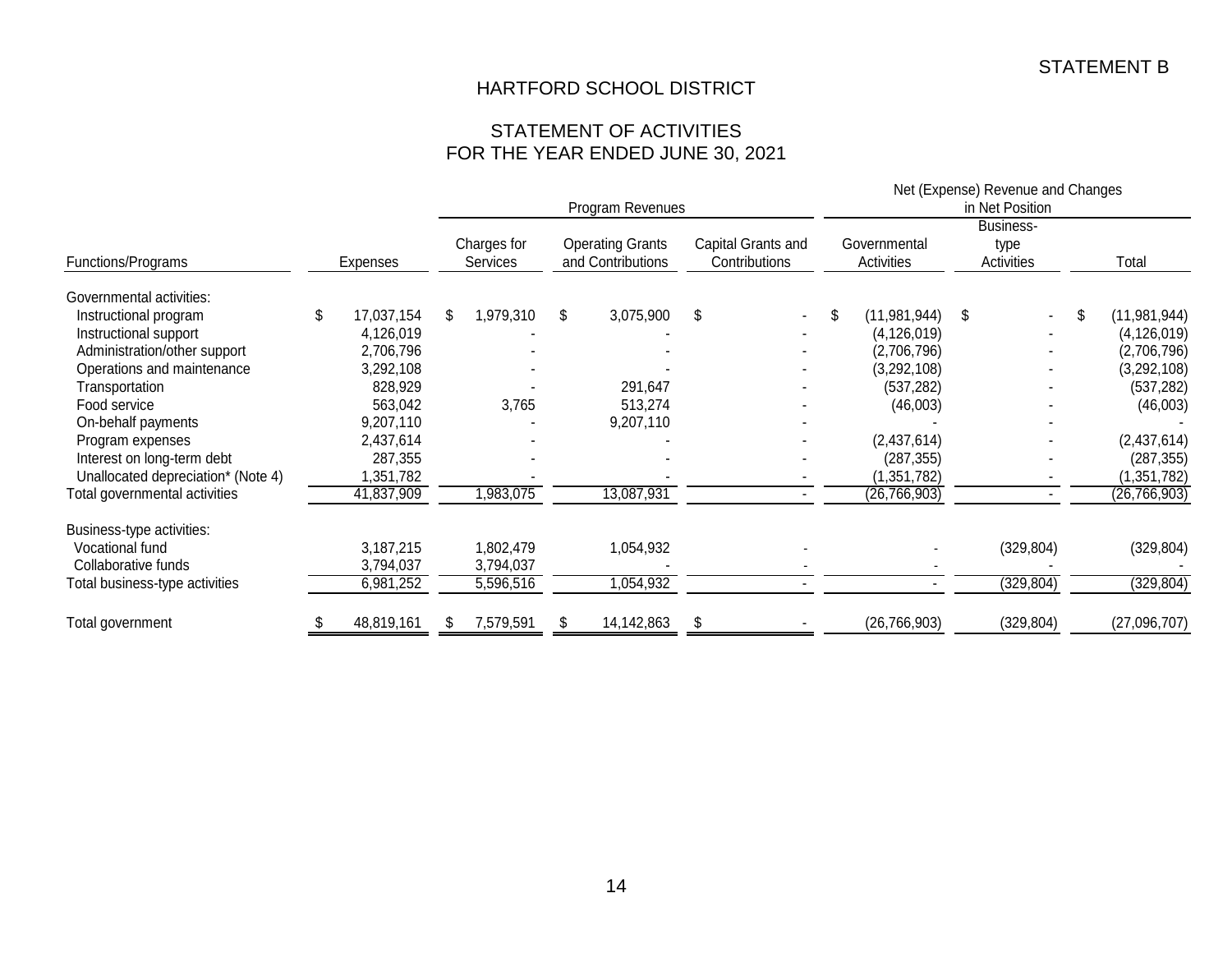STATEMENT B

# HARTFORD SCHOOL DISTRICT

## STATEMENT OF ACTIVITIES
## FOR THE YEAR ENDED JUNE 30, 2021

| | | Program Revenues | | | Net (Expense) Revenue and Changes in Net Position | | |
|---|---|---|---|---|---|---|---|
| Functions/Programs | Expenses | Charges for Services | Operating Grants and Contributions | Capital Grants and Contributions | Governmental Activities | Business-type Activities | Total |
| Governmental activities: | | | | | | | |
| Instructional program | $ 17,037,154 | $ 1,979,310 | $ 3,075,900 | $ - | $ (11,981,944) | $ - | $ (11,981,944) |
| Instructional support | 4,126,019 | - | - | - | (4,126,019) | - | (4,126,019) |
| Administration/other support | 2,706,796 | - | - | - | (2,706,796) | - | (2,706,796) |
| Operations and maintenance | 3,292,108 | - | - | - | (3,292,108) | - | (3,292,108) |
| Transportation | 828,929 | - | 291,647 | - | (537,282) | - | (537,282) |
| Food service | 563,042 | 3,765 | 513,274 | - | (46,003) | - | (46,003) |
| On-behalf payments | 9,207,110 | - | 9,207,110 | - | - | - | - |
| Program expenses | 2,437,614 | - | - | - | (2,437,614) | - | (2,437,614) |
| Interest on long-term debt | 287,355 | - | - | - | (287,355) | - | (287,355) |
| Unallocated depreciation* (Note 4) | 1,351,782 | - | - | - | (1,351,782) | - | (1,351,782) |
| Total governmental activities | 41,837,909 | 1,983,075 | 13,087,931 | - | (26,766,903) | - | (26,766,903) |
| Business-type activities: | | | | | | | |
| Vocational fund | 3,187,215 | 1,802,479 | 1,054,932 | - | - | (329,804) | (329,804) |
| Collaborative funds | 3,794,037 | 3,794,037 | - | - | - | - | - |
| Total business-type activities | 6,981,252 | 5,596,516 | 1,054,932 | - | - | (329,804) | (329,804) |
| Total government | $ 48,819,161 | $ 7,579,591 | $ 14,142,863 | $ - | (26,766,903) | (329,804) | (27,096,707) |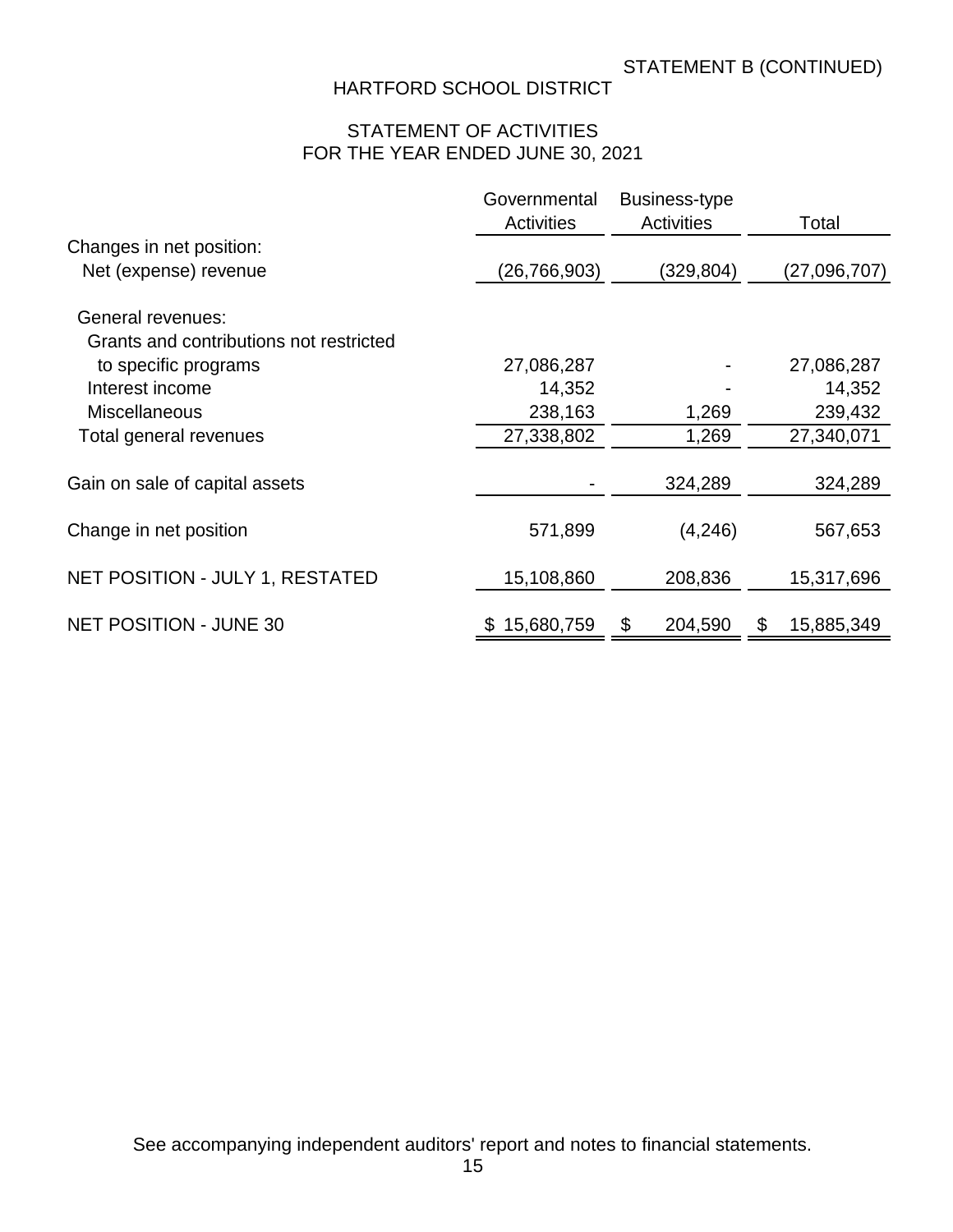STATEMENT B (CONTINUED)

# HARTFORD SCHOOL DISTRICT

## STATEMENT OF ACTIVITIES
## FOR THE YEAR ENDED JUNE 30, 2021

| | Governmental Activities | Business-type Activities | Total |
|---|---|---|---|
| Changes in net position: | | | |
| Net (expense) revenue | (26,766,903) | (329,804) | (27,096,707) |
| General revenues: | | | |
| Grants and contributions not restricted to specific programs | 27,086,287 | - | 27,086,287 |
| Interest income | 14,352 | - | 14,352 |
| Miscellaneous | 238,163 | 1,269 | 239,432 |
| Total general revenues | 27,338,802 | 1,269 | 27,340,071 |
| Gain on sale of capital assets | - | 324,289 | 324,289 |
| Change in net position | 571,899 | (4,246) | 567,653 |
| NET POSITION - JULY 1, RESTATED | 15,108,860 | 208,836 | 15,317,696 |
| NET POSITION - JUNE 30 | $ 15,680,759 | $ 204,590 | $ 15,885,349 |

See accompanying independent auditors' report and notes to financial statements.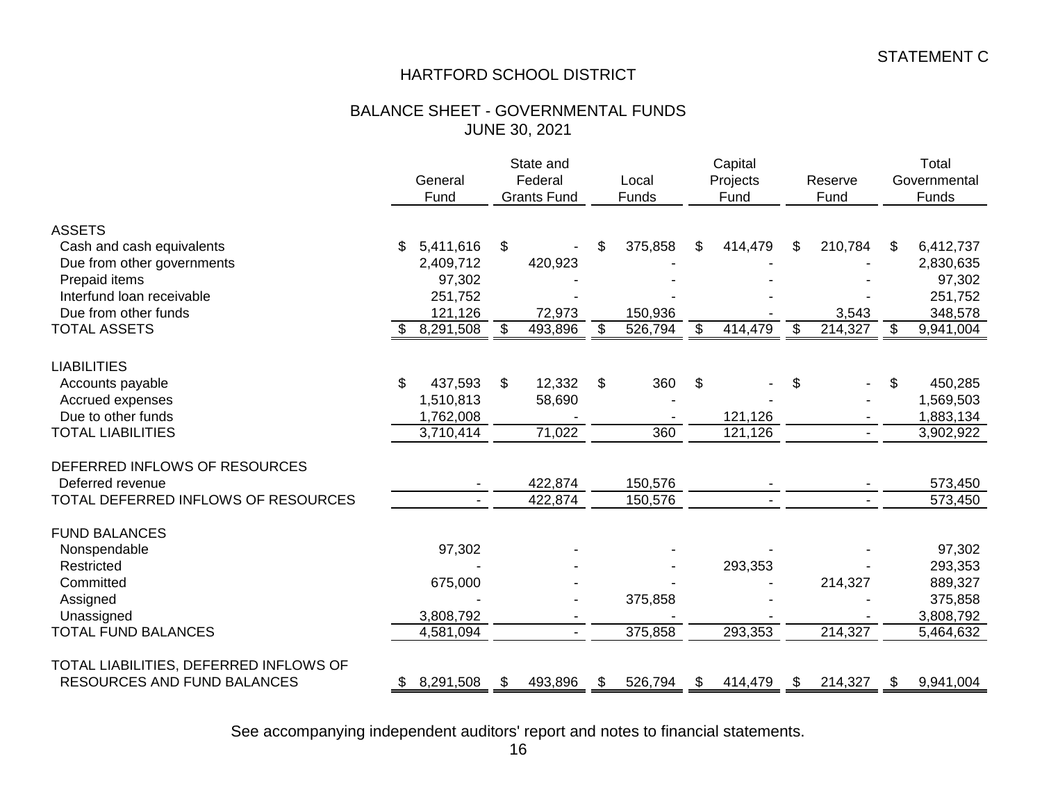STATEMENT C

# HARTFORD SCHOOL DISTRICT

## BALANCE SHEET - GOVERNMENTAL FUNDS
## JUNE 30, 2021

| | General Fund | State and Federal Grants Fund | Local Funds | Capital Projects Fund | Reserve Fund | Total Governmental Funds |
|---|---|---|---|---|---|---|
| **ASSETS** | | | | | | |
| Cash and cash equivalents | $ 5,411,616 | $ - | $ 375,858 | $ 414,479 | $ 210,784 | $ 6,412,737 |
| Due from other governments | 2,409,712 | 420,923 | - | - | - | 2,830,635 |
| Prepaid items | 97,302 | - | - | - | - | 97,302 |
| Interfund loan receivable | 251,752 | - | - | - | - | 251,752 |
| Due from other funds | 121,126 | 72,973 | 150,936 | - | 3,543 | 348,578 |
| TOTAL ASSETS | $ 8,291,508 | $ 493,896 | $ 526,794 | $ 414,479 | $ 214,327 | $ 9,941,004 |
| **LIABILITIES** | | | | | | |
| Accounts payable | $ 437,593 | $ 12,332 | $ 360 | $ - | $ - | $ 450,285 |
| Accrued expenses | 1,510,813 | 58,690 | - | - | - | 1,569,503 |
| Due to other funds | 1,762,008 | - | - | 121,126 | - | 1,883,134 |
| TOTAL LIABILITIES | 3,710,414 | 71,022 | 360 | 121,126 | - | 3,902,922 |
| **DEFERRED INFLOWS OF RESOURCES** | | | | | | |
| Deferred revenue | - | 422,874 | 150,576 | - | - | 573,450 |
| TOTAL DEFERRED INFLOWS OF RESOURCES | - | 422,874 | 150,576 | - | - | 573,450 |
| **FUND BALANCES** | | | | | | |
| Nonspendable | 97,302 | - | - | - | - | 97,302 |
| Restricted | - | - | - | 293,353 | - | 293,353 |
| Committed | 675,000 | - | - | - | 214,327 | 889,327 |
| Assigned | - | - | 375,858 | - | - | 375,858 |
| Unassigned | 3,808,792 | - | - | - | - | 3,808,792 |
| TOTAL FUND BALANCES | 4,581,094 | - | 375,858 | 293,353 | 214,327 | 5,464,632 |
| TOTAL LIABILITIES, DEFERRED INFLOWS OF RESOURCES AND FUND BALANCES | $ 8,291,508 | $ 493,896 | $ 526,794 | $ 414,479 | $ 214,327 | $ 9,941,004 |

See accompanying independent auditors' report and notes to financial statements.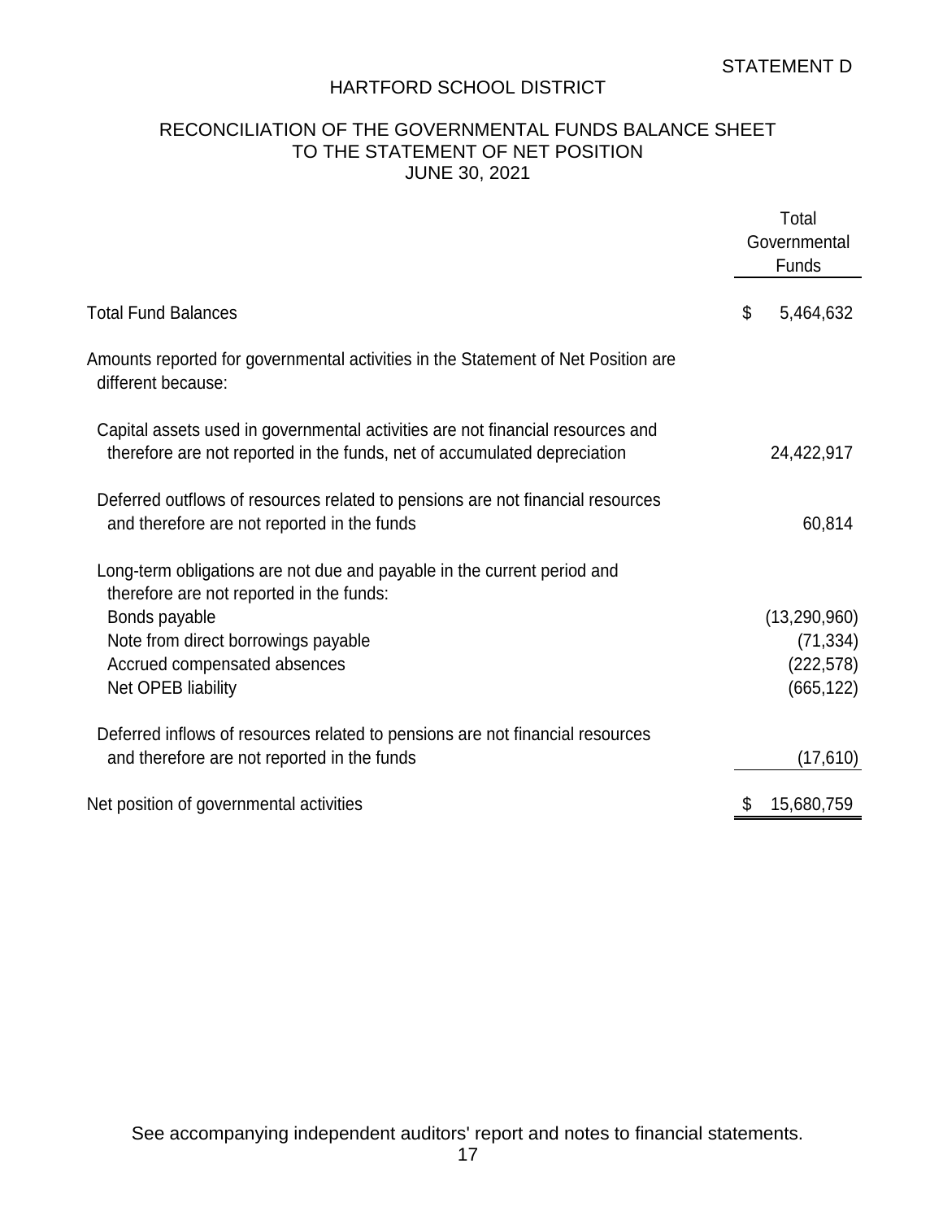STATEMENT D

# HARTFORD SCHOOL DISTRICT

## RECONCILIATION OF THE GOVERNMENTAL FUNDS BALANCE SHEET TO THE STATEMENT OF NET POSITION JUNE 30, 2021

| | Total Governmental Funds |
|---|---|
| Total Fund Balances | $ 5,464,632 |
| Amounts reported for governmental activities in the Statement of Net Position are different because: | |
| Capital assets used in governmental activities are not financial resources and therefore are not reported in the funds, net of accumulated depreciation | 24,422,917 |
| Deferred outflows of resources related to pensions are not financial resources and therefore are not reported in the funds | 60,814 |
| Long-term obligations are not due and payable in the current period and therefore are not reported in the funds: | |
| Bonds payable | (13,290,960) |
| Note from direct borrowings payable | (71,334) |
| Accrued compensated absences | (222,578) |
| Net OPEB liability | (665,122) |
| Deferred inflows of resources related to pensions are not financial resources and therefore are not reported in the funds | (17,610) |
| Net position of governmental activities | $ 15,680,759 |

See accompanying independent auditors' report and notes to financial statements.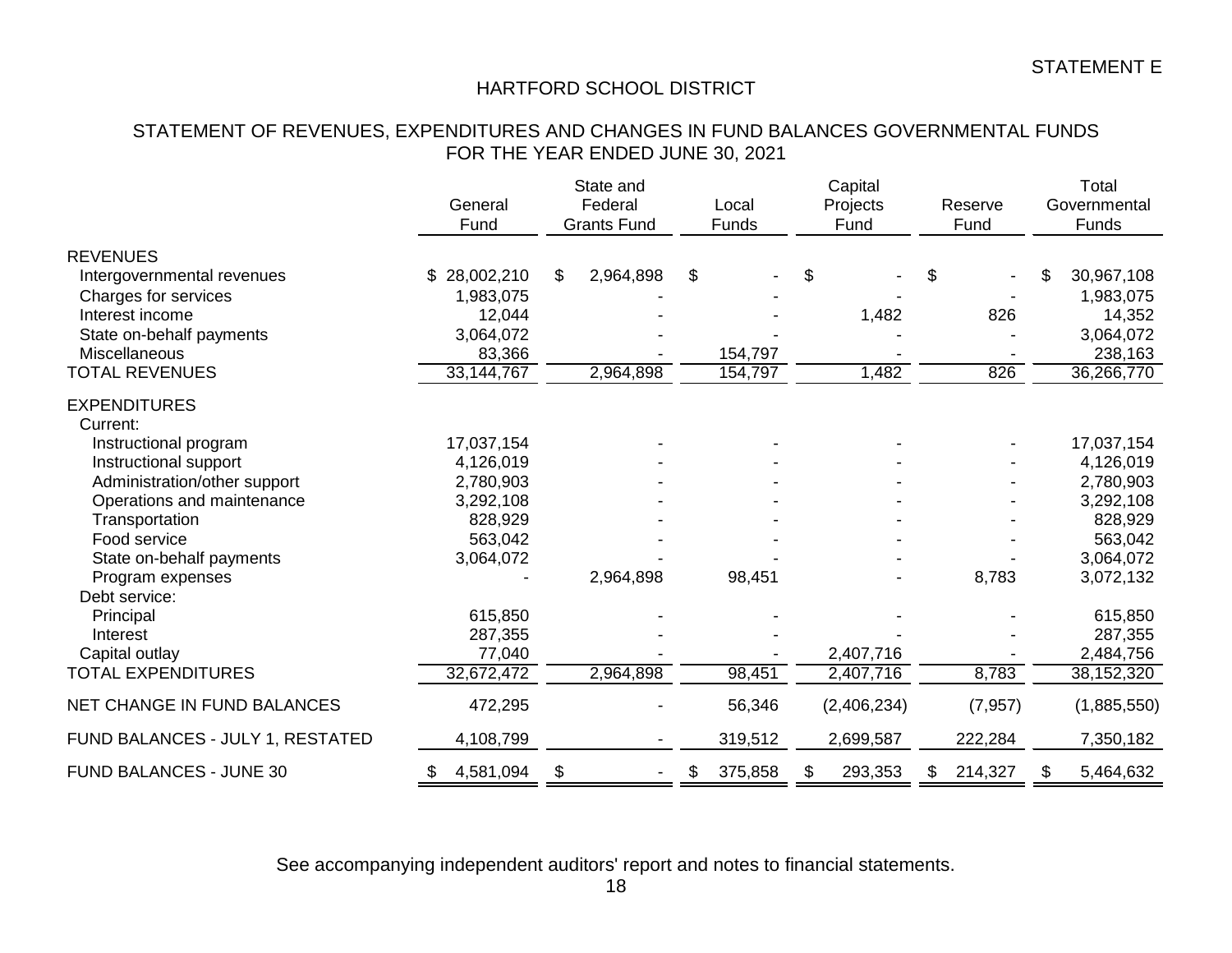STATEMENT E

# HARTFORD SCHOOL DISTRICT

## STATEMENT OF REVENUES, EXPENDITURES AND CHANGES IN FUND BALANCES GOVERNMENTAL FUNDS FOR THE YEAR ENDED JUNE 30, 2021

| | General Fund | State and Federal Grants Fund | Local Funds | Capital Projects Fund | Reserve Fund | Total Governmental Funds |
|---|---|---|---|---|---|---|
| REVENUES | | | | | | |
| Intergovernmental revenues | $ 28,002,210 | $ 2,964,898 | $ - | $ - | $ - | $ 30,967,108 |
| Charges for services | 1,983,075 | - | - | - | - | 1,983,075 |
| Interest income | 12,044 | - | - | 1,482 | 826 | 14,352 |
| State on-behalf payments | 3,064,072 | - | - | - | - | 3,064,072 |
| Miscellaneous | 83,366 | - | 154,797 | - | - | 238,163 |
| TOTAL REVENUES | 33,144,767 | 2,964,898 | 154,797 | 1,482 | 826 | 36,266,770 |
| EXPENDITURES | | | | | | |
| Current: | | | | | | |
| Instructional program | 17,037,154 | - | - | - | - | 17,037,154 |
| Instructional support | 4,126,019 | - | - | - | - | 4,126,019 |
| Administration/other support | 2,780,903 | - | - | - | - | 2,780,903 |
| Operations and maintenance | 3,292,108 | - | - | - | - | 3,292,108 |
| Transportation | 828,929 | - | - | - | - | 828,929 |
| Food service | 563,042 | - | - | - | - | 563,042 |
| State on-behalf payments | 3,064,072 | - | - | - | - | 3,064,072 |
| Program expenses | - | 2,964,898 | 98,451 | - | 8,783 | 3,072,132 |
| Debt service: | | | | | | |
| Principal | 615,850 | - | - | - | - | 615,850 |
| Interest | 287,355 | - | - | - | - | 287,355 |
| Capital outlay | 77,040 | - | - | 2,407,716 | - | 2,484,756 |
| TOTAL EXPENDITURES | 32,672,472 | 2,964,898 | 98,451 | 2,407,716 | 8,783 | 38,152,320 |
| NET CHANGE IN FUND BALANCES | 472,295 | - | 56,346 | (2,406,234) | (7,957) | (1,885,550) |
| FUND BALANCES - JULY 1, RESTATED | 4,108,799 | - | 319,512 | 2,699,587 | 222,284 | 7,350,182 |
| FUND BALANCES - JUNE 30 | $ 4,581,094 | $ - | $ 375,858 | $ 293,353 | $ 214,327 | $ 5,464,632 |

See accompanying independent auditors' report and notes to financial statements.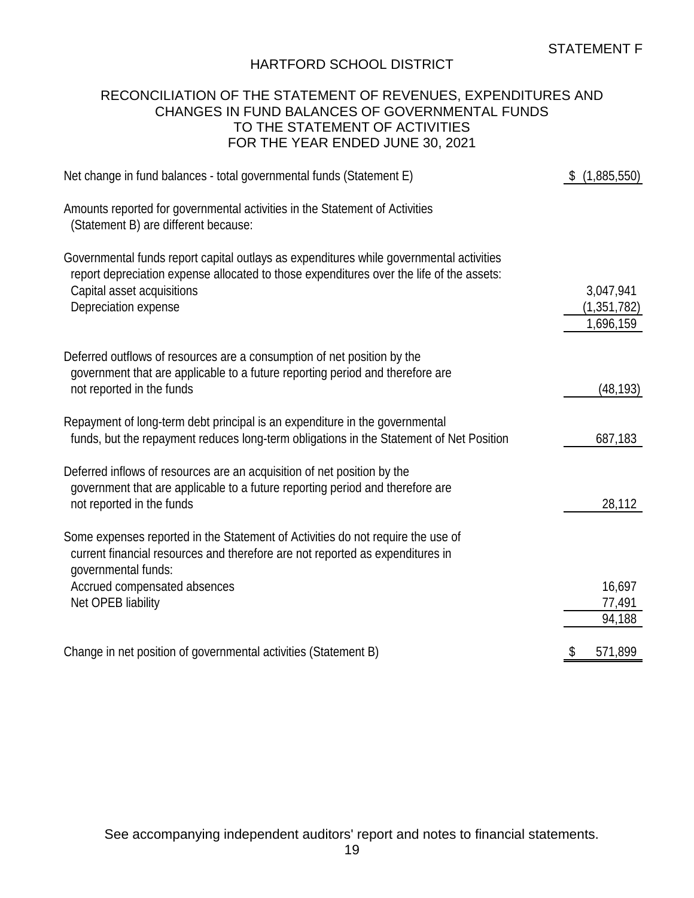STATEMENT F

# HARTFORD SCHOOL DISTRICT

## RECONCILIATION OF THE STATEMENT OF REVENUES, EXPENDITURES AND CHANGES IN FUND BALANCES OF GOVERNMENTAL FUNDS TO THE STATEMENT OF ACTIVITIES FOR THE YEAR ENDED JUNE 30, 2021

| | | |
|---|---|---|
| Net change in fund balances - total governmental funds (Statement E) | | $ (1,885,550) |
| Amounts reported for governmental activities in the Statement of Activities (Statement B) are different because: | | |
| Governmental funds report capital outlays as expenditures while governmental activities report depreciation expense allocated to those expenditures over the life of the assets: | | |
| Capital asset acquisitions | | 3,047,941 |
| Depreciation expense | | (1,351,782) |
| | | 1,696,159 |
| Deferred outflows of resources are a consumption of net position by the government that are applicable to a future reporting period and therefore are not reported in the funds | | (48,193) |
| Repayment of long-term debt principal is an expenditure in the governmental funds, but the repayment reduces long-term obligations in the Statement of Net Position | | 687,183 |
| Deferred inflows of resources are an acquisition of net position by the government that are applicable to a future reporting period and therefore are not reported in the funds | | 28,112 |
| Some expenses reported in the Statement of Activities do not require the use of current financial resources and therefore are not reported as expenditures in governmental funds: | | |
| Accrued compensated absences | | 16,697 |
| Net OPEB liability | | 77,491 |
| | | 94,188 |
| Change in net position of governmental activities (Statement B) | | $ 571,899 |

See accompanying independent auditors' report and notes to financial statements.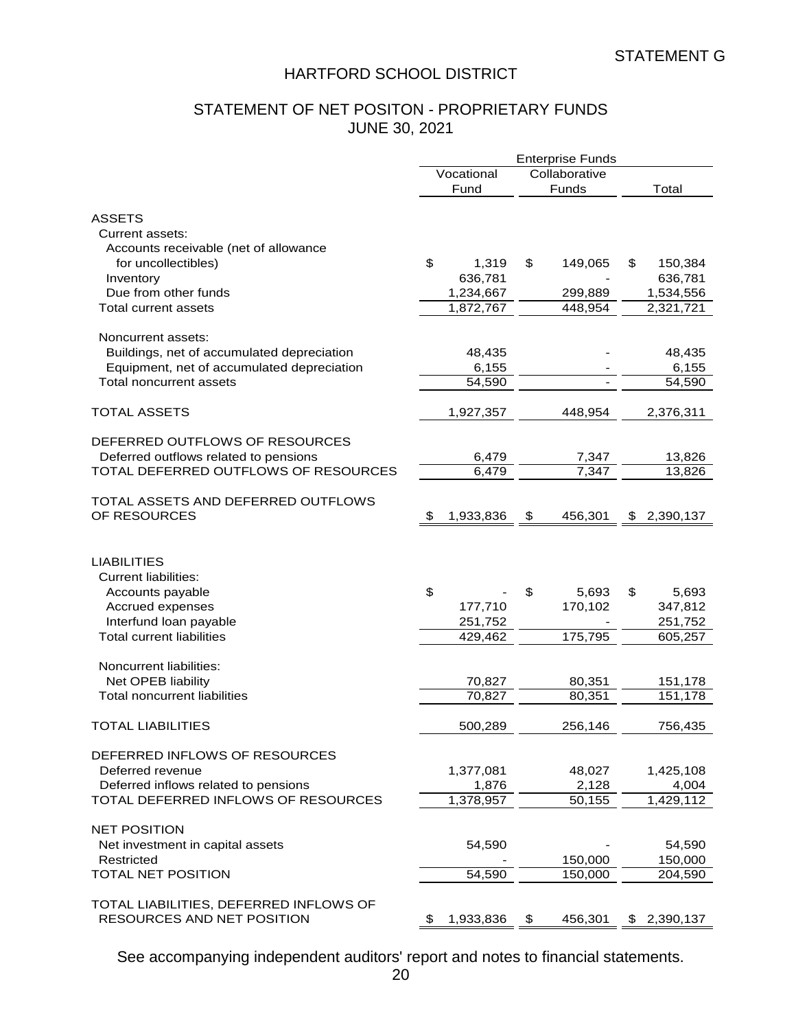STATEMENT G

# HARTFORD SCHOOL DISTRICT

## STATEMENT OF NET POSITON - PROPRIETARY FUNDS
## JUNE 30, 2021

| | Enterprise Funds | | |
|---|---|---|---|
| | Vocational Fund | Collaborative Funds | Total |
| **ASSETS** | | | |
| Current assets: | | | |
| Accounts receivable (net of allowance for uncollectibles) | $ 1,319 | $ 149,065 | $ 150,384 |
| Inventory | 636,781 | - | 636,781 |
| Due from other funds | 1,234,667 | 299,889 | 1,534,556 |
| Total current assets | 1,872,767 | 448,954 | 2,321,721 |
| Noncurrent assets: | | | |
| Buildings, net of accumulated depreciation | 48,435 | - | 48,435 |
| Equipment, net of accumulated depreciation | 6,155 | - | 6,155 |
| Total noncurrent assets | 54,590 | - | 54,590 |
| TOTAL ASSETS | 1,927,357 | 448,954 | 2,376,311 |
| DEFERRED OUTFLOWS OF RESOURCES | | | |
| Deferred outflows related to pensions | 6,479 | 7,347 | 13,826 |
| TOTAL DEFERRED OUTFLOWS OF RESOURCES | 6,479 | 7,347 | 13,826 |
| TOTAL ASSETS AND DEFERRED OUTFLOWS OF RESOURCES | $ 1,933,836 | $ 456,301 | $ 2,390,137 |
| **LIABILITIES** | | | |
| Current liabilities: | | | |
| Accounts payable | $ - | $ 5,693 | $ 5,693 |
| Accrued expenses | 177,710 | 170,102 | 347,812 |
| Interfund loan payable | 251,752 | - | 251,752 |
| Total current liabilities | 429,462 | 175,795 | 605,257 |
| Noncurrent liabilities: | | | |
| Net OPEB liability | 70,827 | 80,351 | 151,178 |
| Total noncurrent liabilities | 70,827 | 80,351 | 151,178 |
| TOTAL LIABILITIES | 500,289 | 256,146 | 756,435 |
| DEFERRED INFLOWS OF RESOURCES | | | |
| Deferred revenue | 1,377,081 | 48,027 | 1,425,108 |
| Deferred inflows related to pensions | 1,876 | 2,128 | 4,004 |
| TOTAL DEFERRED INFLOWS OF RESOURCES | 1,378,957 | 50,155 | 1,429,112 |
| NET POSITION | | | |
| Net investment in capital assets | 54,590 | - | 54,590 |
| Restricted | - | 150,000 | 150,000 |
| TOTAL NET POSITION | 54,590 | 150,000 | 204,590 |
| TOTAL LIABILITIES, DEFERRED INFLOWS OF RESOURCES AND NET POSITION | $ 1,933,836 | $ 456,301 | $ 2,390,137 |

See accompanying independent auditors' report and notes to financial statements.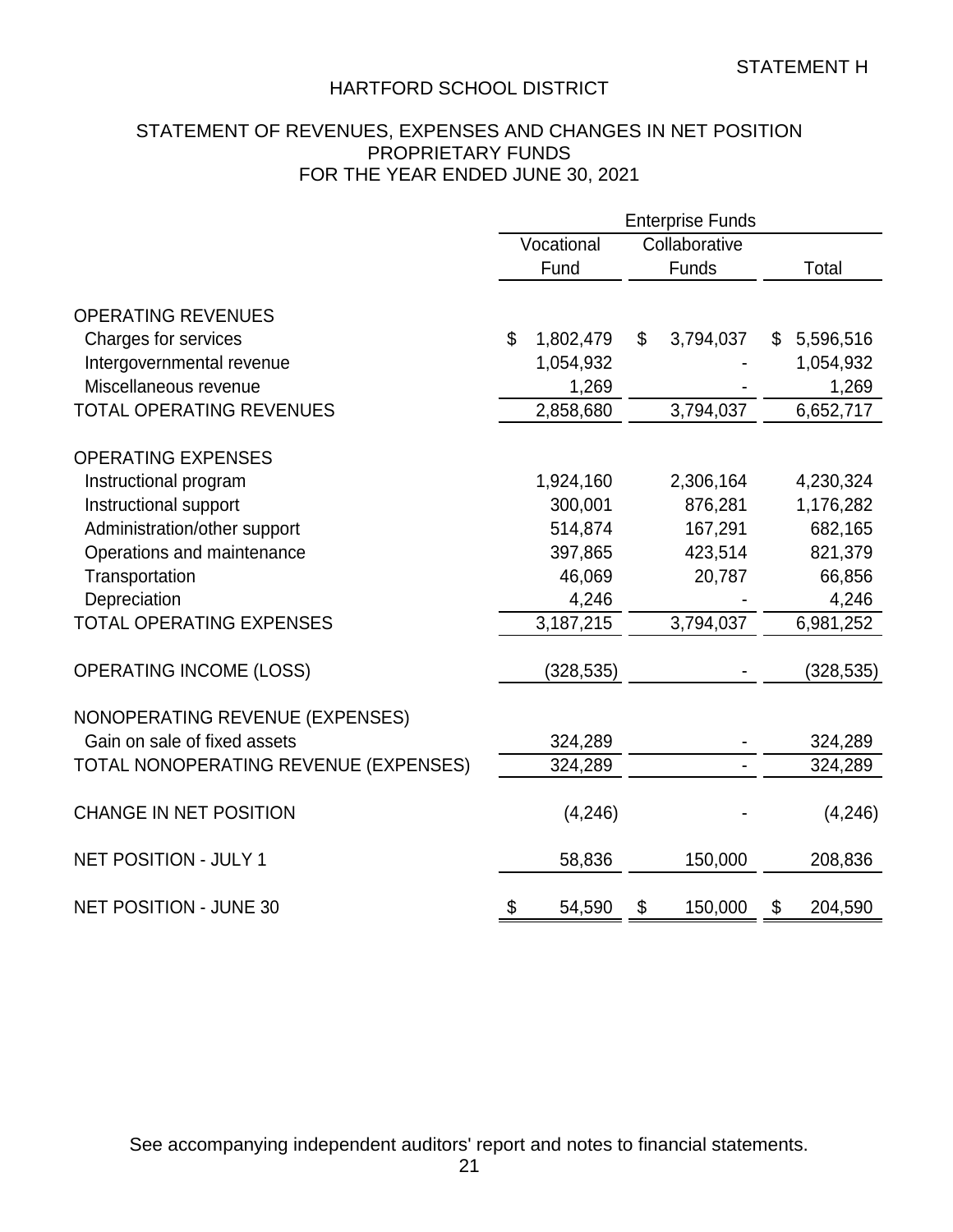STATEMENT H

# HARTFORD SCHOOL DISTRICT

## STATEMENT OF REVENUES, EXPENSES AND CHANGES IN NET POSITION
## PROPRIETARY FUNDS
## FOR THE YEAR ENDED JUNE 30, 2021

| | Enterprise Funds | | |
|---|---|---|---|
| | Vocational Fund | Collaborative Funds | Total |
| OPERATING REVENUES | | | |
| Charges for services | $ 1,802,479 | $ 3,794,037 | $ 5,596,516 |
| Intergovernmental revenue | 1,054,932 | - | 1,054,932 |
| Miscellaneous revenue | 1,269 | - | 1,269 |
| TOTAL OPERATING REVENUES | 2,858,680 | 3,794,037 | 6,652,717 |
| OPERATING EXPENSES | | | |
| Instructional program | 1,924,160 | 2,306,164 | 4,230,324 |
| Instructional support | 300,001 | 876,281 | 1,176,282 |
| Administration/other support | 514,874 | 167,291 | 682,165 |
| Operations and maintenance | 397,865 | 423,514 | 821,379 |
| Transportation | 46,069 | 20,787 | 66,856 |
| Depreciation | 4,246 | - | 4,246 |
| TOTAL OPERATING EXPENSES | 3,187,215 | 3,794,037 | 6,981,252 |
| OPERATING INCOME (LOSS) | (328,535) | - | (328,535) |
| NONOPERATING REVENUE (EXPENSES) | | | |
| Gain on sale of fixed assets | 324,289 | - | 324,289 |
| TOTAL NONOPERATING REVENUE (EXPENSES) | 324,289 | - | 324,289 |
| CHANGE IN NET POSITION | (4,246) | - | (4,246) |
| NET POSITION - JULY 1 | 58,836 | 150,000 | 208,836 |
| NET POSITION - JUNE 30 | $ 54,590 | $ 150,000 | $ 204,590 |

See accompanying independent auditors' report and notes to financial statements.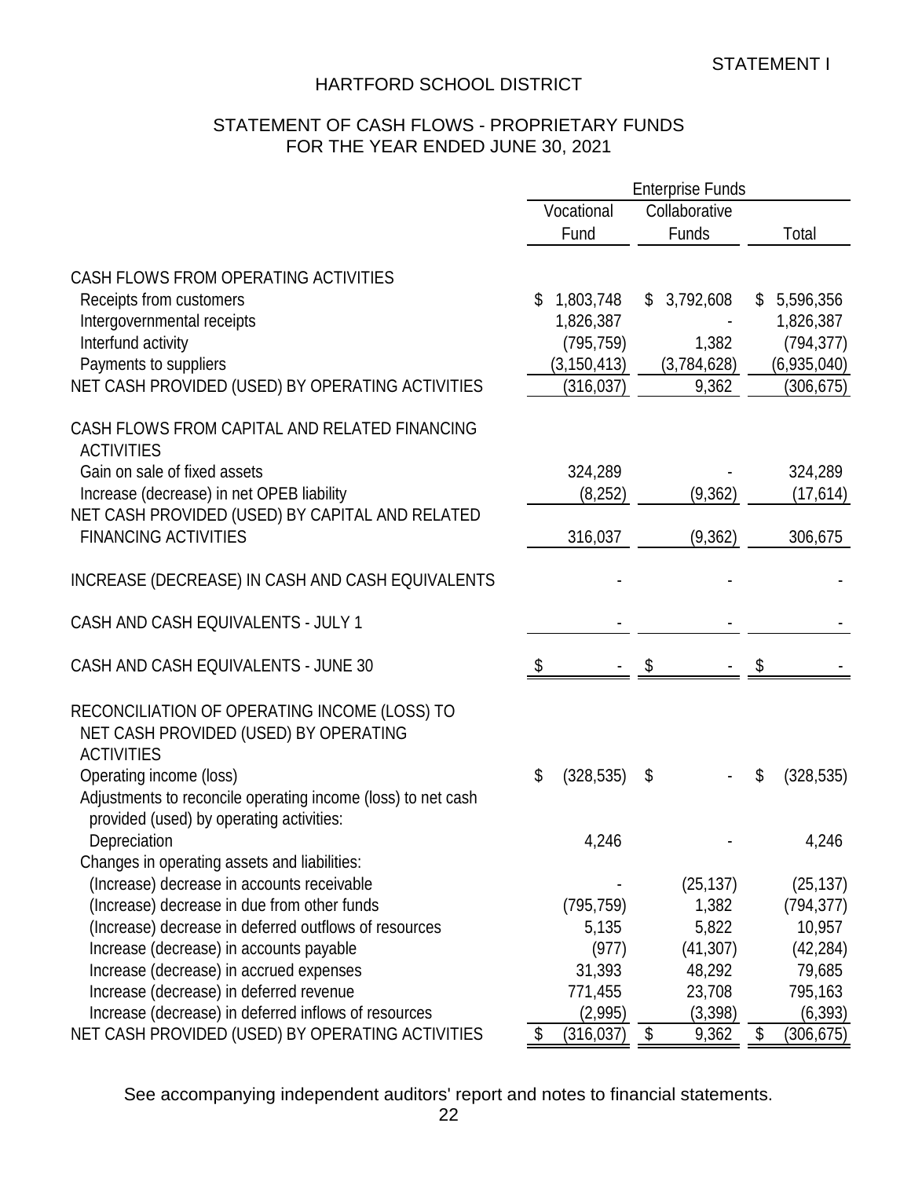STATEMENT I

# HARTFORD SCHOOL DISTRICT

## STATEMENT OF CASH FLOWS - PROPRIETARY FUNDS
## FOR THE YEAR ENDED JUNE 30, 2021

| | Enterprise Funds | | |
|---|---|---|---|
| | Vocational Fund | Collaborative Funds | Total |
| **CASH FLOWS FROM OPERATING ACTIVITIES** | | | |
| Receipts from customers | $ 1,803,748 | $ 3,792,608 | $ 5,596,356 |
| Intergovernmental receipts | 1,826,387 | - | 1,826,387 |
| Interfund activity | (795,759) | 1,382 | (794,377) |
| Payments to suppliers | (3,150,413) | (3,784,628) | (6,935,040) |
| NET CASH PROVIDED (USED) BY OPERATING ACTIVITIES | (316,037) | 9,362 | (306,675) |
| **CASH FLOWS FROM CAPITAL AND RELATED FINANCING ACTIVITIES** | | | |
| Gain on sale of fixed assets | 324,289 | - | 324,289 |
| Increase (decrease) in net OPEB liability | (8,252) | (9,362) | (17,614) |
| NET CASH PROVIDED (USED) BY CAPITAL AND RELATED FINANCING ACTIVITIES | 316,037 | (9,362) | 306,675 |
| INCREASE (DECREASE) IN CASH AND CASH EQUIVALENTS | - | - | - |
| CASH AND CASH EQUIVALENTS - JULY 1 | - | - | - |
| CASH AND CASH EQUIVALENTS - JUNE 30 | $ - | $ - | $ - |
| **RECONCILIATION OF OPERATING INCOME (LOSS) TO NET CASH PROVIDED (USED) BY OPERATING ACTIVITIES** | | | |
| Operating income (loss) | $ (328,535) | $ - | $ (328,535) |
| Adjustments to reconcile operating income (loss) to net cash provided (used) by operating activities: | | | |
| Depreciation | 4,246 | - | 4,246 |
| Changes in operating assets and liabilities: | | | |
| (Increase) decrease in accounts receivable | - | (25,137) | (25,137) |
| (Increase) decrease in due from other funds | (795,759) | 1,382 | (794,377) |
| (Increase) decrease in deferred outflows of resources | 5,135 | 5,822 | 10,957 |
| Increase (decrease) in accounts payable | (977) | (41,307) | (42,284) |
| Increase (decrease) in accrued expenses | 31,393 | 48,292 | 79,685 |
| Increase (decrease) in deferred revenue | 771,455 | 23,708 | 795,163 |
| Increase (decrease) in deferred inflows of resources | (2,995) | (3,398) | (6,393) |
| NET CASH PROVIDED (USED) BY OPERATING ACTIVITIES | $ (316,037) | $ 9,362 | $ (306,675) |

See accompanying independent auditors' report and notes to financial statements.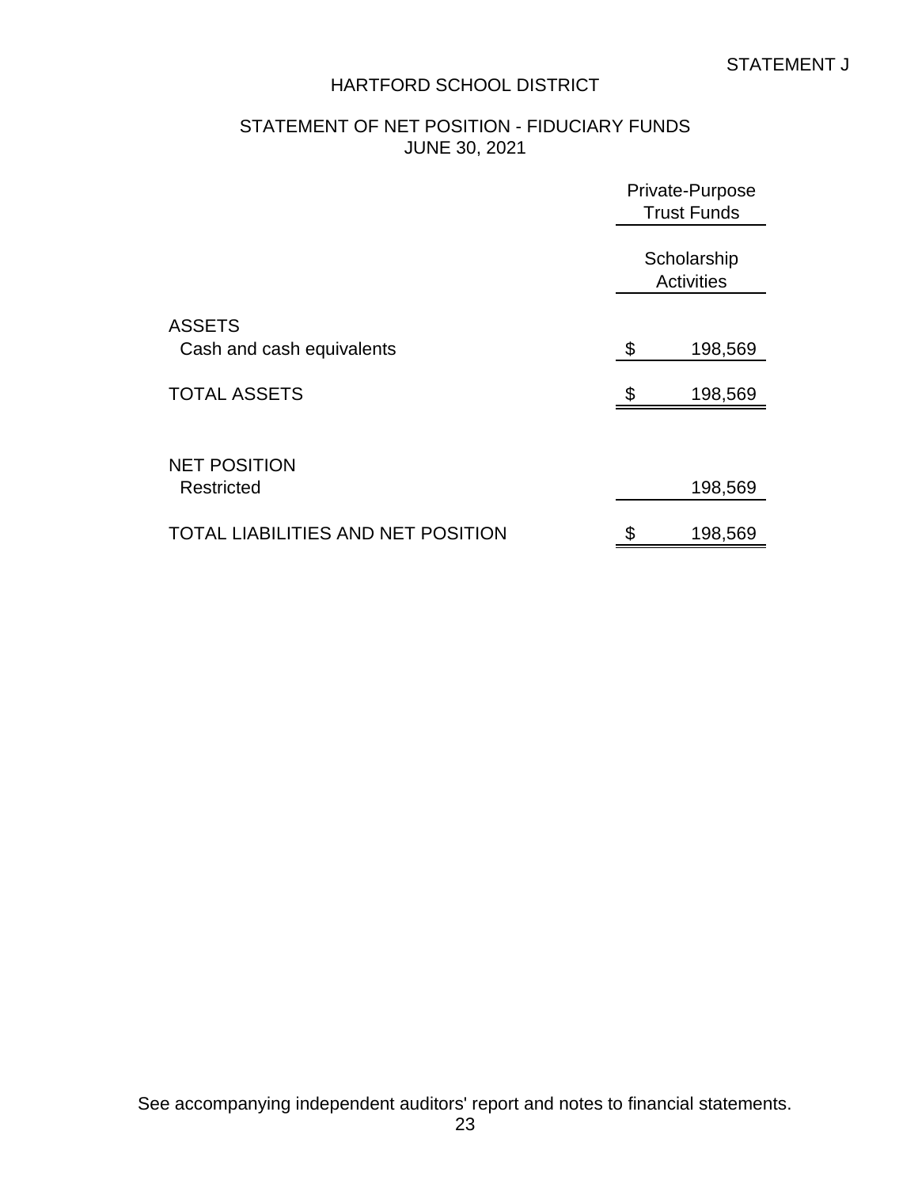STATEMENT J

# HARTFORD SCHOOL DISTRICT

## STATEMENT OF NET POSITION - FIDUCIARY FUNDS
## JUNE 30, 2021

| | Private-Purpose Trust Funds |
|---|---|
| | Scholarship Activities |
| **ASSETS** | |
| Cash and cash equivalents | $ 198,569 |
| TOTAL ASSETS | $ 198,569 |
| **NET POSITION** | |
| Restricted | 198,569 |
| TOTAL LIABILITIES AND NET POSITION | $ 198,569 |

See accompanying independent auditors' report and notes to financial statements.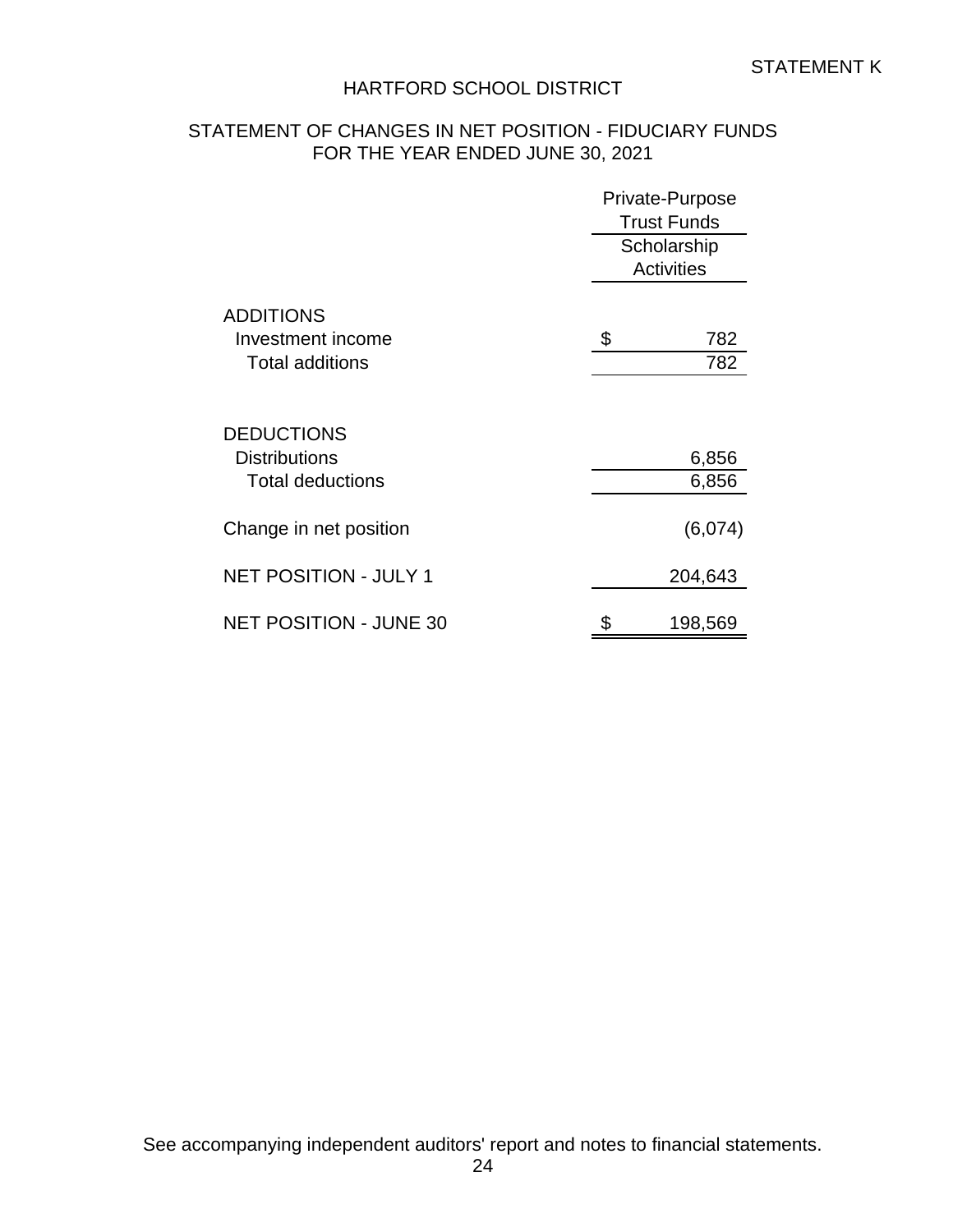STATEMENT K

# HARTFORD SCHOOL DISTRICT

## STATEMENT OF CHANGES IN NET POSITION - FIDUCIARY FUNDS
## FOR THE YEAR ENDED JUNE 30, 2021

| | Private-Purpose Trust Funds |
|---|---|
| | Scholarship Activities |
| **ADDITIONS** | |
| Investment income | $ 782 |
| Total additions | 782 |
| **DEDUCTIONS** | |
| Distributions | 6,856 |
| Total deductions | 6,856 |
| Change in net position | (6,074) |
| NET POSITION - JULY 1 | 204,643 |
| NET POSITION - JUNE 30 | $ 198,569 |

See accompanying independent auditors' report and notes to financial statements.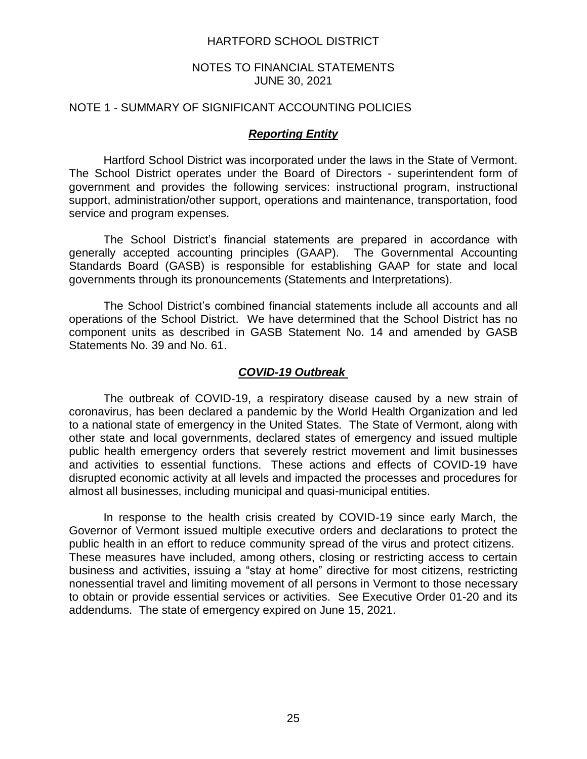# HARTFORD SCHOOL DISTRICT

## NOTES TO FINANCIAL STATEMENTS
JUNE 30, 2021

## NOTE 1 - SUMMARY OF SIGNIFICANT ACCOUNTING POLICIES

### ***Reporting Entity***

Hartford School District was incorporated under the laws in the State of Vermont. The School District operates under the Board of Directors - superintendent form of government and provides the following services: instructional program, instructional support, administration/other support, operations and maintenance, transportation, food service and program expenses.

The School District's financial statements are prepared in accordance with generally accepted accounting principles (GAAP). The Governmental Accounting Standards Board (GASB) is responsible for establishing GAAP for state and local governments through its pronouncements (Statements and Interpretations).

The School District's combined financial statements include all accounts and all operations of the School District. We have determined that the School District has no component units as described in GASB Statement No. 14 and amended by GASB Statements No. 39 and No. 61.

### ***COVID-19 Outbreak***

The outbreak of COVID-19, a respiratory disease caused by a new strain of coronavirus, has been declared a pandemic by the World Health Organization and led to a national state of emergency in the United States. The State of Vermont, along with other state and local governments, declared states of emergency and issued multiple public health emergency orders that severely restrict movement and limit businesses and activities to essential functions. These actions and effects of COVID-19 have disrupted economic activity at all levels and impacted the processes and procedures for almost all businesses, including municipal and quasi-municipal entities.

In response to the health crisis created by COVID-19 since early March, the Governor of Vermont issued multiple executive orders and declarations to protect the public health in an effort to reduce community spread of the virus and protect citizens. These measures have included, among others, closing or restricting access to certain business and activities, issuing a "stay at home" directive for most citizens, restricting nonessential travel and limiting movement of all persons in Vermont to those necessary to obtain or provide essential services or activities. See Executive Order 01-20 and its addendums. The state of emergency expired on June 15, 2021.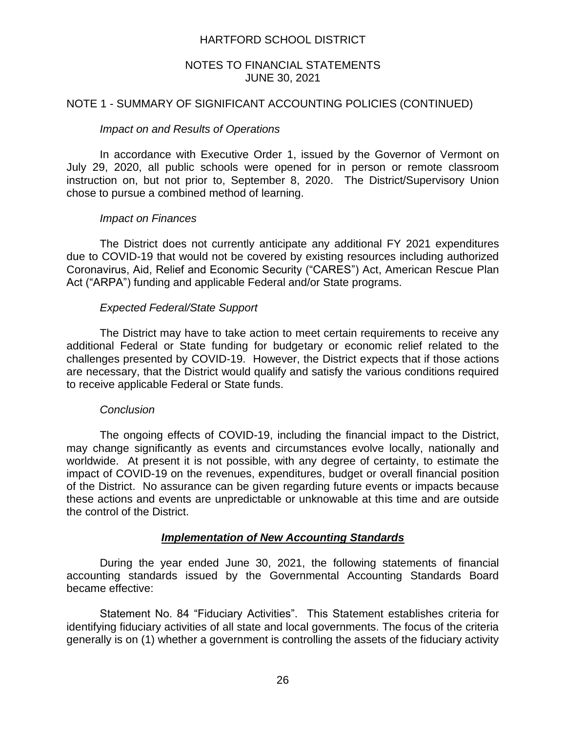HARTFORD SCHOOL DISTRICT

NOTES TO FINANCIAL STATEMENTS
JUNE 30, 2021

NOTE 1 - SUMMARY OF SIGNIFICANT ACCOUNTING POLICIES (CONTINUED)

*Impact on and Results of Operations*

In accordance with Executive Order 1, issued by the Governor of Vermont on July 29, 2020, all public schools were opened for in person or remote classroom instruction on, but not prior to, September 8, 2020. The District/Supervisory Union chose to pursue a combined method of learning.

*Impact on Finances*

The District does not currently anticipate any additional FY 2021 expenditures due to COVID-19 that would not be covered by existing resources including authorized Coronavirus, Aid, Relief and Economic Security ("CARES") Act, American Rescue Plan Act ("ARPA") funding and applicable Federal and/or State programs.

*Expected Federal/State Support*

The District may have to take action to meet certain requirements to receive any additional Federal or State funding for budgetary or economic relief related to the challenges presented by COVID-19. However, the District expects that if those actions are necessary, that the District would qualify and satisfy the various conditions required to receive applicable Federal or State funds.

*Conclusion*

The ongoing effects of COVID-19, including the financial impact to the District, may change significantly as events and circumstances evolve locally, nationally and worldwide. At present it is not possible, with any degree of certainty, to estimate the impact of COVID-19 on the revenues, expenditures, budget or overall financial position of the District. No assurance can be given regarding future events or impacts because these actions and events are unpredictable or unknowable at this time and are outside the control of the District.

***Implementation of New Accounting Standards***

During the year ended June 30, 2021, the following statements of financial accounting standards issued by the Governmental Accounting Standards Board became effective:

Statement No. 84 "Fiduciary Activities". This Statement establishes criteria for identifying fiduciary activities of all state and local governments. The focus of the criteria generally is on (1) whether a government is controlling the assets of the fiduciary activity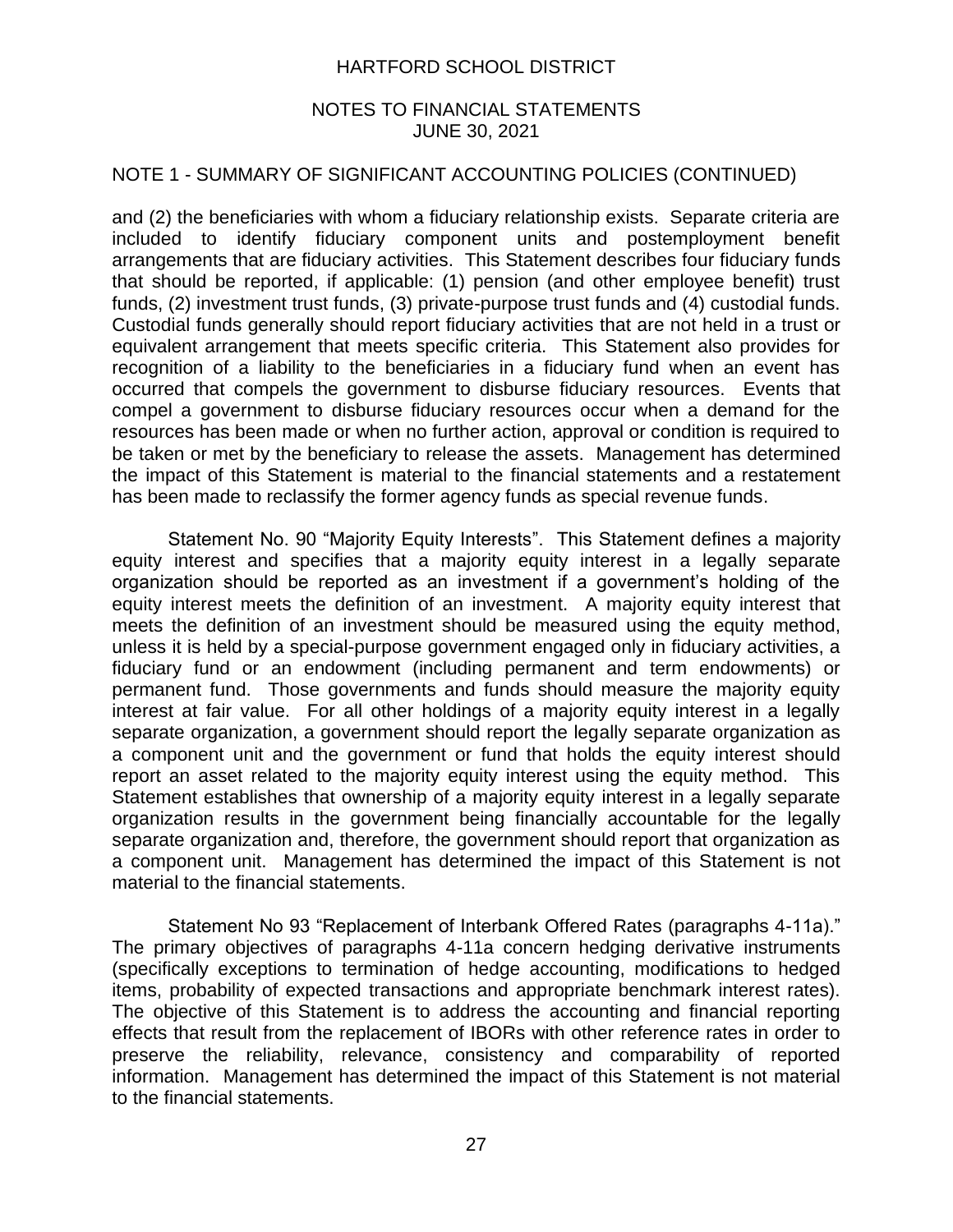## NOTE 1 - SUMMARY OF SIGNIFICANT ACCOUNTING POLICIES (CONTINUED)

and (2) the beneficiaries with whom a fiduciary relationship exists. Separate criteria are included to identify fiduciary component units and postemployment benefit arrangements that are fiduciary activities. This Statement describes four fiduciary funds that should be reported, if applicable: (1) pension (and other employee benefit) trust funds, (2) investment trust funds, (3) private-purpose trust funds and (4) custodial funds. Custodial funds generally should report fiduciary activities that are not held in a trust or equivalent arrangement that meets specific criteria. This Statement also provides for recognition of a liability to the beneficiaries in a fiduciary fund when an event has occurred that compels the government to disburse fiduciary resources. Events that compel a government to disburse fiduciary resources occur when a demand for the resources has been made or when no further action, approval or condition is required to be taken or met by the beneficiary to release the assets. Management has determined the impact of this Statement is material to the financial statements and a restatement has been made to reclassify the former agency funds as special revenue funds.

Statement No. 90 "Majority Equity Interests". This Statement defines a majority equity interest and specifies that a majority equity interest in a legally separate organization should be reported as an investment if a government's holding of the equity interest meets the definition of an investment. A majority equity interest that meets the definition of an investment should be measured using the equity method, unless it is held by a special-purpose government engaged only in fiduciary activities, a fiduciary fund or an endowment (including permanent and term endowments) or permanent fund. Those governments and funds should measure the majority equity interest at fair value. For all other holdings of a majority equity interest in a legally separate organization, a government should report the legally separate organization as a component unit and the government or fund that holds the equity interest should report an asset related to the majority equity interest using the equity method. This Statement establishes that ownership of a majority equity interest in a legally separate organization results in the government being financially accountable for the legally separate organization and, therefore, the government should report that organization as a component unit. Management has determined the impact of this Statement is not material to the financial statements.

Statement No 93 "Replacement of Interbank Offered Rates (paragraphs 4-11a)." The primary objectives of paragraphs 4-11a concern hedging derivative instruments (specifically exceptions to termination of hedge accounting, modifications to hedged items, probability of expected transactions and appropriate benchmark interest rates). The objective of this Statement is to address the accounting and financial reporting effects that result from the replacement of IBORs with other reference rates in order to preserve the reliability, relevance, consistency and comparability of reported information. Management has determined the impact of this Statement is not material to the financial statements.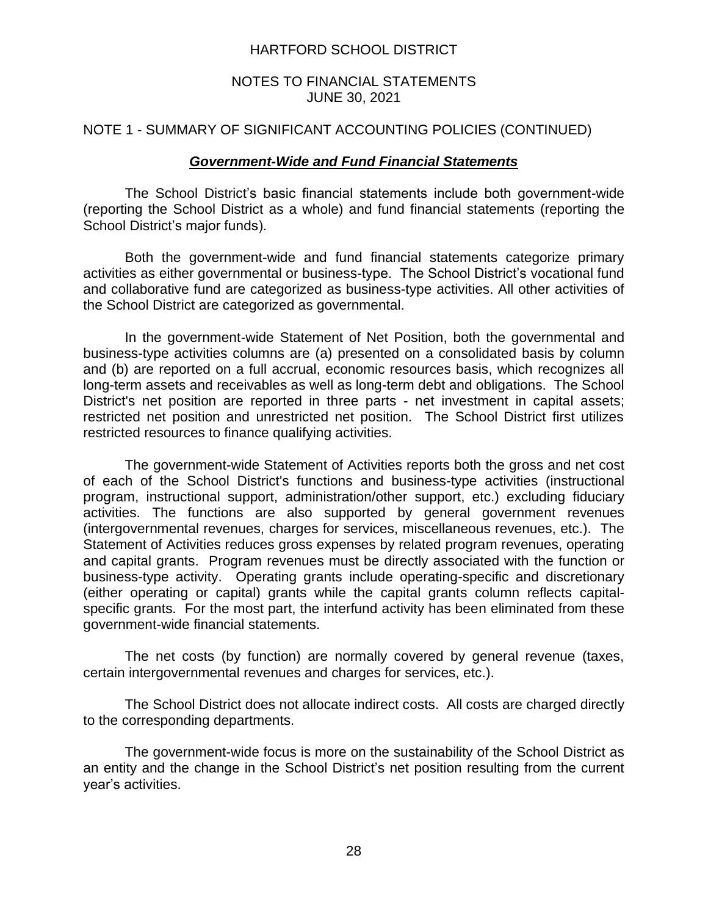HARTFORD SCHOOL DISTRICT

NOTES TO FINANCIAL STATEMENTS
JUNE 30, 2021

NOTE 1 - SUMMARY OF SIGNIFICANT ACCOUNTING POLICIES (CONTINUED)

### ***Government-Wide and Fund Financial Statements***

The School District's basic financial statements include both government-wide (reporting the School District as a whole) and fund financial statements (reporting the School District's major funds).

Both the government-wide and fund financial statements categorize primary activities as either governmental or business-type. The School District's vocational fund and collaborative fund are categorized as business-type activities. All other activities of the School District are categorized as governmental.

In the government-wide Statement of Net Position, both the governmental and business-type activities columns are (a) presented on a consolidated basis by column and (b) are reported on a full accrual, economic resources basis, which recognizes all long-term assets and receivables as well as long-term debt and obligations. The School District's net position are reported in three parts - net investment in capital assets; restricted net position and unrestricted net position. The School District first utilizes restricted resources to finance qualifying activities.

The government-wide Statement of Activities reports both the gross and net cost of each of the School District's functions and business-type activities (instructional program, instructional support, administration/other support, etc.) excluding fiduciary activities. The functions are also supported by general government revenues (intergovernmental revenues, charges for services, miscellaneous revenues, etc.). The Statement of Activities reduces gross expenses by related program revenues, operating and capital grants. Program revenues must be directly associated with the function or business-type activity. Operating grants include operating-specific and discretionary (either operating or capital) grants while the capital grants column reflects capital-specific grants. For the most part, the interfund activity has been eliminated from these government-wide financial statements.

The net costs (by function) are normally covered by general revenue (taxes, certain intergovernmental revenues and charges for services, etc.).

The School District does not allocate indirect costs. All costs are charged directly to the corresponding departments.

The government-wide focus is more on the sustainability of the School District as an entity and the change in the School District's net position resulting from the current year's activities.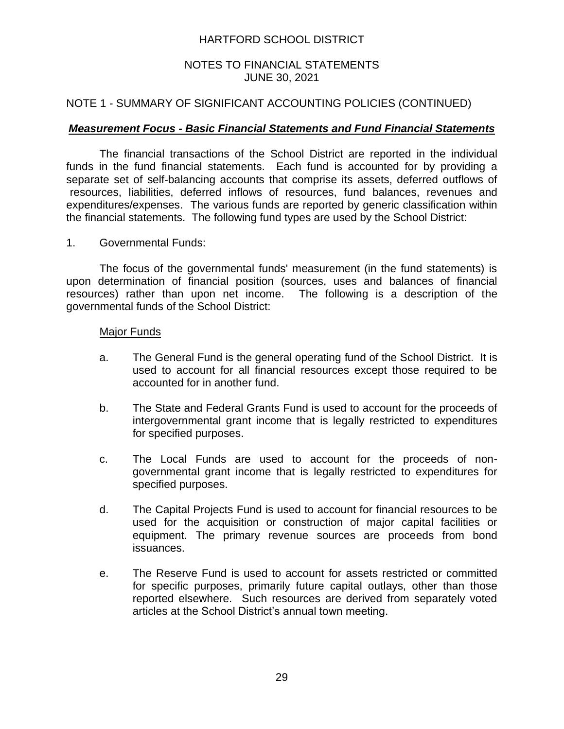HARTFORD SCHOOL DISTRICT

NOTES TO FINANCIAL STATEMENTS
JUNE 30, 2021

NOTE 1 - SUMMARY OF SIGNIFICANT ACCOUNTING POLICIES (CONTINUED)

***Measurement Focus - Basic Financial Statements and Fund Financial Statements***

The financial transactions of the School District are reported in the individual funds in the fund financial statements. Each fund is accounted for by providing a separate set of self-balancing accounts that comprise its assets, deferred outflows of resources, liabilities, deferred inflows of resources, fund balances, revenues and expenditures/expenses. The various funds are reported by generic classification within the financial statements. The following fund types are used by the School District:

1. Governmental Funds:

The focus of the governmental funds' measurement (in the fund statements) is upon determination of financial position (sources, uses and balances of financial resources) rather than upon net income. The following is a description of the governmental funds of the School District:

Major Funds

a. The General Fund is the general operating fund of the School District. It is used to account for all financial resources except those required to be accounted for in another fund.

b. The State and Federal Grants Fund is used to account for the proceeds of intergovernmental grant income that is legally restricted to expenditures for specified purposes.

c. The Local Funds are used to account for the proceeds of non-governmental grant income that is legally restricted to expenditures for specified purposes.

d. The Capital Projects Fund is used to account for financial resources to be used for the acquisition or construction of major capital facilities or equipment. The primary revenue sources are proceeds from bond issuances.

e. The Reserve Fund is used to account for assets restricted or committed for specific purposes, primarily future capital outlays, other than those reported elsewhere. Such resources are derived from separately voted articles at the School District's annual town meeting.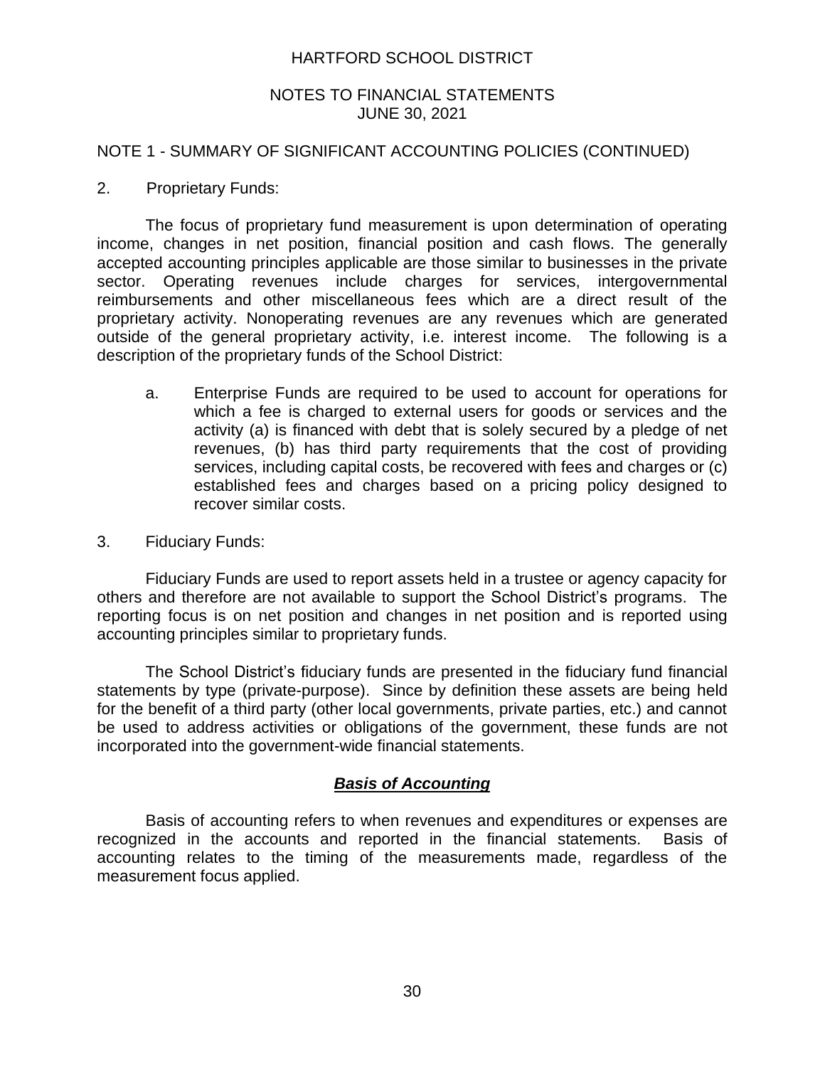## NOTE 1 - SUMMARY OF SIGNIFICANT ACCOUNTING POLICIES (CONTINUED)

2. Proprietary Funds:

The focus of proprietary fund measurement is upon determination of operating income, changes in net position, financial position and cash flows. The generally accepted accounting principles applicable are those similar to businesses in the private sector. Operating revenues include charges for services, intergovernmental reimbursements and other miscellaneous fees which are a direct result of the proprietary activity. Nonoperating revenues are any revenues which are generated outside of the general proprietary activity, i.e. interest income. The following is a description of the proprietary funds of the School District:

a. Enterprise Funds are required to be used to account for operations for which a fee is charged to external users for goods or services and the activity (a) is financed with debt that is solely secured by a pledge of net revenues, (b) has third party requirements that the cost of providing services, including capital costs, be recovered with fees and charges or (c) established fees and charges based on a pricing policy designed to recover similar costs.

3. Fiduciary Funds:

Fiduciary Funds are used to report assets held in a trustee or agency capacity for others and therefore are not available to support the School District's programs. The reporting focus is on net position and changes in net position and is reported using accounting principles similar to proprietary funds.

The School District's fiduciary funds are presented in the fiduciary fund financial statements by type (private-purpose). Since by definition these assets are being held for the benefit of a third party (other local governments, private parties, etc.) and cannot be used to address activities or obligations of the government, these funds are not incorporated into the government-wide financial statements.

### ***Basis of Accounting***

Basis of accounting refers to when revenues and expenditures or expenses are recognized in the accounts and reported in the financial statements. Basis of accounting relates to the timing of the measurements made, regardless of the measurement focus applied.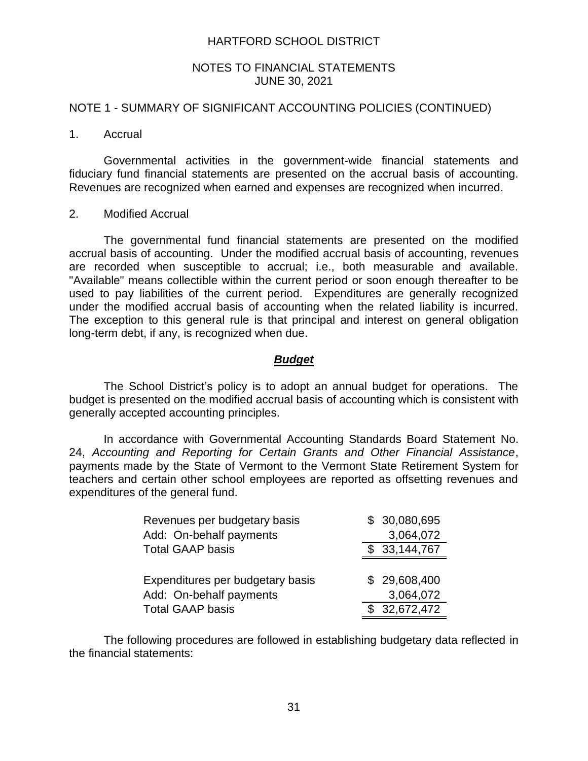HARTFORD SCHOOL DISTRICT

NOTES TO FINANCIAL STATEMENTS
JUNE 30, 2021

NOTE 1 - SUMMARY OF SIGNIFICANT ACCOUNTING POLICIES (CONTINUED)

1. Accrual

Governmental activities in the government-wide financial statements and fiduciary fund financial statements are presented on the accrual basis of accounting. Revenues are recognized when earned and expenses are recognized when incurred.

2. Modified Accrual

The governmental fund financial statements are presented on the modified accrual basis of accounting. Under the modified accrual basis of accounting, revenues are recorded when susceptible to accrual; i.e., both measurable and available. "Available" means collectible within the current period or soon enough thereafter to be used to pay liabilities of the current period. Expenditures are generally recognized under the modified accrual basis of accounting when the related liability is incurred. The exception to this general rule is that principal and interest on general obligation long-term debt, if any, is recognized when due.

### ***Budget***

The School District's policy is to adopt an annual budget for operations. The budget is presented on the modified accrual basis of accounting which is consistent with generally accepted accounting principles.

In accordance with Governmental Accounting Standards Board Statement No. 24, *Accounting and Reporting for Certain Grants and Other Financial Assistance*, payments made by the State of Vermont to the Vermont State Retirement System for teachers and certain other school employees are reported as offsetting revenues and expenditures of the general fund.

| | |
|---|---|
| Revenues per budgetary basis | $ 30,080,695 |
| Add: On-behalf payments | 3,064,072 |
| Total GAAP basis | $ 33,144,767 |
| | |
| Expenditures per budgetary basis | $ 29,608,400 |
| Add: On-behalf payments | 3,064,072 |
| Total GAAP basis | $ 32,672,472 |

The following procedures are followed in establishing budgetary data reflected in the financial statements: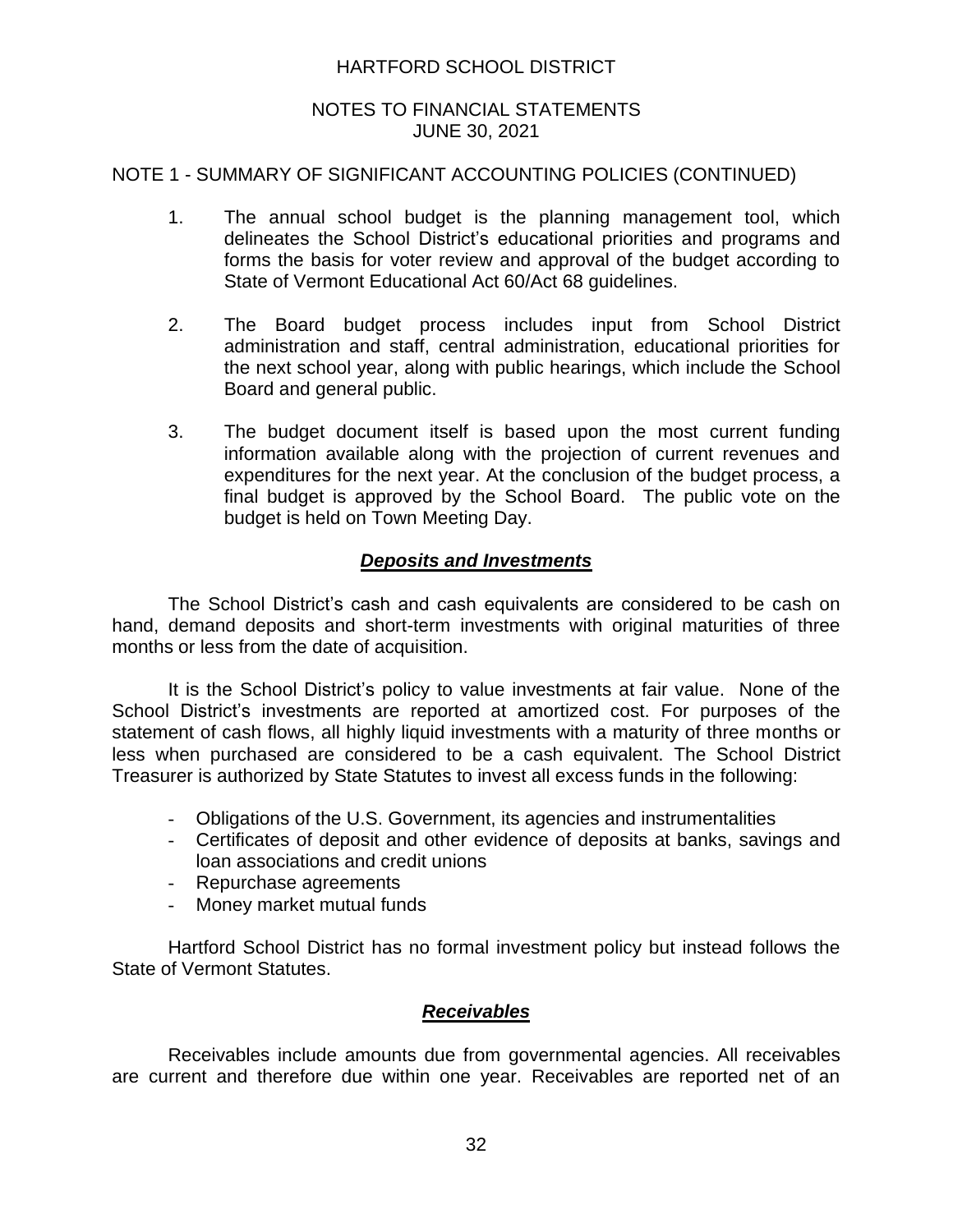NOTE 1 - SUMMARY OF SIGNIFICANT ACCOUNTING POLICIES (CONTINUED)

1. The annual school budget is the planning management tool, which delineates the School District's educational priorities and programs and forms the basis for voter review and approval of the budget according to State of Vermont Educational Act 60/Act 68 guidelines.

2. The Board budget process includes input from School District administration and staff, central administration, educational priorities for the next school year, along with public hearings, which include the School Board and general public.

3. The budget document itself is based upon the most current funding information available along with the projection of current revenues and expenditures for the next year. At the conclusion of the budget process, a final budget is approved by the School Board. The public vote on the budget is held on Town Meeting Day.

### ***Deposits and Investments***

The School District's cash and cash equivalents are considered to be cash on hand, demand deposits and short-term investments with original maturities of three months or less from the date of acquisition.

It is the School District's policy to value investments at fair value. None of the School District's investments are reported at amortized cost. For purposes of the statement of cash flows, all highly liquid investments with a maturity of three months or less when purchased are considered to be a cash equivalent. The School District Treasurer is authorized by State Statutes to invest all excess funds in the following:

- Obligations of the U.S. Government, its agencies and instrumentalities
- Certificates of deposit and other evidence of deposits at banks, savings and loan associations and credit unions
- Repurchase agreements
- Money market mutual funds

Hartford School District has no formal investment policy but instead follows the State of Vermont Statutes.

### ***Receivables***

Receivables include amounts due from governmental agencies. All receivables are current and therefore due within one year. Receivables are reported net of an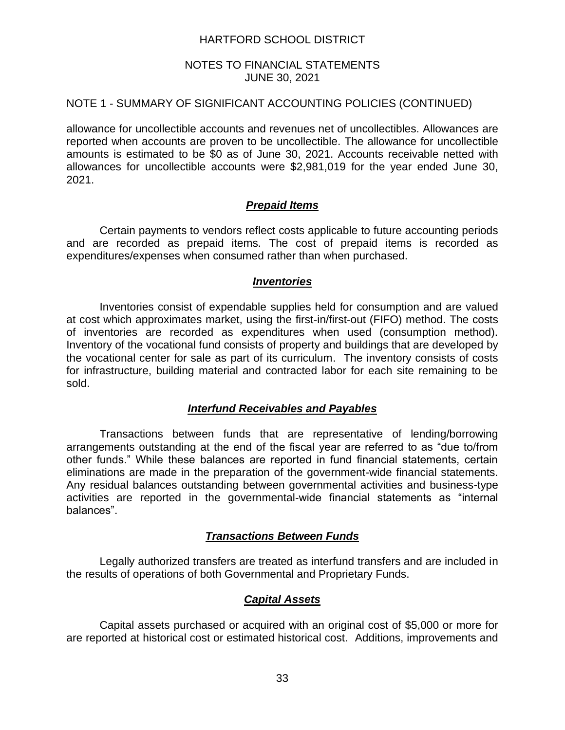## NOTE 1 - SUMMARY OF SIGNIFICANT ACCOUNTING POLICIES (CONTINUED)

allowance for uncollectible accounts and revenues net of uncollectibles. Allowances are reported when accounts are proven to be uncollectible. The allowance for uncollectible amounts is estimated to be $0 as of June 30, 2021. Accounts receivable netted with allowances for uncollectible accounts were $2,981,019 for the year ended June 30, 2021.

### ***Prepaid Items***

Certain payments to vendors reflect costs applicable to future accounting periods and are recorded as prepaid items. The cost of prepaid items is recorded as expenditures/expenses when consumed rather than when purchased.

### ***Inventories***

Inventories consist of expendable supplies held for consumption and are valued at cost which approximates market, using the first-in/first-out (FIFO) method. The costs of inventories are recorded as expenditures when used (consumption method). Inventory of the vocational fund consists of property and buildings that are developed by the vocational center for sale as part of its curriculum. The inventory consists of costs for infrastructure, building material and contracted labor for each site remaining to be sold.

### ***Interfund Receivables and Payables***

Transactions between funds that are representative of lending/borrowing arrangements outstanding at the end of the fiscal year are referred to as "due to/from other funds." While these balances are reported in fund financial statements, certain eliminations are made in the preparation of the government-wide financial statements. Any residual balances outstanding between governmental activities and business-type activities are reported in the governmental-wide financial statements as "internal balances".

### ***Transactions Between Funds***

Legally authorized transfers are treated as interfund transfers and are included in the results of operations of both Governmental and Proprietary Funds.

### ***Capital Assets***

Capital assets purchased or acquired with an original cost of $5,000 or more for are reported at historical cost or estimated historical cost. Additions, improvements and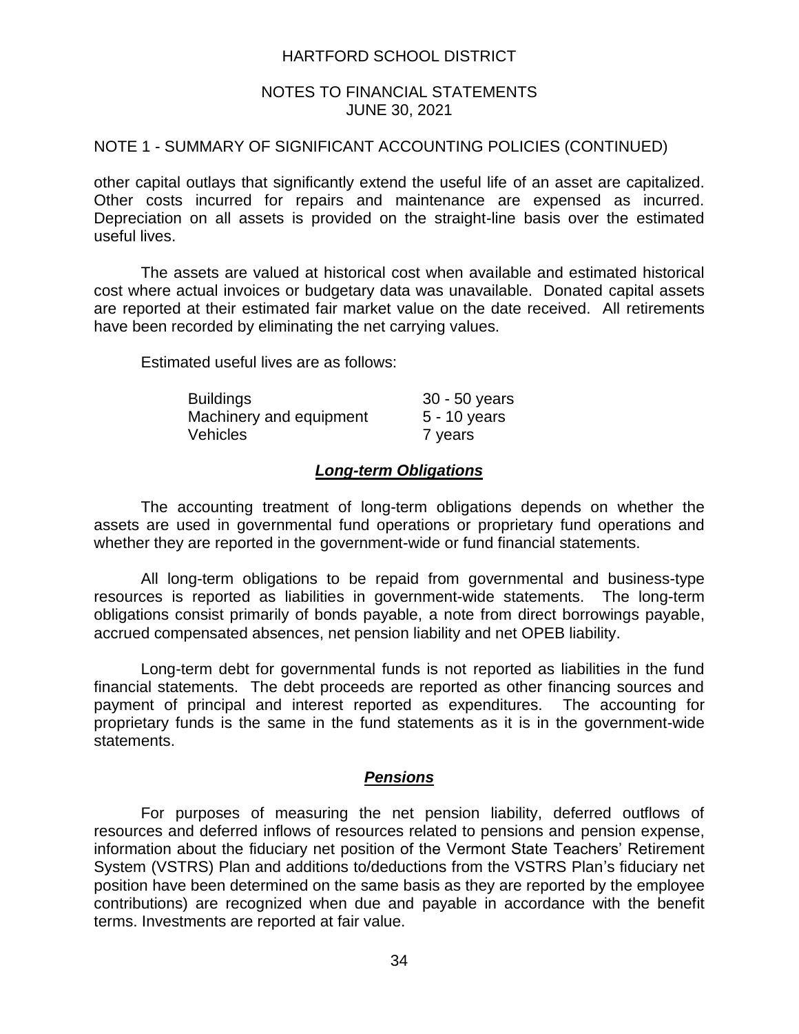NOTE 1 - SUMMARY OF SIGNIFICANT ACCOUNTING POLICIES (CONTINUED)

other capital outlays that significantly extend the useful life of an asset are capitalized. Other costs incurred for repairs and maintenance are expensed as incurred. Depreciation on all assets is provided on the straight-line basis over the estimated useful lives.

The assets are valued at historical cost when available and estimated historical cost where actual invoices or budgetary data was unavailable. Donated capital assets are reported at their estimated fair market value on the date received. All retirements have been recorded by eliminating the net carrying values.

Estimated useful lives are as follows:

| | |
|---|---|
| Buildings | 30 - 50 years |
| Machinery and equipment | 5 - 10 years |
| Vehicles | 7 years |

### ***Long-term Obligations***

The accounting treatment of long-term obligations depends on whether the assets are used in governmental fund operations or proprietary fund operations and whether they are reported in the government-wide or fund financial statements.

All long-term obligations to be repaid from governmental and business-type resources is reported as liabilities in government-wide statements. The long-term obligations consist primarily of bonds payable, a note from direct borrowings payable, accrued compensated absences, net pension liability and net OPEB liability.

Long-term debt for governmental funds is not reported as liabilities in the fund financial statements. The debt proceeds are reported as other financing sources and payment of principal and interest reported as expenditures. The accounting for proprietary funds is the same in the fund statements as it is in the government-wide statements.

### ***Pensions***

For purposes of measuring the net pension liability, deferred outflows of resources and deferred inflows of resources related to pensions and pension expense, information about the fiduciary net position of the Vermont State Teachers' Retirement System (VSTRS) Plan and additions to/deductions from the VSTRS Plan's fiduciary net position have been determined on the same basis as they are reported by the employee contributions) are recognized when due and payable in accordance with the benefit terms. Investments are reported at fair value.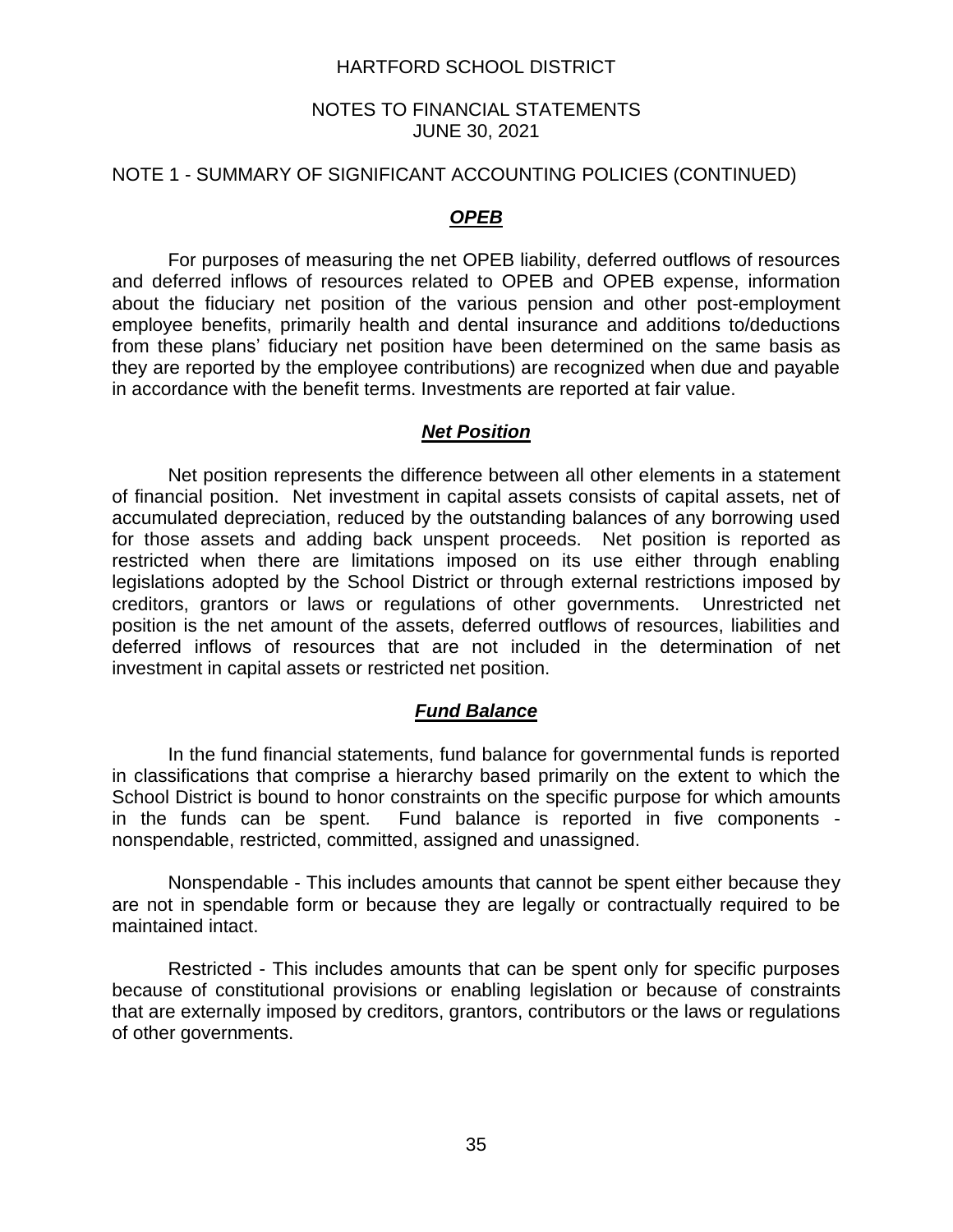## NOTE 1 - SUMMARY OF SIGNIFICANT ACCOUNTING POLICIES (CONTINUED)

### ***OPEB***

For purposes of measuring the net OPEB liability, deferred outflows of resources and deferred inflows of resources related to OPEB and OPEB expense, information about the fiduciary net position of the various pension and other post-employment employee benefits, primarily health and dental insurance and additions to/deductions from these plans' fiduciary net position have been determined on the same basis as they are reported by the employee contributions) are recognized when due and payable in accordance with the benefit terms. Investments are reported at fair value.

### ***Net Position***

Net position represents the difference between all other elements in a statement of financial position. Net investment in capital assets consists of capital assets, net of accumulated depreciation, reduced by the outstanding balances of any borrowing used for those assets and adding back unspent proceeds. Net position is reported as restricted when there are limitations imposed on its use either through enabling legislations adopted by the School District or through external restrictions imposed by creditors, grantors or laws or regulations of other governments. Unrestricted net position is the net amount of the assets, deferred outflows of resources, liabilities and deferred inflows of resources that are not included in the determination of net investment in capital assets or restricted net position.

### ***Fund Balance***

In the fund financial statements, fund balance for governmental funds is reported in classifications that comprise a hierarchy based primarily on the extent to which the School District is bound to honor constraints on the specific purpose for which amounts in the funds can be spent. Fund balance is reported in five components - nonspendable, restricted, committed, assigned and unassigned.

Nonspendable - This includes amounts that cannot be spent either because they are not in spendable form or because they are legally or contractually required to be maintained intact.

Restricted - This includes amounts that can be spent only for specific purposes because of constitutional provisions or enabling legislation or because of constraints that are externally imposed by creditors, grantors, contributors or the laws or regulations of other governments.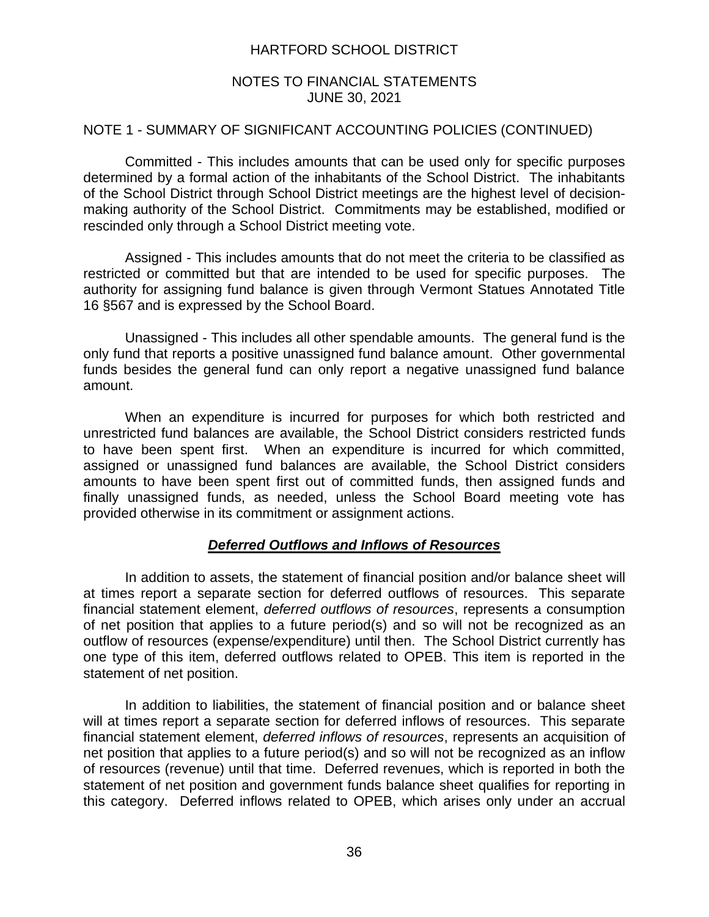HARTFORD SCHOOL DISTRICT

NOTES TO FINANCIAL STATEMENTS
JUNE 30, 2021

NOTE 1 - SUMMARY OF SIGNIFICANT ACCOUNTING POLICIES (CONTINUED)

Committed - This includes amounts that can be used only for specific purposes determined by a formal action of the inhabitants of the School District. The inhabitants of the School District through School District meetings are the highest level of decision-making authority of the School District. Commitments may be established, modified or rescinded only through a School District meeting vote.

Assigned - This includes amounts that do not meet the criteria to be classified as restricted or committed but that are intended to be used for specific purposes. The authority for assigning fund balance is given through Vermont Statues Annotated Title 16 §567 and is expressed by the School Board.

Unassigned - This includes all other spendable amounts. The general fund is the only fund that reports a positive unassigned fund balance amount. Other governmental funds besides the general fund can only report a negative unassigned fund balance amount.

When an expenditure is incurred for purposes for which both restricted and unrestricted fund balances are available, the School District considers restricted funds to have been spent first. When an expenditure is incurred for which committed, assigned or unassigned fund balances are available, the School District considers amounts to have been spent first out of committed funds, then assigned funds and finally unassigned funds, as needed, unless the School Board meeting vote has provided otherwise in its commitment or assignment actions.

### ***Deferred Outflows and Inflows of Resources***

In addition to assets, the statement of financial position and/or balance sheet will at times report a separate section for deferred outflows of resources. This separate financial statement element, *deferred outflows of resources*, represents a consumption of net position that applies to a future period(s) and so will not be recognized as an outflow of resources (expense/expenditure) until then. The School District currently has one type of this item, deferred outflows related to OPEB. This item is reported in the statement of net position.

In addition to liabilities, the statement of financial position and or balance sheet will at times report a separate section for deferred inflows of resources. This separate financial statement element, *deferred inflows of resources*, represents an acquisition of net position that applies to a future period(s) and so will not be recognized as an inflow of resources (revenue) until that time. Deferred revenues, which is reported in both the statement of net position and government funds balance sheet qualifies for reporting in this category. Deferred inflows related to OPEB, which arises only under an accrual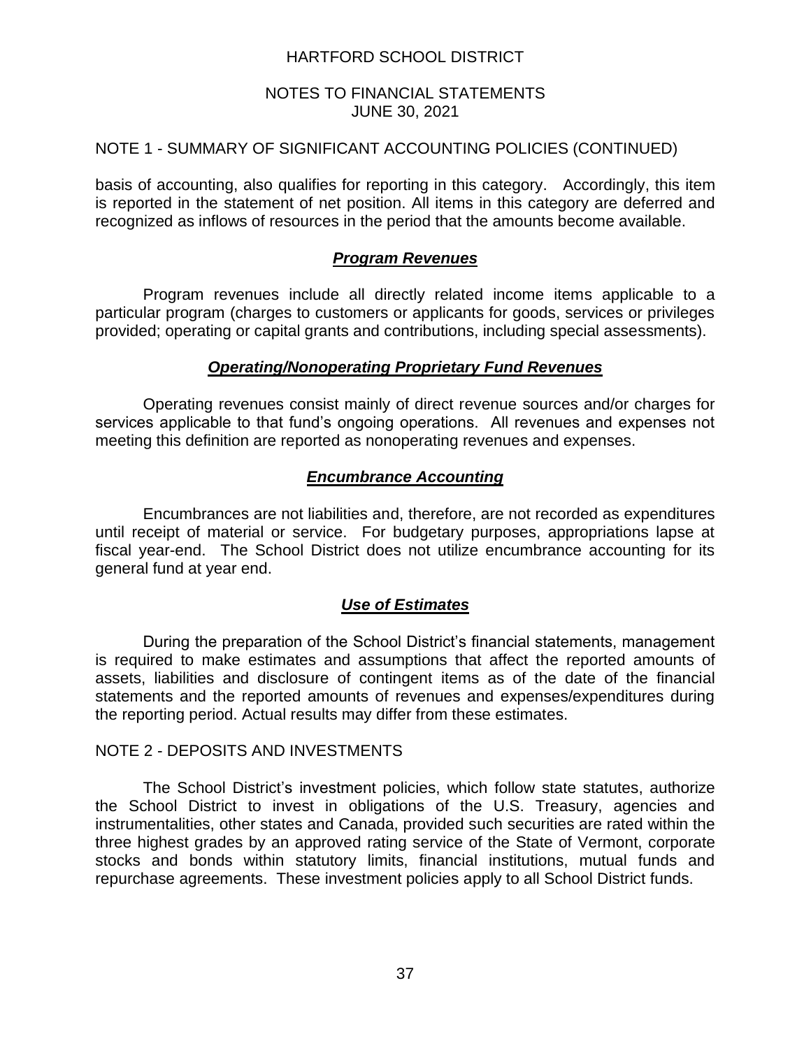## NOTE 1 - SUMMARY OF SIGNIFICANT ACCOUNTING POLICIES (CONTINUED)

basis of accounting, also qualifies for reporting in this category. Accordingly, this item is reported in the statement of net position. All items in this category are deferred and recognized as inflows of resources in the period that the amounts become available.

### ***Program Revenues***

Program revenues include all directly related income items applicable to a particular program (charges to customers or applicants for goods, services or privileges provided; operating or capital grants and contributions, including special assessments).

### ***Operating/Nonoperating Proprietary Fund Revenues***

Operating revenues consist mainly of direct revenue sources and/or charges for services applicable to that fund's ongoing operations. All revenues and expenses not meeting this definition are reported as nonoperating revenues and expenses.

### ***Encumbrance Accounting***

Encumbrances are not liabilities and, therefore, are not recorded as expenditures until receipt of material or service. For budgetary purposes, appropriations lapse at fiscal year-end. The School District does not utilize encumbrance accounting for its general fund at year end.

### ***Use of Estimates***

During the preparation of the School District's financial statements, management is required to make estimates and assumptions that affect the reported amounts of assets, liabilities and disclosure of contingent items as of the date of the financial statements and the reported amounts of revenues and expenses/expenditures during the reporting period. Actual results may differ from these estimates.

## NOTE 2 - DEPOSITS AND INVESTMENTS

The School District's investment policies, which follow state statutes, authorize the School District to invest in obligations of the U.S. Treasury, agencies and instrumentalities, other states and Canada, provided such securities are rated within the three highest grades by an approved rating service of the State of Vermont, corporate stocks and bonds within statutory limits, financial institutions, mutual funds and repurchase agreements. These investment policies apply to all School District funds.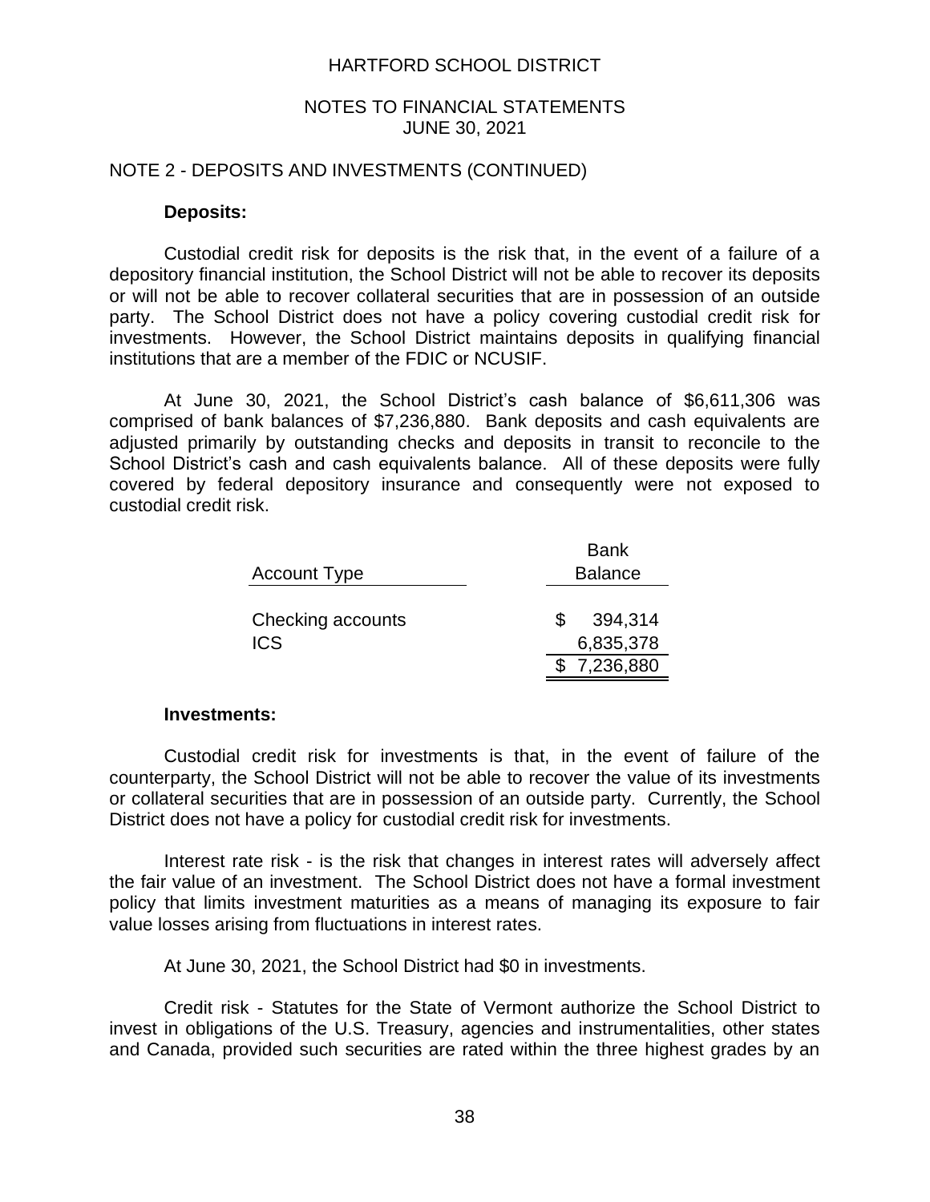HARTFORD SCHOOL DISTRICT

NOTES TO FINANCIAL STATEMENTS
JUNE 30, 2021

## NOTE 2 - DEPOSITS AND INVESTMENTS (CONTINUED)

**Deposits:**

Custodial credit risk for deposits is the risk that, in the event of a failure of a depository financial institution, the School District will not be able to recover its deposits or will not be able to recover collateral securities that are in possession of an outside party. The School District does not have a policy covering custodial credit risk for investments. However, the School District maintains deposits in qualifying financial institutions that are a member of the FDIC or NCUSIF.

At June 30, 2021, the School District's cash balance of $6,611,306 was comprised of bank balances of $7,236,880. Bank deposits and cash equivalents are adjusted primarily by outstanding checks and deposits in transit to reconcile to the School District's cash and cash equivalents balance. All of these deposits were fully covered by federal depository insurance and consequently were not exposed to custodial credit risk.

| Account Type | Bank Balance |
|---|---|
| Checking accounts | $ 394,314 |
| ICS | 6,835,378 |
| | $ 7,236,880 |

**Investments:**

Custodial credit risk for investments is that, in the event of failure of the counterparty, the School District will not be able to recover the value of its investments or collateral securities that are in possession of an outside party. Currently, the School District does not have a policy for custodial credit risk for investments.

Interest rate risk - is the risk that changes in interest rates will adversely affect the fair value of an investment. The School District does not have a formal investment policy that limits investment maturities as a means of managing its exposure to fair value losses arising from fluctuations in interest rates.

At June 30, 2021, the School District had $0 in investments.

Credit risk - Statutes for the State of Vermont authorize the School District to invest in obligations of the U.S. Treasury, agencies and instrumentalities, other states and Canada, provided such securities are rated within the three highest grades by an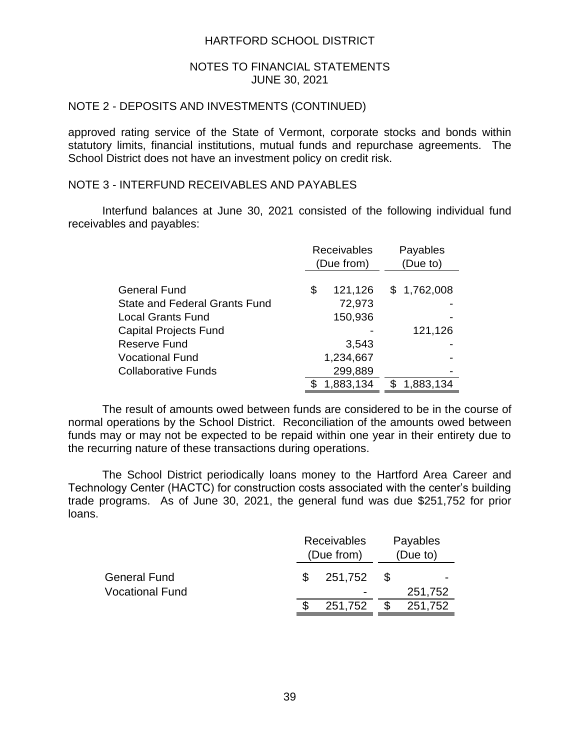HARTFORD SCHOOL DISTRICT

NOTES TO FINANCIAL STATEMENTS
JUNE 30, 2021

## NOTE 2 - DEPOSITS AND INVESTMENTS (CONTINUED)

approved rating service of the State of Vermont, corporate stocks and bonds within statutory limits, financial institutions, mutual funds and repurchase agreements. The School District does not have an investment policy on credit risk.

## NOTE 3 - INTERFUND RECEIVABLES AND PAYABLES

Interfund balances at June 30, 2021 consisted of the following individual fund receivables and payables:

| | Receivables (Due from) | Payables (Due to) |
|---|---|---|
| General Fund | $ 121,126 | $ 1,762,008 |
| State and Federal Grants Fund | 72,973 | - |
| Local Grants Fund | 150,936 | - |
| Capital Projects Fund | - | 121,126 |
| Reserve Fund | 3,543 | - |
| Vocational Fund | 1,234,667 | - |
| Collaborative Funds | 299,889 | - |
| | $ 1,883,134 | $ 1,883,134 |

The result of amounts owed between funds are considered to be in the course of normal operations by the School District. Reconciliation of the amounts owed between funds may or may not be expected to be repaid within one year in their entirety due to the recurring nature of these transactions during operations.

The School District periodically loans money to the Hartford Area Career and Technology Center (HACTC) for construction costs associated with the center's building trade programs. As of June 30, 2021, the general fund was due $251,752 for prior loans.

| | Receivables (Due from) | Payables (Due to) |
|---|---|---|
| General Fund | $ 251,752 | $ - |
| Vocational Fund | - | 251,752 |
| | $ 251,752 | $ 251,752 |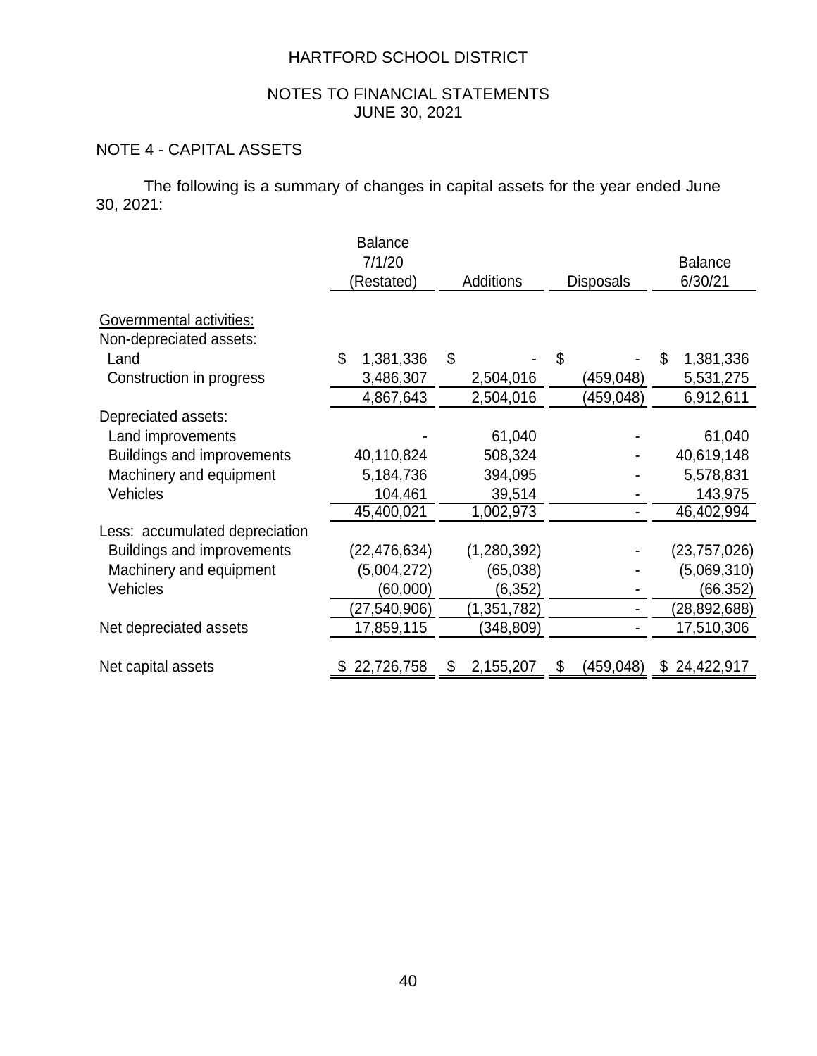HARTFORD SCHOOL DISTRICT

NOTES TO FINANCIAL STATEMENTS
JUNE 30, 2021

## NOTE 4 - CAPITAL ASSETS

The following is a summary of changes in capital assets for the year ended June 30, 2021:

| | Balance 7/1/20 (Restated) | Additions | Disposals | Balance 6/30/21 |
|---|---|---|---|---|
| Governmental activities: | | | | |
| Non-depreciated assets: | | | | |
| Land | $ 1,381,336 | $ - | $ - | $ 1,381,336 |
| Construction in progress | 3,486,307 | 2,504,016 | (459,048) | 5,531,275 |
| | 4,867,643 | 2,504,016 | (459,048) | 6,912,611 |
| Depreciated assets: | | | | |
| Land improvements | - | 61,040 | - | 61,040 |
| Buildings and improvements | 40,110,824 | 508,324 | - | 40,619,148 |
| Machinery and equipment | 5,184,736 | 394,095 | - | 5,578,831 |
| Vehicles | 104,461 | 39,514 | - | 143,975 |
| | 45,400,021 | 1,002,973 | - | 46,402,994 |
| Less: accumulated depreciation | | | | |
| Buildings and improvements | (22,476,634) | (1,280,392) | - | (23,757,026) |
| Machinery and equipment | (5,004,272) | (65,038) | - | (5,069,310) |
| Vehicles | (60,000) | (6,352) | - | (66,352) |
| | (27,540,906) | (1,351,782) | - | (28,892,688) |
| Net depreciated assets | 17,859,115 | (348,809) | - | 17,510,306 |
| Net capital assets | $ 22,726,758 | $ 2,155,207 | $ (459,048) | $ 24,422,917 |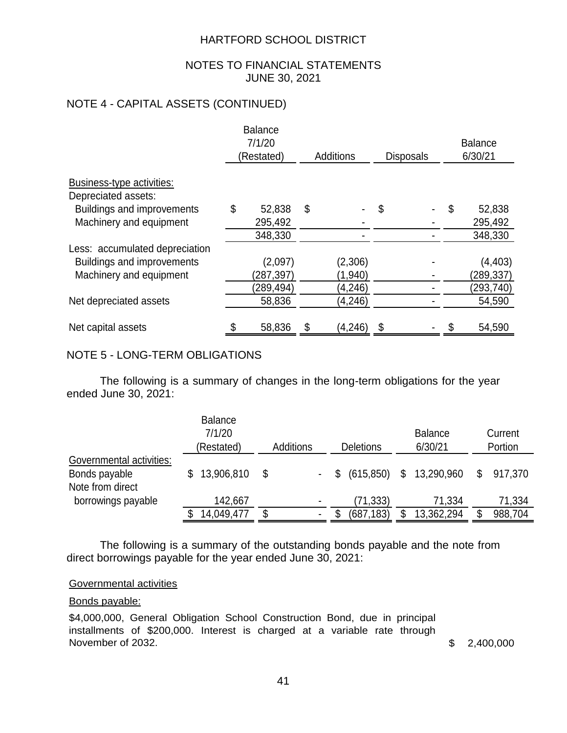# HARTFORD SCHOOL DISTRICT

## NOTES TO FINANCIAL STATEMENTS
## JUNE 30, 2021

### NOTE 4 - CAPITAL ASSETS (CONTINUED)

| | Balance 7/1/20 (Restated) | Additions | Disposals | Balance 6/30/21 |
|---|---|---|---|---|
| Business-type activities: | | | | |
| Depreciated assets: | | | | |
| Buildings and improvements | $ 52,838 | $ - | $ - | $ 52,838 |
| Machinery and equipment | 295,492 | - | - | 295,492 |
| | 348,330 | - | - | 348,330 |
| Less: accumulated depreciation | | | | |
| Buildings and improvements | (2,097) | (2,306) | - | (4,403) |
| Machinery and equipment | (287,397) | (1,940) | - | (289,337) |
| | (289,494) | (4,246) | - | (293,740) |
| Net depreciated assets | 58,836 | (4,246) | - | 54,590 |
| Net capital assets | $ 58,836 | $ (4,246) | $ - | $ 54,590 |

### NOTE 5 - LONG-TERM OBLIGATIONS

The following is a summary of changes in the long-term obligations for the year ended June 30, 2021:

| | Balance 7/1/20 (Restated) | Additions | Deletions | Balance 6/30/21 | Current Portion |
|---|---|---|---|---|---|
| Governmental activities: | | | | | |
| Bonds payable | $ 13,906,810 | $ - | $ (615,850) | $ 13,290,960 | $ 917,370 |
| Note from direct borrowings payable | 142,667 | - | (71,333) | 71,334 | 71,334 |
| | $ 14,049,477 | $ - | $ (687,183) | $ 13,362,294 | $ 988,704 |

The following is a summary of the outstanding bonds payable and the note from direct borrowings payable for the year ended June 30, 2021:

Governmental activities

Bonds payable:

| | |
|---|---|
| $4,000,000, General Obligation School Construction Bond, due in principal installments of $200,000. Interest is charged at a variable rate through November of 2032. | $ 2,400,000 |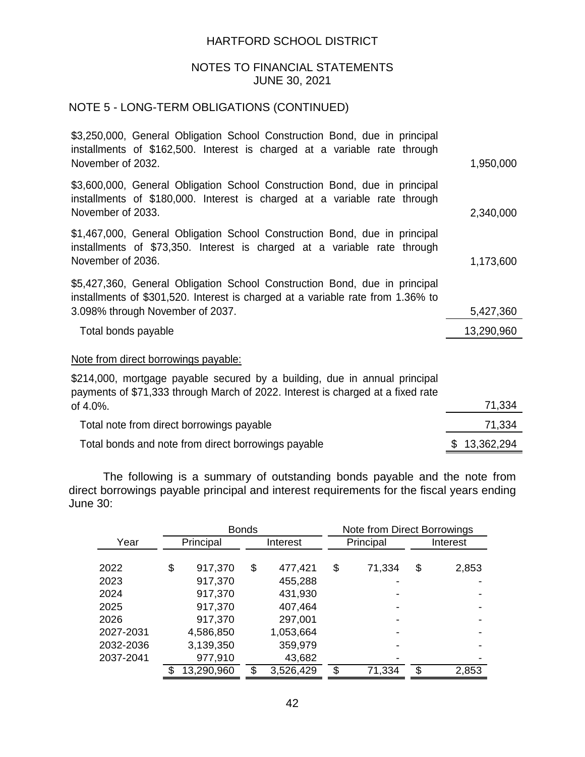HARTFORD SCHOOL DISTRICT

NOTES TO FINANCIAL STATEMENTS
JUNE 30, 2021

## NOTE 5 - LONG-TERM OBLIGATIONS (CONTINUED)

| | |
|---|---|
| $3,250,000, General Obligation School Construction Bond, due in principal installments of $162,500. Interest is charged at a variable rate through November of 2032. | 1,950,000 |
| $3,600,000, General Obligation School Construction Bond, due in principal installments of $180,000. Interest is charged at a variable rate through November of 2033. | 2,340,000 |
| $1,467,000, General Obligation School Construction Bond, due in principal installments of $73,350. Interest is charged at a variable rate through November of 2036. | 1,173,600 |
| $5,427,360, General Obligation School Construction Bond, due in principal installments of $301,520. Interest is charged at a variable rate from 1.36% to 3.098% through November of 2037. | 5,427,360 |
| Total bonds payable | 13,290,960 |
| Note from direct borrowings payable: | |
| $214,000, mortgage payable secured by a building, due in annual principal payments of $71,333 through March of 2022. Interest is charged at a fixed rate of 4.0%. | 71,334 |
| Total note from direct borrowings payable | 71,334 |
| Total bonds and note from direct borrowings payable | $ 13,362,294 |

The following is a summary of outstanding bonds payable and the note from direct borrowings payable principal and interest requirements for the fiscal years ending June 30:

| | Bonds | | Note from Direct Borrowings | |
|---|---|---|---|---|
| Year | Principal | Interest | Principal | Interest |
| 2022 | $ 917,370 | $ 477,421 | $ 71,334 | $ 2,853 |
| 2023 | 917,370 | 455,288 | - | - |
| 2024 | 917,370 | 431,930 | - | - |
| 2025 | 917,370 | 407,464 | - | - |
| 2026 | 917,370 | 297,001 | - | - |
| 2027-2031 | 4,586,850 | 1,053,664 | - | - |
| 2032-2036 | 3,139,350 | 359,979 | - | - |
| 2037-2041 | 977,910 | 43,682 | - | - |
| | $ 13,290,960 | $ 3,526,429 | $ 71,334 | $ 2,853 |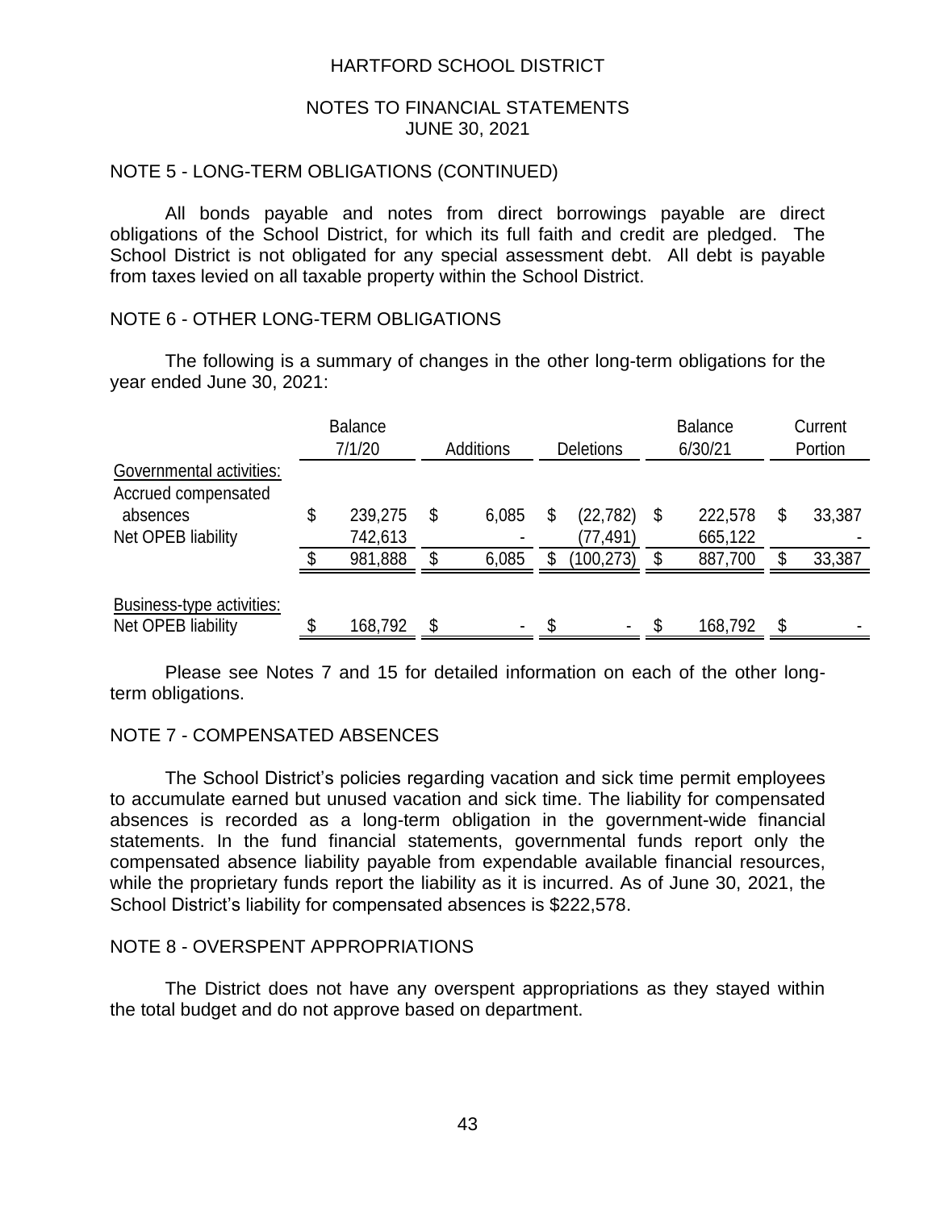HARTFORD SCHOOL DISTRICT

NOTES TO FINANCIAL STATEMENTS
JUNE 30, 2021

## NOTE 5 - LONG-TERM OBLIGATIONS (CONTINUED)

All bonds payable and notes from direct borrowings payable are direct obligations of the School District, for which its full faith and credit are pledged. The School District is not obligated for any special assessment debt. All debt is payable from taxes levied on all taxable property within the School District.

## NOTE 6 - OTHER LONG-TERM OBLIGATIONS

The following is a summary of changes in the other long-term obligations for the year ended June 30, 2021:

| | Balance 7/1/20 | Additions | Deletions | Balance 6/30/21 | Current Portion |
|---|---|---|---|---|---|
| Governmental activities: | | | | | |
| Accrued compensated absences | $ 239,275 | $ 6,085 | $ (22,782) | $ 222,578 | $ 33,387 |
| Net OPEB liability | 742,613 | - | (77,491) | 665,122 | - |
| | $ 981,888 | $ 6,085 | $ (100,273) | $ 887,700 | $ 33,387 |
| Business-type activities: | | | | | |
| Net OPEB liability | $ 168,792 | $ - | $ - | $ 168,792 | $ - |

Please see Notes 7 and 15 for detailed information on each of the other long-term obligations.

## NOTE 7 - COMPENSATED ABSENCES

The School District's policies regarding vacation and sick time permit employees to accumulate earned but unused vacation and sick time. The liability for compensated absences is recorded as a long-term obligation in the government-wide financial statements. In the fund financial statements, governmental funds report only the compensated absence liability payable from expendable available financial resources, while the proprietary funds report the liability as it is incurred. As of June 30, 2021, the School District's liability for compensated absences is $222,578.

## NOTE 8 - OVERSPENT APPROPRIATIONS

The District does not have any overspent appropriations as they stayed within the total budget and do not approve based on department.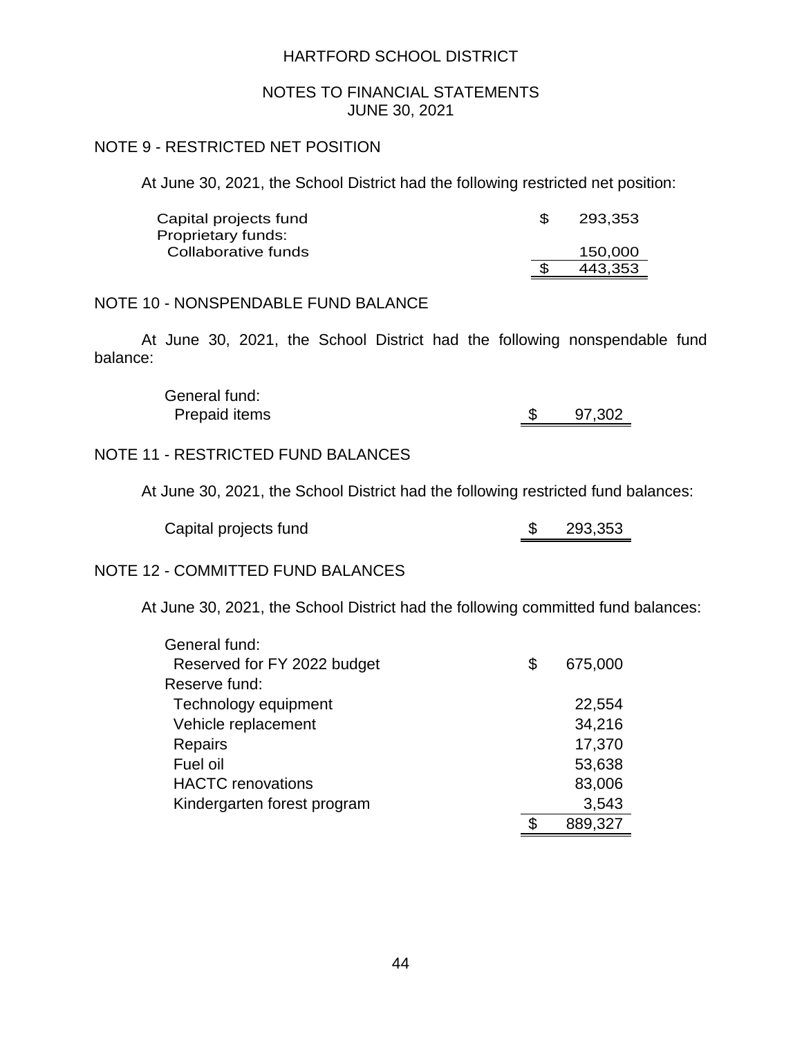HARTFORD SCHOOL DISTRICT

NOTES TO FINANCIAL STATEMENTS
JUNE 30, 2021

## NOTE 9 - RESTRICTED NET POSITION

At June 30, 2021, the School District had the following restricted net position:

| | | |
|---|---|---|
| Capital projects fund | $ | 293,353 |
| Proprietary funds: | | |
| Collaborative funds | | 150,000 |
| | $ | 443,353 |

## NOTE 10 - NONSPENDABLE FUND BALANCE

At June 30, 2021, the School District had the following nonspendable fund balance:

| | | |
|---|---|---|
| General fund: | | |
| Prepaid items | $ | 97,302 |

## NOTE 11 - RESTRICTED FUND BALANCES

At June 30, 2021, the School District had the following restricted fund balances:

| | | |
|---|---|---|
| Capital projects fund | $ | 293,353 |

## NOTE 12 - COMMITTED FUND BALANCES

At June 30, 2021, the School District had the following committed fund balances:

| | | |
|---|---|---|
| General fund: | | |
| Reserved for FY 2022 budget | $ | 675,000 |
| Reserve fund: | | |
| Technology equipment | | 22,554 |
| Vehicle replacement | | 34,216 |
| Repairs | | 17,370 |
| Fuel oil | | 53,638 |
| HACTC renovations | | 83,006 |
| Kindergarten forest program | | 3,543 |
| | $ | 889,327 |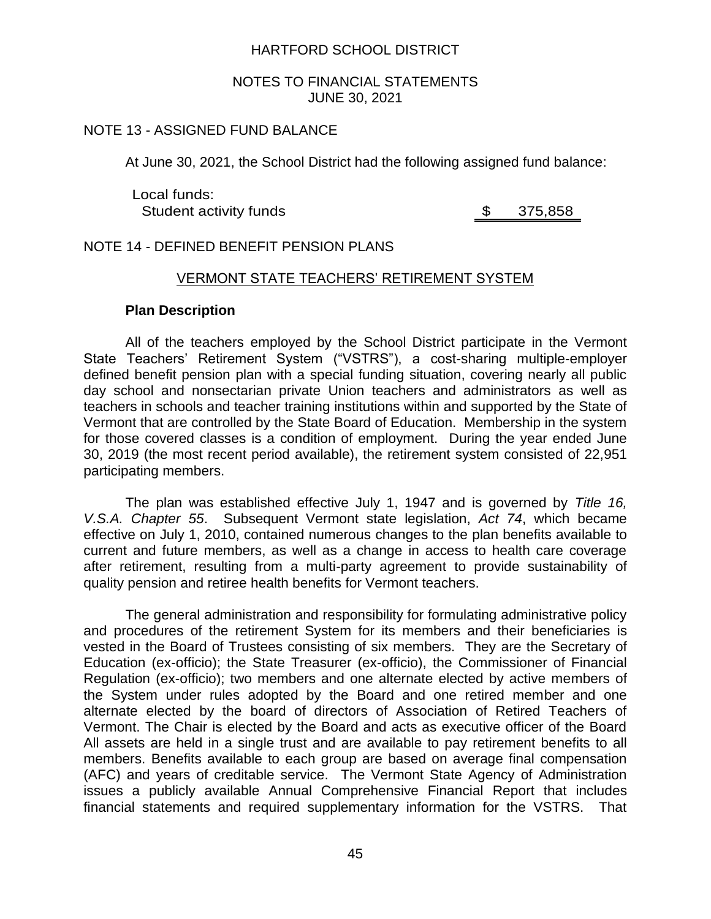HARTFORD SCHOOL DISTRICT

NOTES TO FINANCIAL STATEMENTS
JUNE 30, 2021

## NOTE 13 - ASSIGNED FUND BALANCE

At June 30, 2021, the School District had the following assigned fund balance:

| | |
|---|---|
| Local funds: | |
| Student activity funds | $ 375,858 |

## NOTE 14 - DEFINED BENEFIT PENSION PLANS

### VERMONT STATE TEACHERS' RETIREMENT SYSTEM

**Plan Description**

All of the teachers employed by the School District participate in the Vermont State Teachers' Retirement System ("VSTRS"), a cost-sharing multiple-employer defined benefit pension plan with a special funding situation, covering nearly all public day school and nonsectarian private Union teachers and administrators as well as teachers in schools and teacher training institutions within and supported by the State of Vermont that are controlled by the State Board of Education. Membership in the system for those covered classes is a condition of employment. During the year ended June 30, 2019 (the most recent period available), the retirement system consisted of 22,951 participating members.

The plan was established effective July 1, 1947 and is governed by *Title 16, V.S.A. Chapter 55*. Subsequent Vermont state legislation, *Act 74*, which became effective on July 1, 2010, contained numerous changes to the plan benefits available to current and future members, as well as a change in access to health care coverage after retirement, resulting from a multi-party agreement to provide sustainability of quality pension and retiree health benefits for Vermont teachers.

The general administration and responsibility for formulating administrative policy and procedures of the retirement System for its members and their beneficiaries is vested in the Board of Trustees consisting of six members. They are the Secretary of Education (ex-officio); the State Treasurer (ex-officio), the Commissioner of Financial Regulation (ex-officio); two members and one alternate elected by active members of the System under rules adopted by the Board and one retired member and one alternate elected by the board of directors of Association of Retired Teachers of Vermont. The Chair is elected by the Board and acts as executive officer of the Board All assets are held in a single trust and are available to pay retirement benefits to all members. Benefits available to each group are based on average final compensation (AFC) and years of creditable service. The Vermont State Agency of Administration issues a publicly available Annual Comprehensive Financial Report that includes financial statements and required supplementary information for the VSTRS. That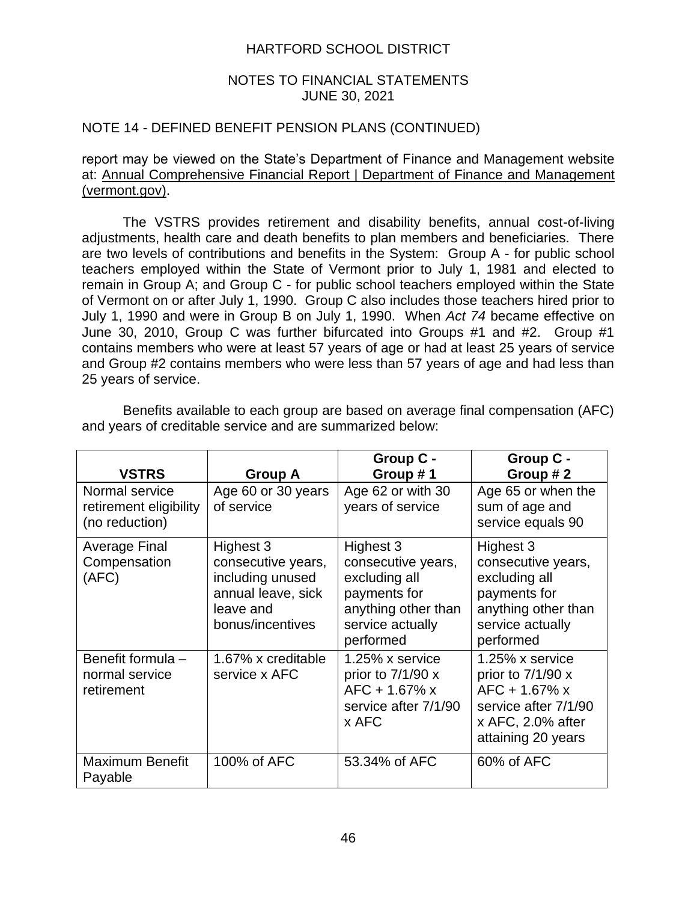NOTE 14 - DEFINED BENEFIT PENSION PLANS (CONTINUED)

report may be viewed on the State's Department of Finance and Management website at: Annual Comprehensive Financial Report | Department of Finance and Management (vermont.gov).

The VSTRS provides retirement and disability benefits, annual cost-of-living adjustments, health care and death benefits to plan members and beneficiaries. There are two levels of contributions and benefits in the System: Group A - for public school teachers employed within the State of Vermont prior to July 1, 1981 and elected to remain in Group A; and Group C - for public school teachers employed within the State of Vermont on or after July 1, 1990. Group C also includes those teachers hired prior to July 1, 1990 and were in Group B on July 1, 1990. When *Act 74* became effective on June 30, 2010, Group C was further bifurcated into Groups #1 and #2. Group #1 contains members who were at least 57 years of age or had at least 25 years of service and Group #2 contains members who were less than 57 years of age and had less than 25 years of service.

Benefits available to each group are based on average final compensation (AFC) and years of creditable service and are summarized below:

| VSTRS | Group A | Group C - Group # 1 | Group C - Group # 2 |
|---|---|---|---|
| Normal service retirement eligibility (no reduction) | Age 60 or 30 years of service | Age 62 or with 30 years of service | Age 65 or when the sum of age and service equals 90 |
| Average Final Compensation (AFC) | Highest 3 consecutive years, including unused annual leave, sick leave and bonus/incentives | Highest 3 consecutive years, excluding all payments for anything other than service actually performed | Highest 3 consecutive years, excluding all payments for anything other than service actually performed |
| Benefit formula – normal service retirement | 1.67% x creditable service x AFC | 1.25% x service prior to 7/1/90 x AFC + 1.67% x service after 7/1/90 x AFC | 1.25% x service prior to 7/1/90 x AFC + 1.67% x service after 7/1/90 x AFC, 2.0% after attaining 20 years |
| Maximum Benefit Payable | 100% of AFC | 53.34% of AFC | 60% of AFC |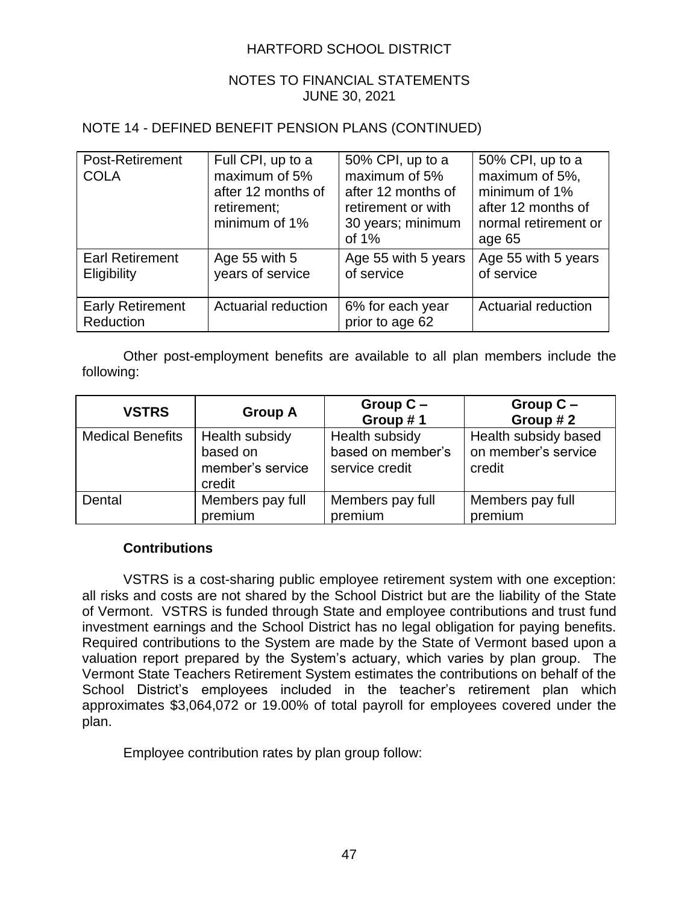## NOTE 14 - DEFINED BENEFIT PENSION PLANS (CONTINUED)

| | | | |
|---|---|---|---|
| Post-Retirement COLA | Full CPI, up to a maximum of 5% after 12 months of retirement; minimum of 1% | 50% CPI, up to a maximum of 5% after 12 months of retirement or with 30 years; minimum of 1% | 50% CPI, up to a maximum of 5%, minimum of 1% after 12 months of normal retirement or age 65 |
| Earl Retirement Eligibility | Age 55 with 5 years of service | Age 55 with 5 years of service | Age 55 with 5 years of service |
| Early Retirement Reduction | Actuarial reduction | 6% for each year prior to age 62 | Actuarial reduction |

Other post-employment benefits are available to all plan members include the following:

| VSTRS | Group A | Group C – Group # 1 | Group C – Group # 2 |
|---|---|---|---|
| Medical Benefits | Health subsidy based on member's service credit | Health subsidy based on member's service credit | Health subsidy based on member's service credit |
| Dental | Members pay full premium | Members pay full premium | Members pay full premium |

### Contributions

VSTRS is a cost-sharing public employee retirement system with one exception: all risks and costs are not shared by the School District but are the liability of the State of Vermont. VSTRS is funded through State and employee contributions and trust fund investment earnings and the School District has no legal obligation for paying benefits. Required contributions to the System are made by the State of Vermont based upon a valuation report prepared by the System's actuary, which varies by plan group. The Vermont State Teachers Retirement System estimates the contributions on behalf of the School District's employees included in the teacher's retirement plan which approximates $3,064,072 or 19.00% of total payroll for employees covered under the plan.

Employee contribution rates by plan group follow: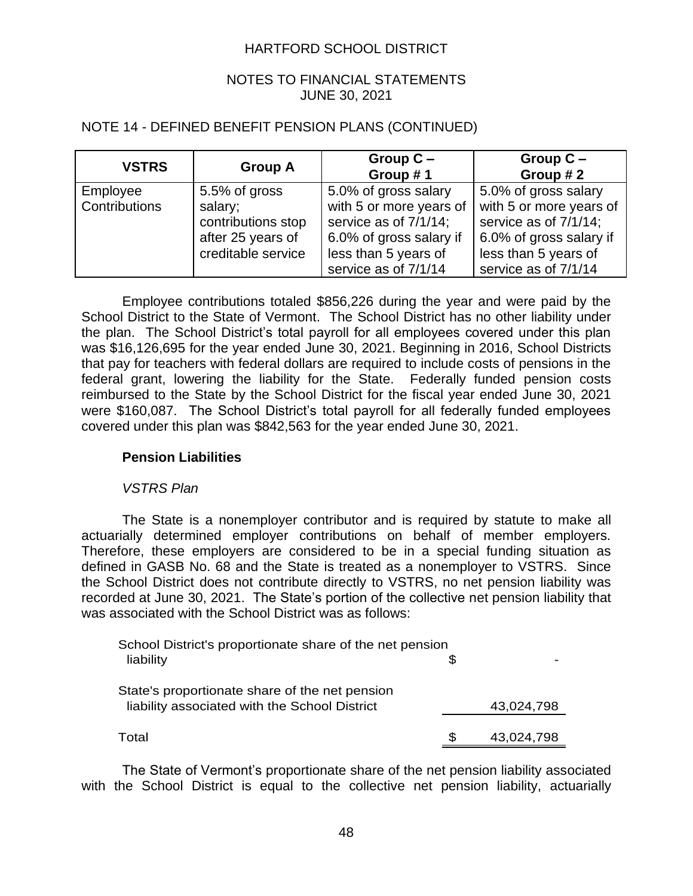HARTFORD SCHOOL DISTRICT

NOTES TO FINANCIAL STATEMENTS
JUNE 30, 2021

NOTE 14 - DEFINED BENEFIT PENSION PLANS (CONTINUED)

| VSTRS | Group A | Group C – Group # 1 | Group C – Group # 2 |
|---|---|---|---|
| Employee Contributions | 5.5% of gross salary; contributions stop after 25 years of creditable service | 5.0% of gross salary with 5 or more years of service as of 7/1/14; 6.0% of gross salary if less than 5 years of service as of 7/1/14 | 5.0% of gross salary with 5 or more years of service as of 7/1/14; 6.0% of gross salary if less than 5 years of service as of 7/1/14 |

Employee contributions totaled $856,226 during the year and were paid by the School District to the State of Vermont. The School District has no other liability under the plan. The School District's total payroll for all employees covered under this plan was $16,126,695 for the year ended June 30, 2021. Beginning in 2016, School Districts that pay for teachers with federal dollars are required to include costs of pensions in the federal grant, lowering the liability for the State. Federally funded pension costs reimbursed to the State by the School District for the fiscal year ended June 30, 2021 were $160,087. The School District's total payroll for all federally funded employees covered under this plan was $842,563 for the year ended June 30, 2021.

**Pension Liabilities**

*VSTRS Plan*

The State is a nonemployer contributor and is required by statute to make all actuarially determined employer contributions on behalf of member employers. Therefore, these employers are considered to be in a special funding situation as defined in GASB No. 68 and the State is treated as a nonemployer to VSTRS. Since the School District does not contribute directly to VSTRS, no net pension liability was recorded at June 30, 2021. The State's portion of the collective net pension liability that was associated with the School District was as follows:

| | |
|---|---|
| School District's proportionate share of the net pension liability | $ - |
| State's proportionate share of the net pension liability associated with the School District | 43,024,798 |
| Total | $ 43,024,798 |

The State of Vermont's proportionate share of the net pension liability associated with the School District is equal to the collective net pension liability, actuarially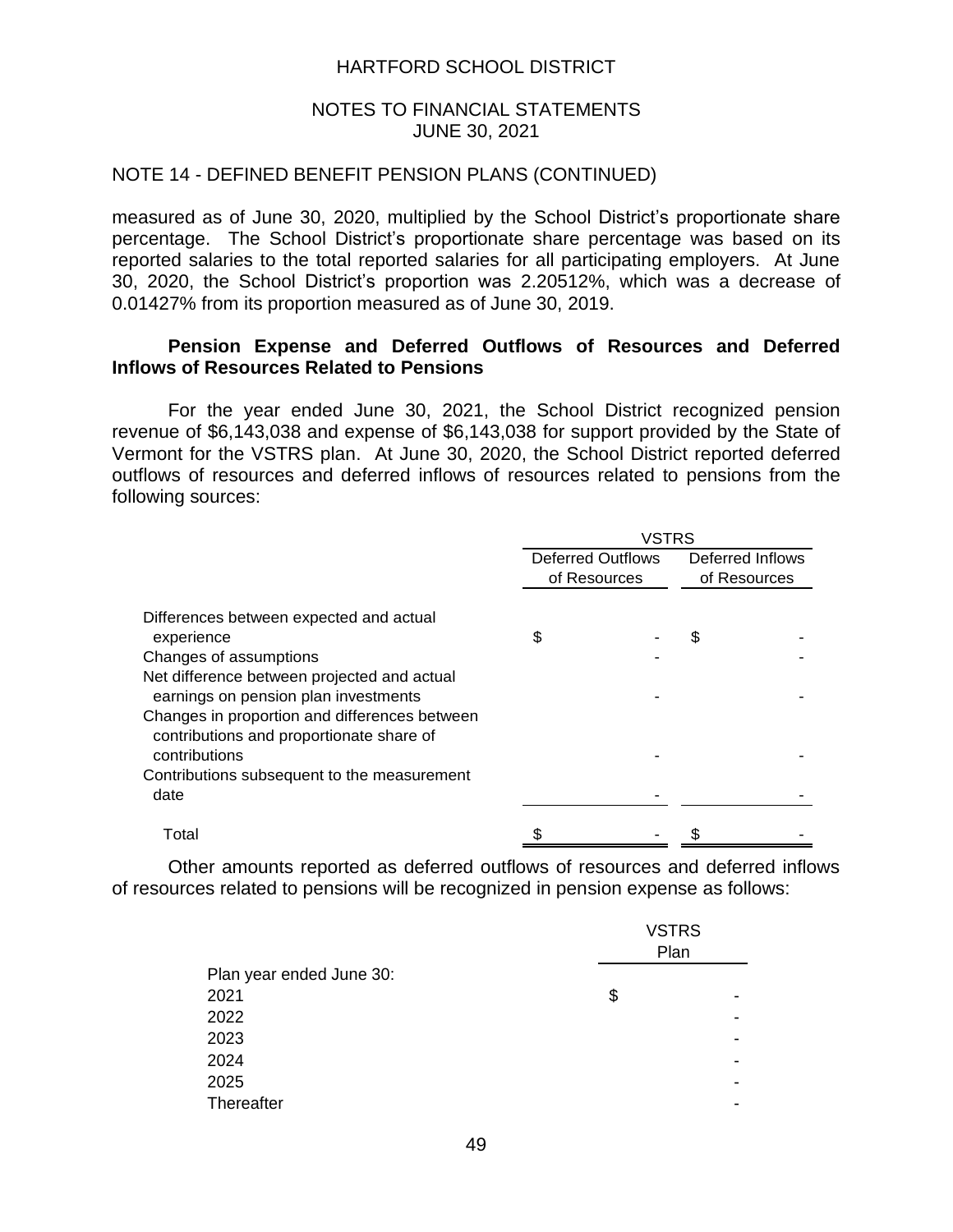NOTE 14 - DEFINED BENEFIT PENSION PLANS (CONTINUED)

measured as of June 30, 2020, multiplied by the School District's proportionate share percentage. The School District's proportionate share percentage was based on its reported salaries to the total reported salaries for all participating employers. At June 30, 2020, the School District's proportion was 2.20512%, which was a decrease of 0.01427% from its proportion measured as of June 30, 2019.

**Pension Expense and Deferred Outflows of Resources and Deferred Inflows of Resources Related to Pensions**

For the year ended June 30, 2021, the School District recognized pension revenue of $6,143,038 and expense of $6,143,038 for support provided by the State of Vermont for the VSTRS plan. At June 30, 2020, the School District reported deferred outflows of resources and deferred inflows of resources related to pensions from the following sources:

| | VSTRS | |
|---|---|---|
| | Deferred Outflows of Resources | Deferred Inflows of Resources |
| Differences between expected and actual experience | $ - | $ - |
| Changes of assumptions | - | - |
| Net difference between projected and actual earnings on pension plan investments | - | - |
| Changes in proportion and differences between contributions and proportionate share of contributions | - | - |
| Contributions subsequent to the measurement date | - | - |
| Total | $ - | $ - |

Other amounts reported as deferred outflows of resources and deferred inflows of resources related to pensions will be recognized in pension expense as follows:

| | VSTRS Plan |
|---|---|
| Plan year ended June 30: | |
| 2021 | $ - |
| 2022 | - |
| 2023 | - |
| 2024 | - |
| 2025 | - |
| Thereafter | - |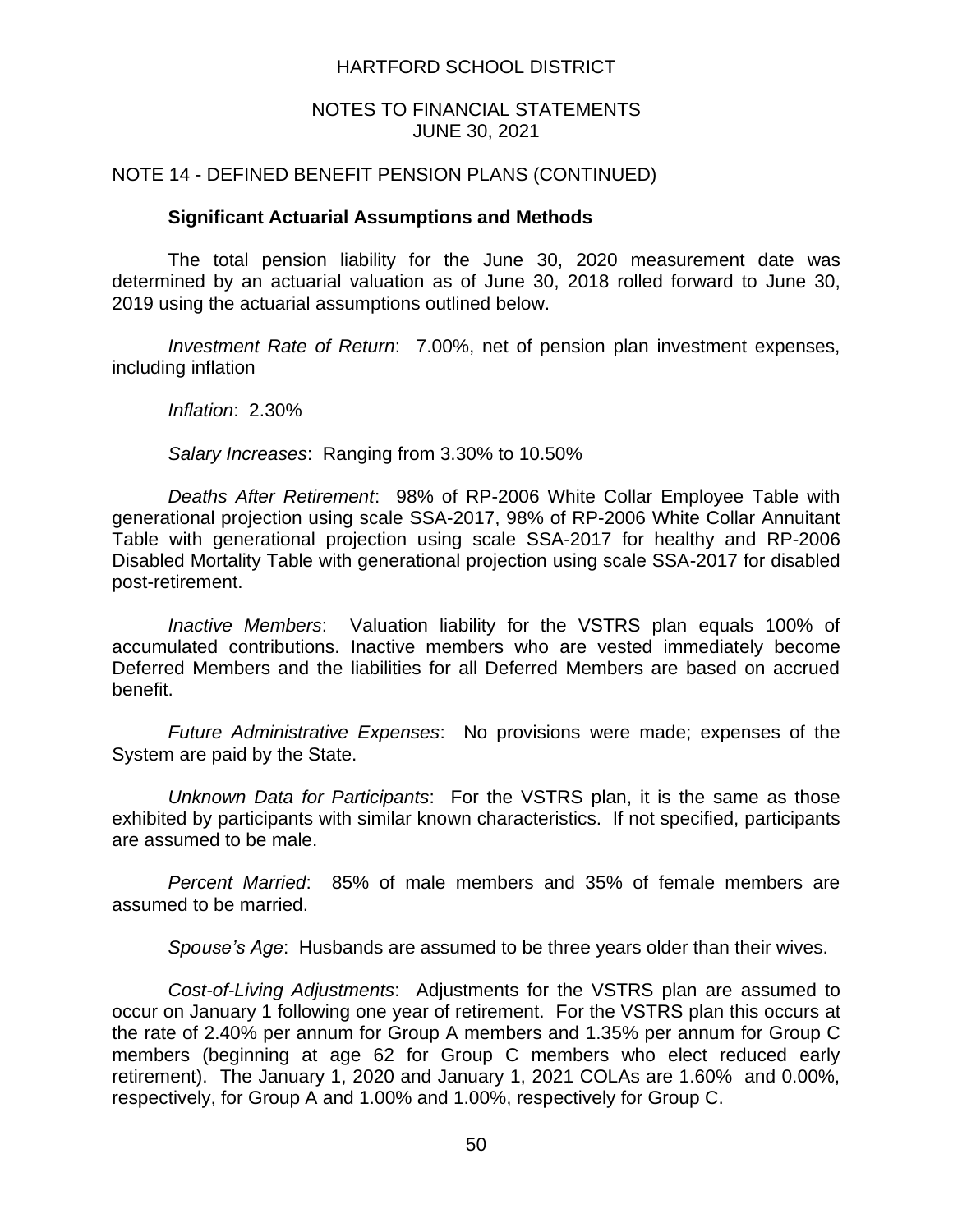NOTE 14 - DEFINED BENEFIT PENSION PLANS (CONTINUED)

**Significant Actuarial Assumptions and Methods**

The total pension liability for the June 30, 2020 measurement date was determined by an actuarial valuation as of June 30, 2018 rolled forward to June 30, 2019 using the actuarial assumptions outlined below.

*Investment Rate of Return*: 7.00%, net of pension plan investment expenses, including inflation

*Inflation*: 2.30%

*Salary Increases*: Ranging from 3.30% to 10.50%

*Deaths After Retirement*: 98% of RP-2006 White Collar Employee Table with generational projection using scale SSA-2017, 98% of RP-2006 White Collar Annuitant Table with generational projection using scale SSA-2017 for healthy and RP-2006 Disabled Mortality Table with generational projection using scale SSA-2017 for disabled post-retirement.

*Inactive Members*: Valuation liability for the VSTRS plan equals 100% of accumulated contributions. Inactive members who are vested immediately become Deferred Members and the liabilities for all Deferred Members are based on accrued benefit.

*Future Administrative Expenses*: No provisions were made; expenses of the System are paid by the State.

*Unknown Data for Participants*: For the VSTRS plan, it is the same as those exhibited by participants with similar known characteristics. If not specified, participants are assumed to be male.

*Percent Married*: 85% of male members and 35% of female members are assumed to be married.

*Spouse's Age*: Husbands are assumed to be three years older than their wives.

*Cost-of-Living Adjustments*: Adjustments for the VSTRS plan are assumed to occur on January 1 following one year of retirement. For the VSTRS plan this occurs at the rate of 2.40% per annum for Group A members and 1.35% per annum for Group C members (beginning at age 62 for Group C members who elect reduced early retirement). The January 1, 2020 and January 1, 2021 COLAs are 1.60% and 0.00%, respectively, for Group A and 1.00% and 1.00%, respectively for Group C.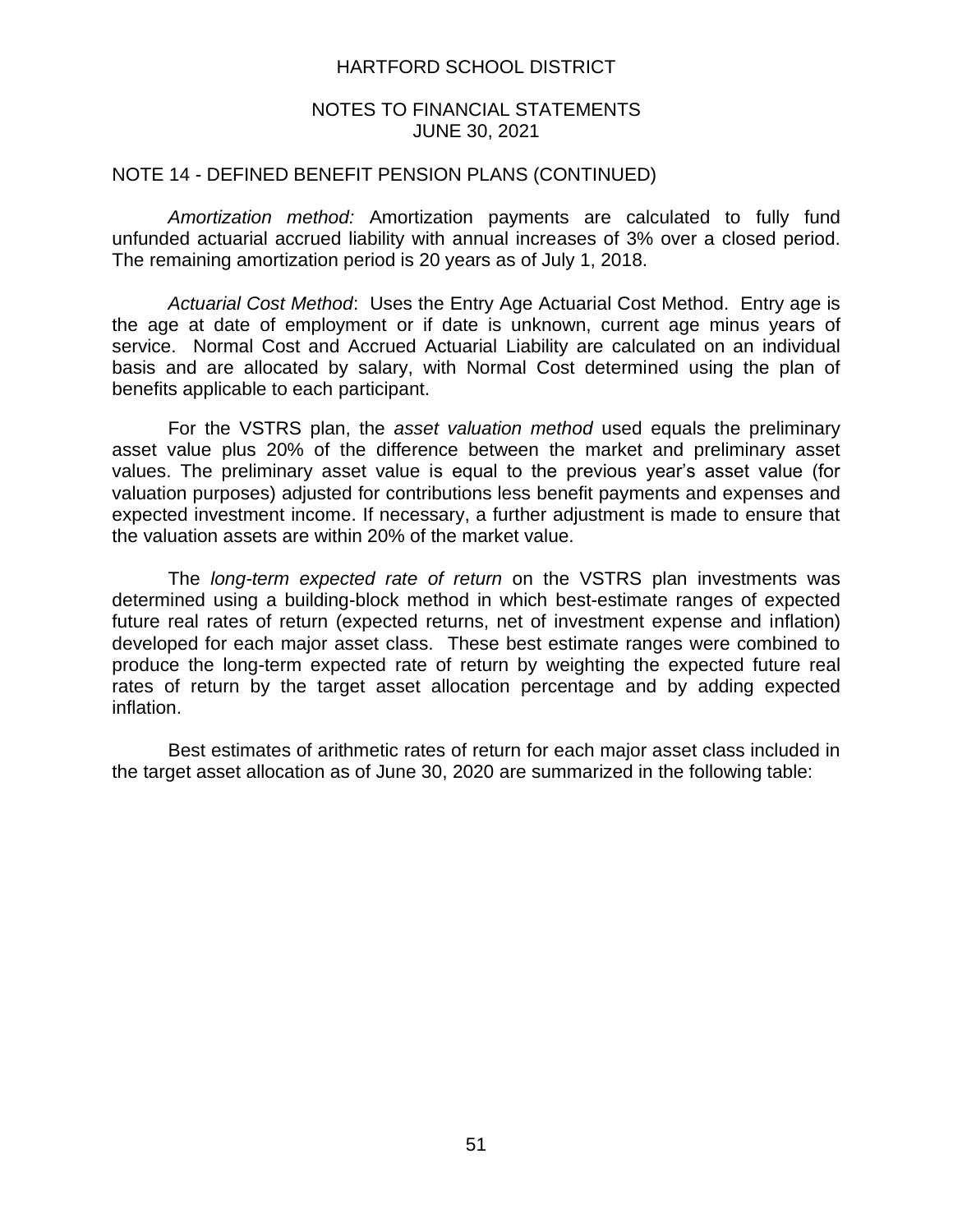## NOTE 14 - DEFINED BENEFIT PENSION PLANS (CONTINUED)

*Amortization method:* Amortization payments are calculated to fully fund unfunded actuarial accrued liability with annual increases of 3% over a closed period. The remaining amortization period is 20 years as of July 1, 2018.

*Actuarial Cost Method*: Uses the Entry Age Actuarial Cost Method. Entry age is the age at date of employment or if date is unknown, current age minus years of service. Normal Cost and Accrued Actuarial Liability are calculated on an individual basis and are allocated by salary, with Normal Cost determined using the plan of benefits applicable to each participant.

For the VSTRS plan, the *asset valuation method* used equals the preliminary asset value plus 20% of the difference between the market and preliminary asset values. The preliminary asset value is equal to the previous year's asset value (for valuation purposes) adjusted for contributions less benefit payments and expenses and expected investment income. If necessary, a further adjustment is made to ensure that the valuation assets are within 20% of the market value.

The *long-term expected rate of return* on the VSTRS plan investments was determined using a building-block method in which best-estimate ranges of expected future real rates of return (expected returns, net of investment expense and inflation) developed for each major asset class. These best estimate ranges were combined to produce the long-term expected rate of return by weighting the expected future real rates of return by the target asset allocation percentage and by adding expected inflation.

Best estimates of arithmetic rates of return for each major asset class included in the target asset allocation as of June 30, 2020 are summarized in the following table: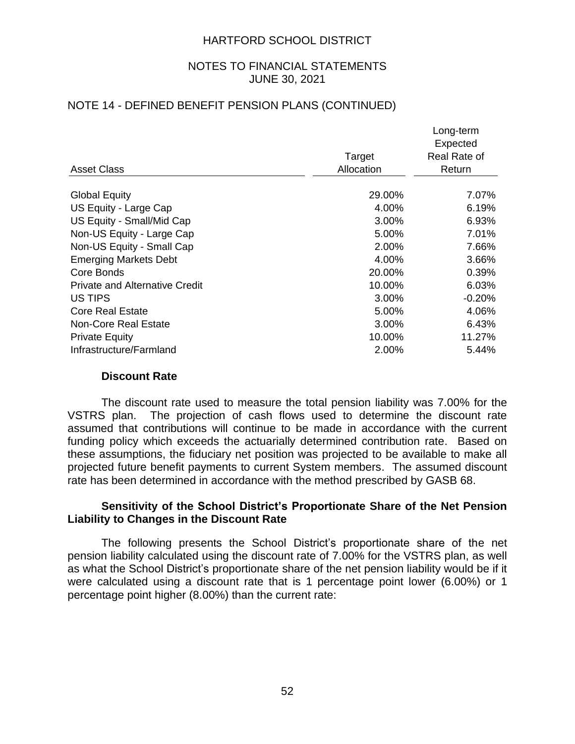HARTFORD SCHOOL DISTRICT

NOTES TO FINANCIAL STATEMENTS
JUNE 30, 2021

## NOTE 14 - DEFINED BENEFIT PENSION PLANS (CONTINUED)

| Asset Class | Target Allocation | Long-term Expected Real Rate of Return |
|---|---|---|
| Global Equity | 29.00% | 7.07% |
| US Equity - Large Cap | 4.00% | 6.19% |
| US Equity - Small/Mid Cap | 3.00% | 6.93% |
| Non-US Equity - Large Cap | 5.00% | 7.01% |
| Non-US Equity - Small Cap | 2.00% | 7.66% |
| Emerging Markets Debt | 4.00% | 3.66% |
| Core Bonds | 20.00% | 0.39% |
| Private and Alternative Credit | 10.00% | 6.03% |
| US TIPS | 3.00% | -0.20% |
| Core Real Estate | 5.00% | 4.06% |
| Non-Core Real Estate | 3.00% | 6.43% |
| Private Equity | 10.00% | 11.27% |
| Infrastructure/Farmland | 2.00% | 5.44% |

### Discount Rate

The discount rate used to measure the total pension liability was 7.00% for the VSTRS plan. The projection of cash flows used to determine the discount rate assumed that contributions will continue to be made in accordance with the current funding policy which exceeds the actuarially determined contribution rate. Based on these assumptions, the fiduciary net position was projected to be available to make all projected future benefit payments to current System members. The assumed discount rate has been determined in accordance with the method prescribed by GASB 68.

### Sensitivity of the School District's Proportionate Share of the Net Pension Liability to Changes in the Discount Rate

The following presents the School District's proportionate share of the net pension liability calculated using the discount rate of 7.00% for the VSTRS plan, as well as what the School District's proportionate share of the net pension liability would be if it were calculated using a discount rate that is 1 percentage point lower (6.00%) or 1 percentage point higher (8.00%) than the current rate: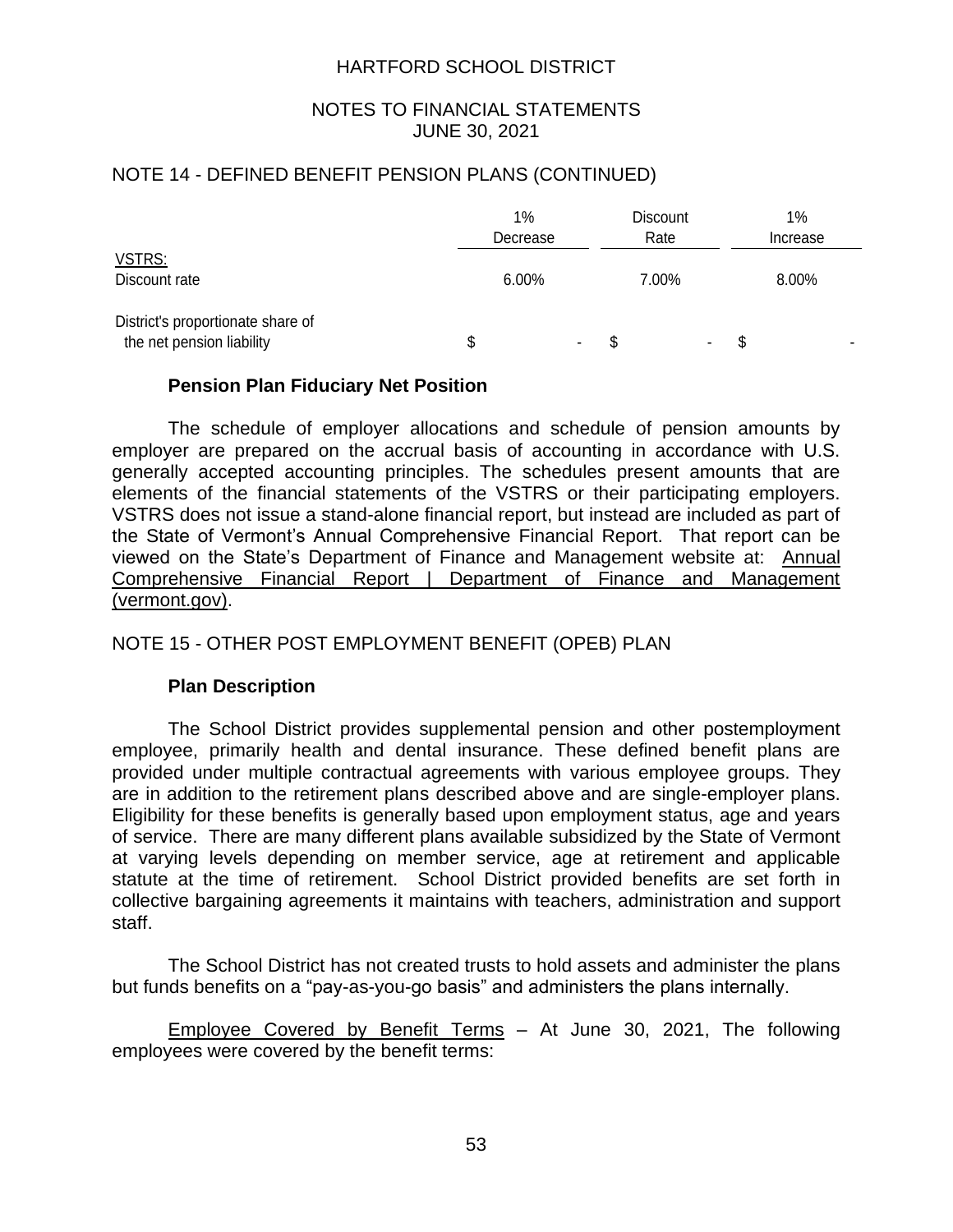## NOTE 14 - DEFINED BENEFIT PENSION PLANS (CONTINUED)

| | 1% Decrease | Discount Rate | 1% Increase |
|---|---|---|---|
| VSTRS: | | | |
| Discount rate | 6.00% | 7.00% | 8.00% |
| District's proportionate share of the net pension liability | $ - | $ - | $ - |

### Pension Plan Fiduciary Net Position

The schedule of employer allocations and schedule of pension amounts by employer are prepared on the accrual basis of accounting in accordance with U.S. generally accepted accounting principles. The schedules present amounts that are elements of the financial statements of the VSTRS or their participating employers. VSTRS does not issue a stand-alone financial report, but instead are included as part of the State of Vermont's Annual Comprehensive Financial Report. That report can be viewed on the State's Department of Finance and Management website at: Annual Comprehensive Financial Report | Department of Finance and Management (vermont.gov).

## NOTE 15 - OTHER POST EMPLOYMENT BENEFIT (OPEB) PLAN

### Plan Description

The School District provides supplemental pension and other postemployment employee, primarily health and dental insurance. These defined benefit plans are provided under multiple contractual agreements with various employee groups. They are in addition to the retirement plans described above and are single-employer plans. Eligibility for these benefits is generally based upon employment status, age and years of service. There are many different plans available subsidized by the State of Vermont at varying levels depending on member service, age at retirement and applicable statute at the time of retirement. School District provided benefits are set forth in collective bargaining agreements it maintains with teachers, administration and support staff.

The School District has not created trusts to hold assets and administer the plans but funds benefits on a "pay-as-you-go basis" and administers the plans internally.

Employee Covered by Benefit Terms – At June 30, 2021, The following employees were covered by the benefit terms: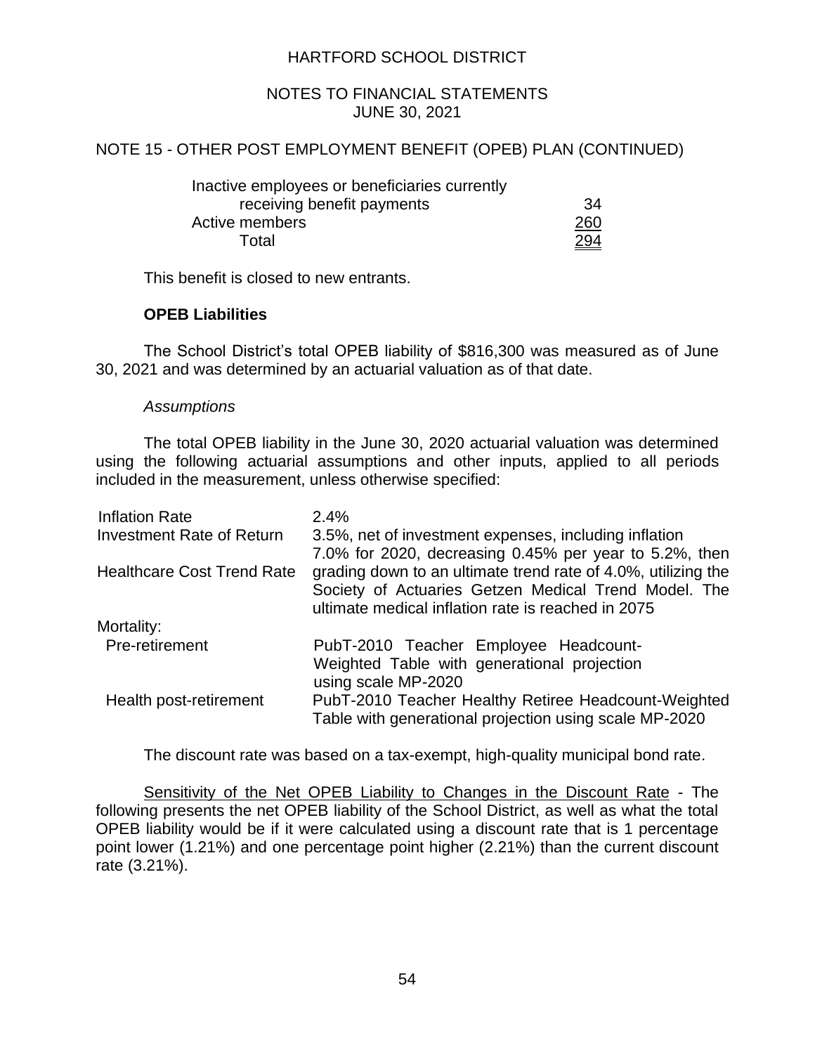# HARTFORD SCHOOL DISTRICT

## NOTES TO FINANCIAL STATEMENTS
## JUNE 30, 2021

## NOTE 15 - OTHER POST EMPLOYMENT BENEFIT (OPEB) PLAN (CONTINUED)

| | |
|---|---|
| Inactive employees or beneficiaries currently receiving benefit payments | 34 |
| Active members | 260 |
| Total | 294 |

This benefit is closed to new entrants.

**OPEB Liabilities**

The School District's total OPEB liability of $816,300 was measured as of June 30, 2021 and was determined by an actuarial valuation as of that date.

*Assumptions*

The total OPEB liability in the June 30, 2020 actuarial valuation was determined using the following actuarial assumptions and other inputs, applied to all periods included in the measurement, unless otherwise specified:

| | |
|---|---|
| Inflation Rate | 2.4% |
| Investment Rate of Return | 3.5%, net of investment expenses, including inflation |
| Healthcare Cost Trend Rate | 7.0% for 2020, decreasing 0.45% per year to 5.2%, then grading down to an ultimate trend rate of 4.0%, utilizing the Society of Actuaries Getzen Medical Trend Model. The ultimate medical inflation rate is reached in 2075 |
| Mortality: | |
| Pre-retirement | PubT-2010 Teacher Employee Headcount-Weighted Table with generational projection using scale MP-2020 |
| Health post-retirement | PubT-2010 Teacher Healthy Retiree Headcount-Weighted Table with generational projection using scale MP-2020 |

The discount rate was based on a tax-exempt, high-quality municipal bond rate.

Sensitivity of the Net OPEB Liability to Changes in the Discount Rate - The following presents the net OPEB liability of the School District, as well as what the total OPEB liability would be if it were calculated using a discount rate that is 1 percentage point lower (1.21%) and one percentage point higher (2.21%) than the current discount rate (3.21%).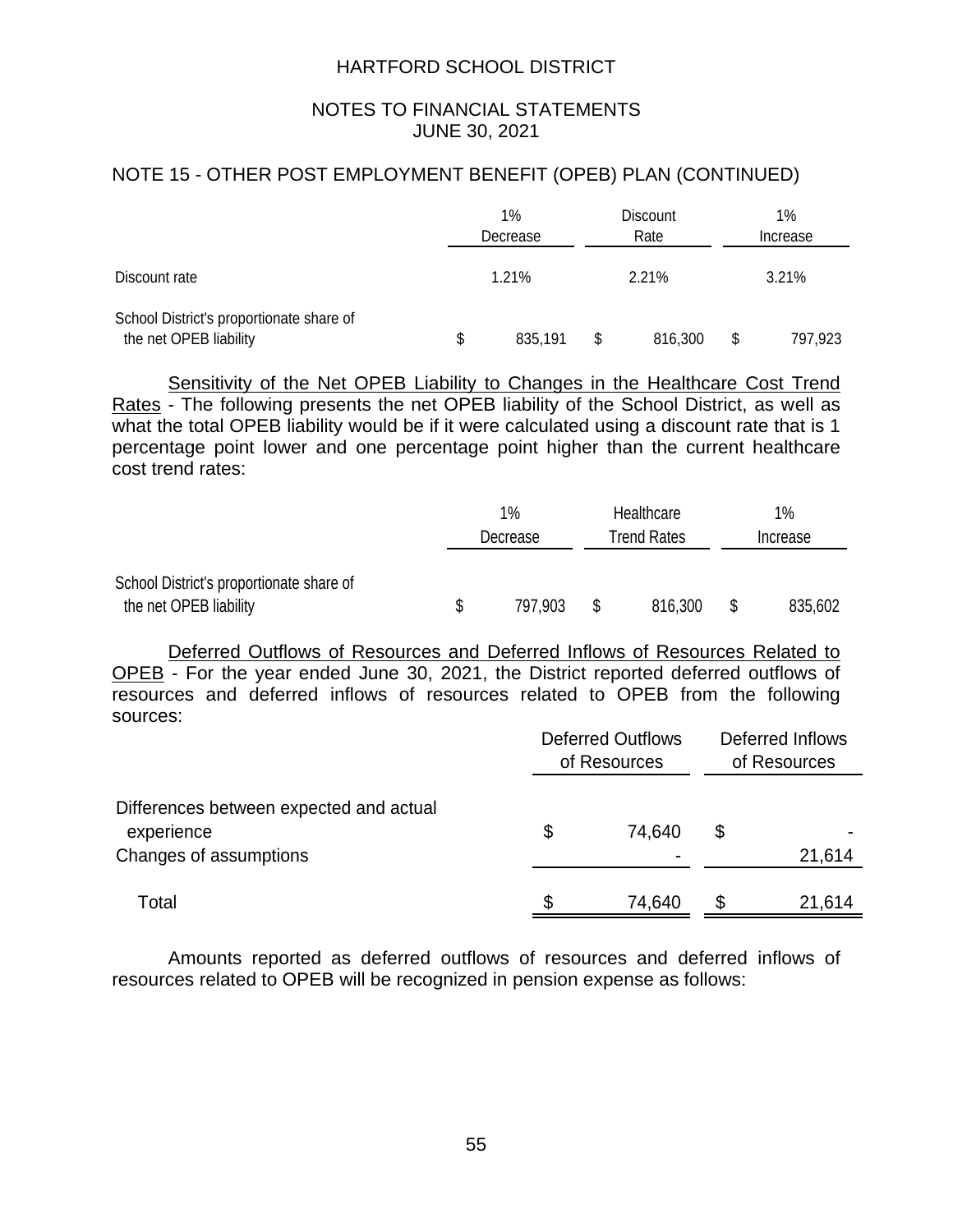## NOTE 15 - OTHER POST EMPLOYMENT BENEFIT (OPEB) PLAN (CONTINUED)

| | 1% Decrease | Discount Rate | 1% Increase |
|---|---|---|---|
| Discount rate | 1.21% | 2.21% | 3.21% |
| School District's proportionate share of the net OPEB liability | $ 835,191 | $ 816,300 | $ 797,923 |

Sensitivity of the Net OPEB Liability to Changes in the Healthcare Cost Trend Rates - The following presents the net OPEB liability of the School District, as well as what the total OPEB liability would be if it were calculated using a discount rate that is 1 percentage point lower and one percentage point higher than the current healthcare cost trend rates:

| | 1% Decrease | Healthcare Trend Rates | 1% Increase |
|---|---|---|---|
| School District's proportionate share of the net OPEB liability | $ 797,903 | $ 816,300 | $ 835,602 |

Deferred Outflows of Resources and Deferred Inflows of Resources Related to OPEB - For the year ended June 30, 2021, the District reported deferred outflows of resources and deferred inflows of resources related to OPEB from the following sources:

| | Deferred Outflows of Resources | Deferred Inflows of Resources |
|---|---|---|
| Differences between expected and actual experience | $ 74,640 | $ - |
| Changes of assumptions | - | 21,614 |
| Total | $ 74,640 | $ 21,614 |

Amounts reported as deferred outflows of resources and deferred inflows of resources related to OPEB will be recognized in pension expense as follows: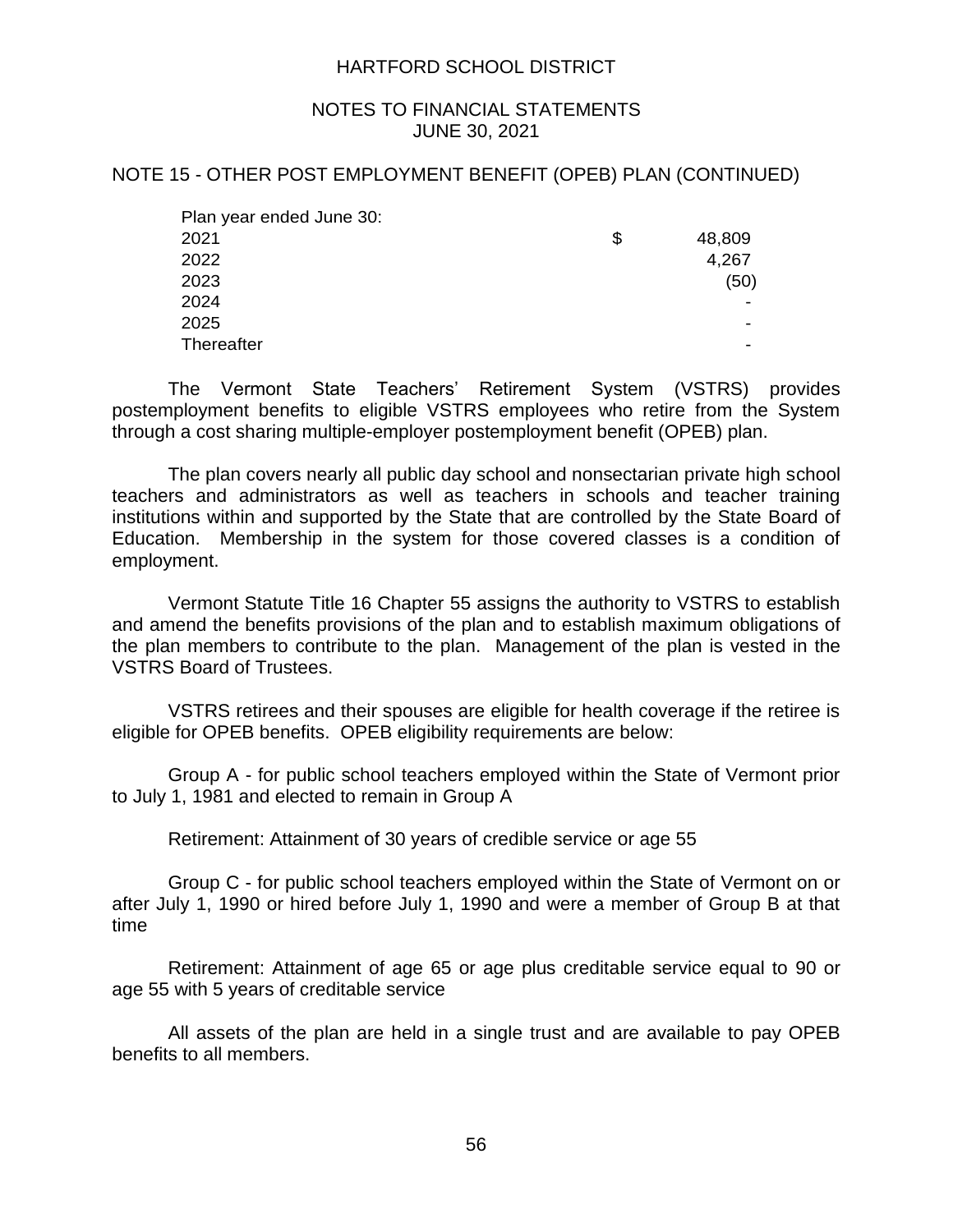## NOTE 15 - OTHER POST EMPLOYMENT BENEFIT (OPEB) PLAN (CONTINUED)

| Plan year ended June 30: | | |
|---|---|---|
| 2021 | $ | 48,809 |
| 2022 | | 4,267 |
| 2023 | | (50) |
| 2024 | | - |
| 2025 | | - |
| Thereafter | | - |

The Vermont State Teachers' Retirement System (VSTRS) provides postemployment benefits to eligible VSTRS employees who retire from the System through a cost sharing multiple-employer postemployment benefit (OPEB) plan.

The plan covers nearly all public day school and nonsectarian private high school teachers and administrators as well as teachers in schools and teacher training institutions within and supported by the State that are controlled by the State Board of Education. Membership in the system for those covered classes is a condition of employment.

Vermont Statute Title 16 Chapter 55 assigns the authority to VSTRS to establish and amend the benefits provisions of the plan and to establish maximum obligations of the plan members to contribute to the plan. Management of the plan is vested in the VSTRS Board of Trustees.

VSTRS retirees and their spouses are eligible for health coverage if the retiree is eligible for OPEB benefits. OPEB eligibility requirements are below:

Group A - for public school teachers employed within the State of Vermont prior to July 1, 1981 and elected to remain in Group A

Retirement: Attainment of 30 years of credible service or age 55

Group C - for public school teachers employed within the State of Vermont on or after July 1, 1990 or hired before July 1, 1990 and were a member of Group B at that time

Retirement: Attainment of age 65 or age plus creditable service equal to 90 or age 55 with 5 years of creditable service

All assets of the plan are held in a single trust and are available to pay OPEB benefits to all members.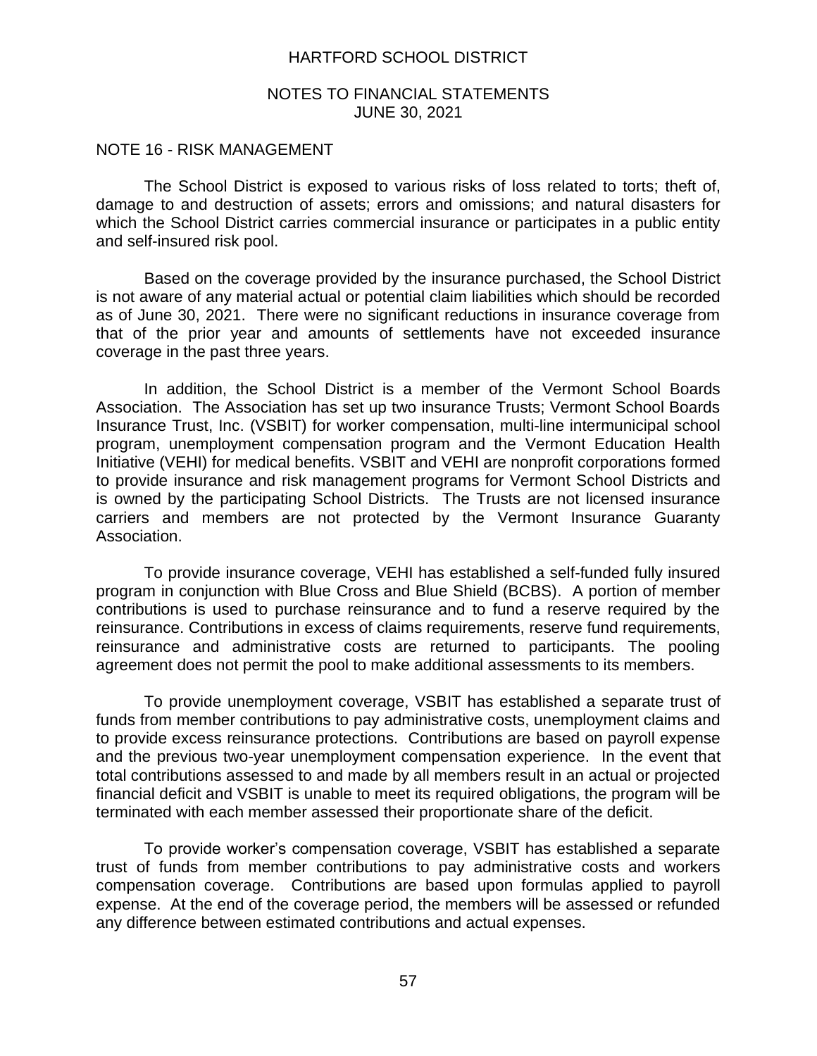## NOTE 16 - RISK MANAGEMENT

The School District is exposed to various risks of loss related to torts; theft of, damage to and destruction of assets; errors and omissions; and natural disasters for which the School District carries commercial insurance or participates in a public entity and self-insured risk pool.

Based on the coverage provided by the insurance purchased, the School District is not aware of any material actual or potential claim liabilities which should be recorded as of June 30, 2021. There were no significant reductions in insurance coverage from that of the prior year and amounts of settlements have not exceeded insurance coverage in the past three years.

In addition, the School District is a member of the Vermont School Boards Association. The Association has set up two insurance Trusts; Vermont School Boards Insurance Trust, Inc. (VSBIT) for worker compensation, multi-line intermunicipal school program, unemployment compensation program and the Vermont Education Health Initiative (VEHI) for medical benefits. VSBIT and VEHI are nonprofit corporations formed to provide insurance and risk management programs for Vermont School Districts and is owned by the participating School Districts. The Trusts are not licensed insurance carriers and members are not protected by the Vermont Insurance Guaranty Association.

To provide insurance coverage, VEHI has established a self-funded fully insured program in conjunction with Blue Cross and Blue Shield (BCBS). A portion of member contributions is used to purchase reinsurance and to fund a reserve required by the reinsurance. Contributions in excess of claims requirements, reserve fund requirements, reinsurance and administrative costs are returned to participants. The pooling agreement does not permit the pool to make additional assessments to its members.

To provide unemployment coverage, VSBIT has established a separate trust of funds from member contributions to pay administrative costs, unemployment claims and to provide excess reinsurance protections. Contributions are based on payroll expense and the previous two-year unemployment compensation experience. In the event that total contributions assessed to and made by all members result in an actual or projected financial deficit and VSBIT is unable to meet its required obligations, the program will be terminated with each member assessed their proportionate share of the deficit.

To provide worker's compensation coverage, VSBIT has established a separate trust of funds from member contributions to pay administrative costs and workers compensation coverage. Contributions are based upon formulas applied to payroll expense. At the end of the coverage period, the members will be assessed or refunded any difference between estimated contributions and actual expenses.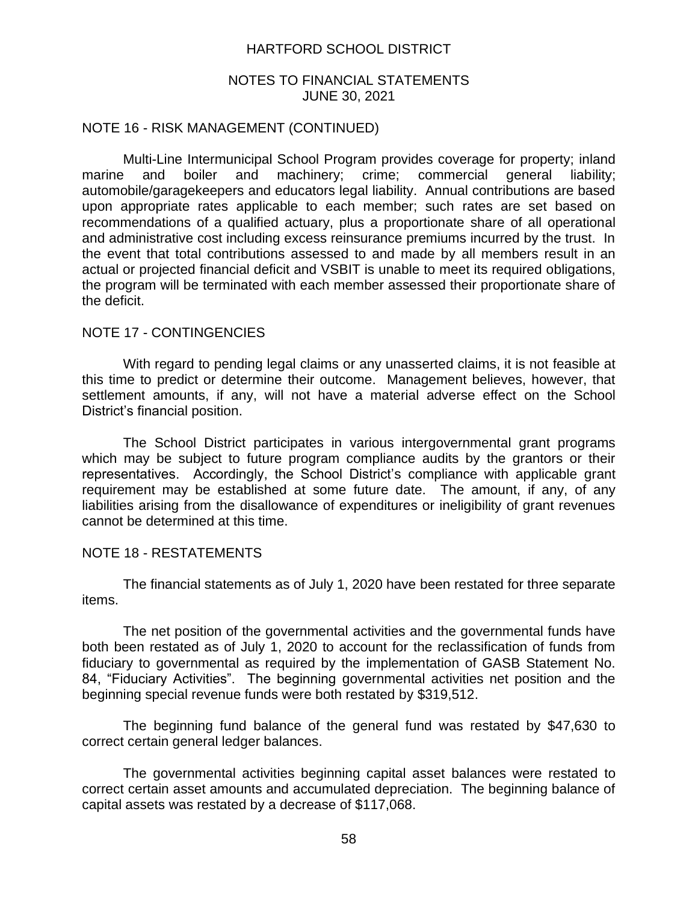## NOTE 16 - RISK MANAGEMENT (CONTINUED)

Multi-Line Intermunicipal School Program provides coverage for property; inland marine and boiler and machinery; crime; commercial general liability; automobile/garagekeepers and educators legal liability. Annual contributions are based upon appropriate rates applicable to each member; such rates are set based on recommendations of a qualified actuary, plus a proportionate share of all operational and administrative cost including excess reinsurance premiums incurred by the trust. In the event that total contributions assessed to and made by all members result in an actual or projected financial deficit and VSBIT is unable to meet its required obligations, the program will be terminated with each member assessed their proportionate share of the deficit.

## NOTE 17 - CONTINGENCIES

With regard to pending legal claims or any unasserted claims, it is not feasible at this time to predict or determine their outcome. Management believes, however, that settlement amounts, if any, will not have a material adverse effect on the School District's financial position.

The School District participates in various intergovernmental grant programs which may be subject to future program compliance audits by the grantors or their representatives. Accordingly, the School District's compliance with applicable grant requirement may be established at some future date. The amount, if any, of any liabilities arising from the disallowance of expenditures or ineligibility of grant revenues cannot be determined at this time.

## NOTE 18 - RESTATEMENTS

The financial statements as of July 1, 2020 have been restated for three separate items.

The net position of the governmental activities and the governmental funds have both been restated as of July 1, 2020 to account for the reclassification of funds from fiduciary to governmental as required by the implementation of GASB Statement No. 84, "Fiduciary Activities". The beginning governmental activities net position and the beginning special revenue funds were both restated by $319,512.

The beginning fund balance of the general fund was restated by $47,630 to correct certain general ledger balances.

The governmental activities beginning capital asset balances were restated to correct certain asset amounts and accumulated depreciation. The beginning balance of capital assets was restated by a decrease of $117,068.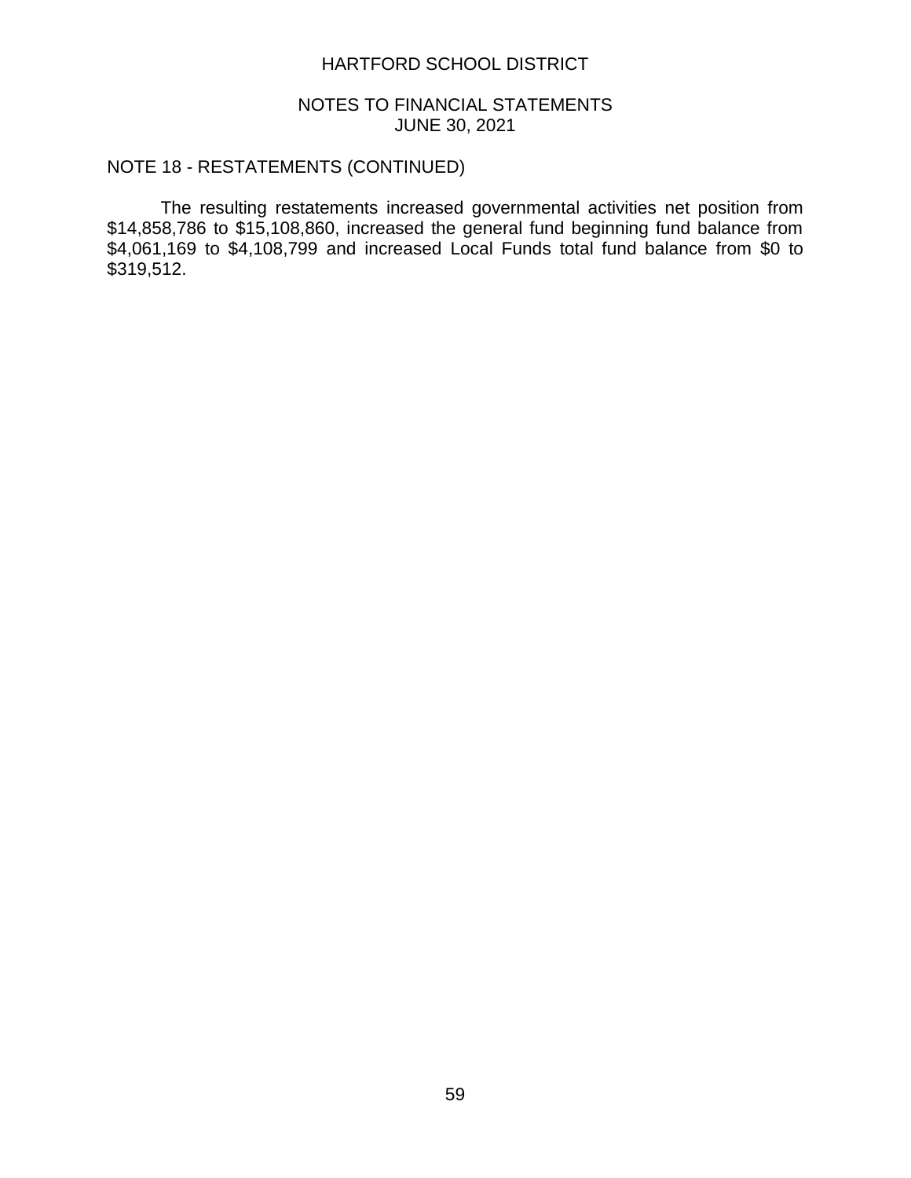## NOTE 18 - RESTATEMENTS (CONTINUED)

The resulting restatements increased governmental activities net position from $14,858,786 to $15,108,860, increased the general fund beginning fund balance from $4,061,169 to $4,108,799 and increased Local Funds total fund balance from $0 to $319,512.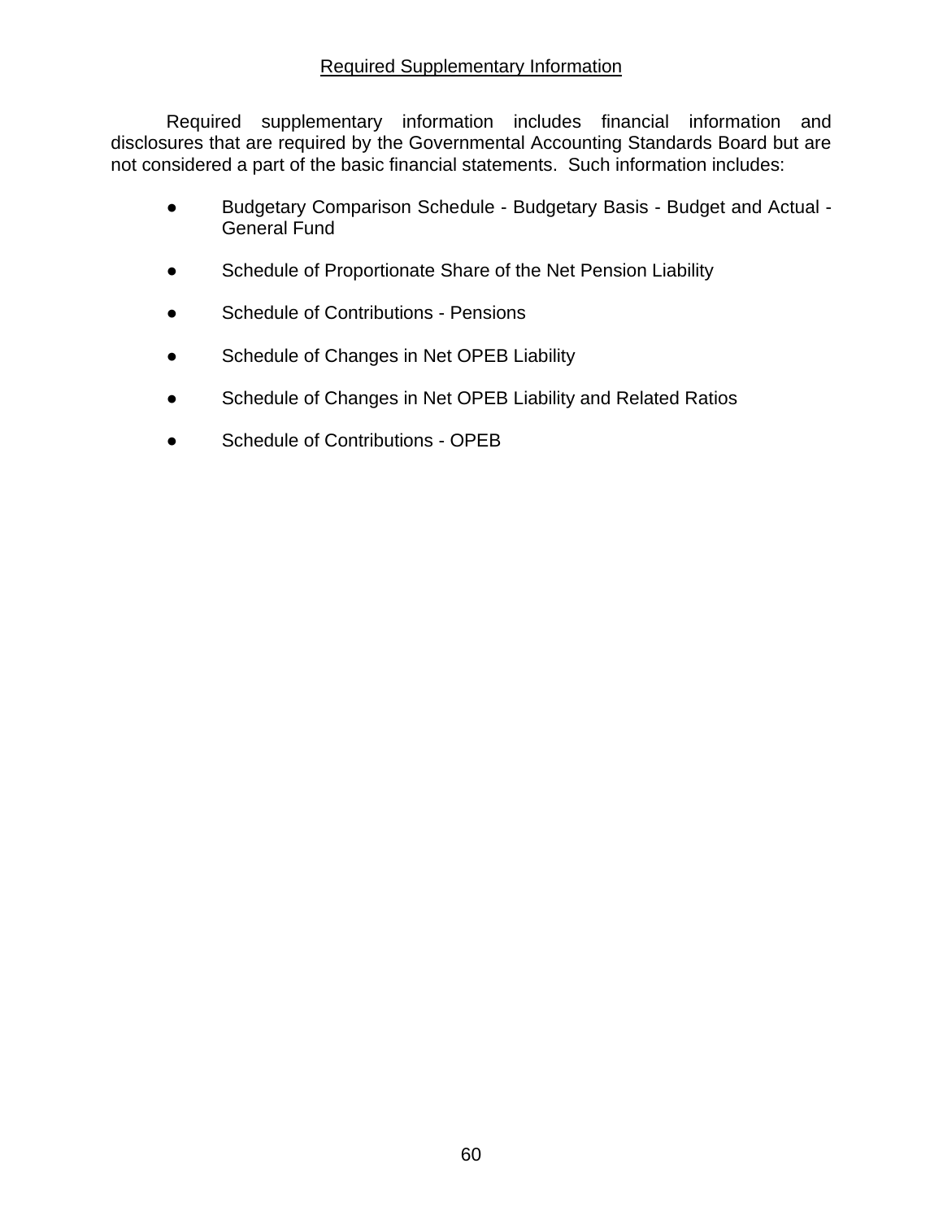## Required Supplementary Information

Required supplementary information includes financial information and disclosures that are required by the Governmental Accounting Standards Board but are not considered a part of the basic financial statements. Such information includes:

- Budgetary Comparison Schedule - Budgetary Basis - Budget and Actual - General Fund
- Schedule of Proportionate Share of the Net Pension Liability
- Schedule of Contributions - Pensions
- Schedule of Changes in Net OPEB Liability
- Schedule of Changes in Net OPEB Liability and Related Ratios
- Schedule of Contributions - OPEB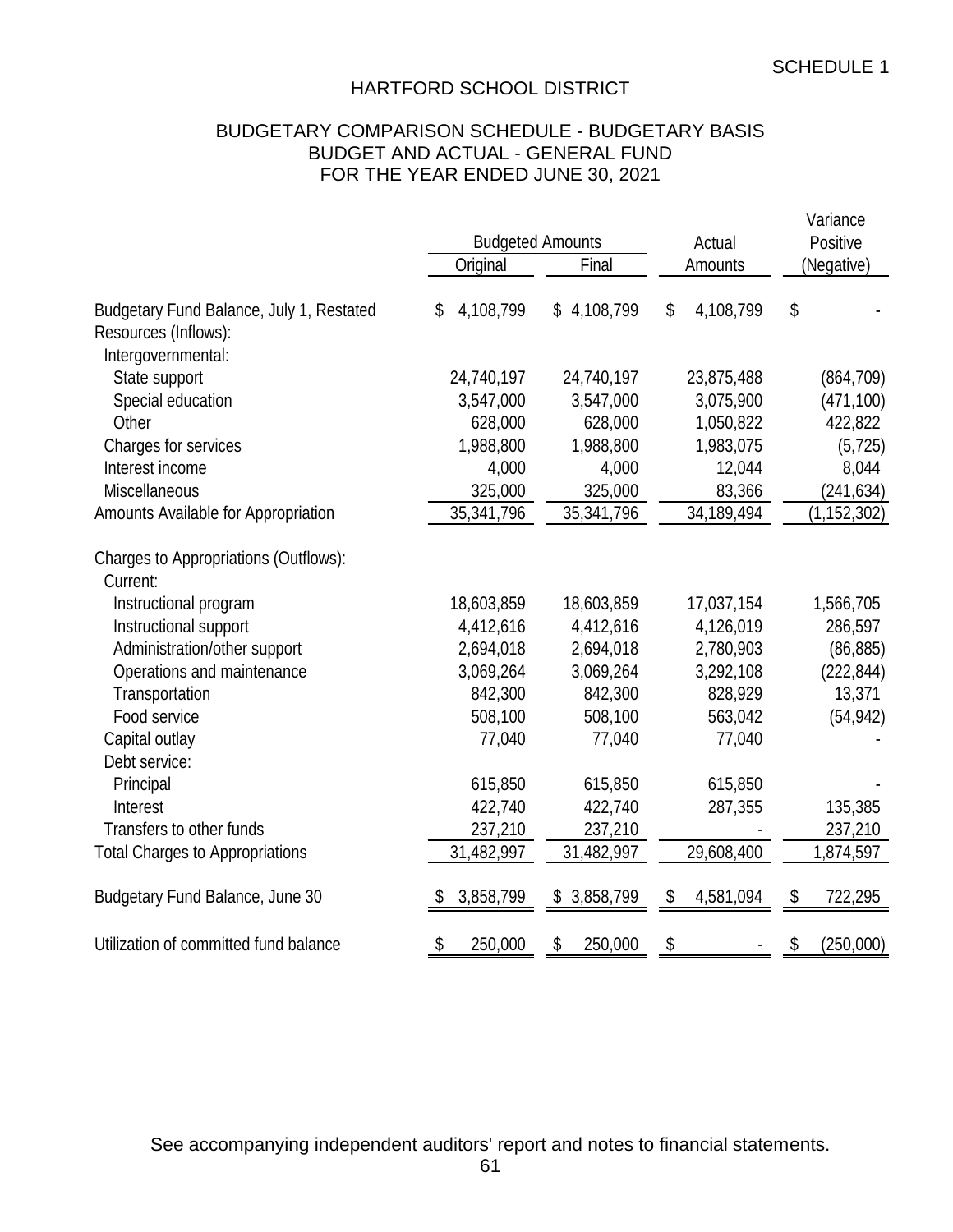SCHEDULE 1

# HARTFORD SCHOOL DISTRICT

## BUDGETARY COMPARISON SCHEDULE - BUDGETARY BASIS
## BUDGET AND ACTUAL - GENERAL FUND
## FOR THE YEAR ENDED JUNE 30, 2021

| | Budgeted Amounts | | Actual | Variance Positive |
|---|---|---|---|---|
| | Original | Final | Amounts | (Negative) |
| Budgetary Fund Balance, July 1, Restated | $ 4,108,799 | $ 4,108,799 | $ 4,108,799 | $ - |
| Resources (Inflows): | | | | |
| Intergovernmental: | | | | |
| State support | 24,740,197 | 24,740,197 | 23,875,488 | (864,709) |
| Special education | 3,547,000 | 3,547,000 | 3,075,900 | (471,100) |
| Other | 628,000 | 628,000 | 1,050,822 | 422,822 |
| Charges for services | 1,988,800 | 1,988,800 | 1,983,075 | (5,725) |
| Interest income | 4,000 | 4,000 | 12,044 | 8,044 |
| Miscellaneous | 325,000 | 325,000 | 83,366 | (241,634) |
| Amounts Available for Appropriation | 35,341,796 | 35,341,796 | 34,189,494 | (1,152,302) |
| Charges to Appropriations (Outflows): | | | | |
| Current: | | | | |
| Instructional program | 18,603,859 | 18,603,859 | 17,037,154 | 1,566,705 |
| Instructional support | 4,412,616 | 4,412,616 | 4,126,019 | 286,597 |
| Administration/other support | 2,694,018 | 2,694,018 | 2,780,903 | (86,885) |
| Operations and maintenance | 3,069,264 | 3,069,264 | 3,292,108 | (222,844) |
| Transportation | 842,300 | 842,300 | 828,929 | 13,371 |
| Food service | 508,100 | 508,100 | 563,042 | (54,942) |
| Capital outlay | 77,040 | 77,040 | 77,040 | - |
| Debt service: | | | | |
| Principal | 615,850 | 615,850 | 615,850 | - |
| Interest | 422,740 | 422,740 | 287,355 | 135,385 |
| Transfers to other funds | 237,210 | 237,210 | - | 237,210 |
| Total Charges to Appropriations | 31,482,997 | 31,482,997 | 29,608,400 | 1,874,597 |
| Budgetary Fund Balance, June 30 | $ 3,858,799 | $ 3,858,799 | $ 4,581,094 | $ 722,295 |
| Utilization of committed fund balance | $ 250,000 | $ 250,000 | $ - | $ (250,000) |

See accompanying independent auditors' report and notes to financial statements.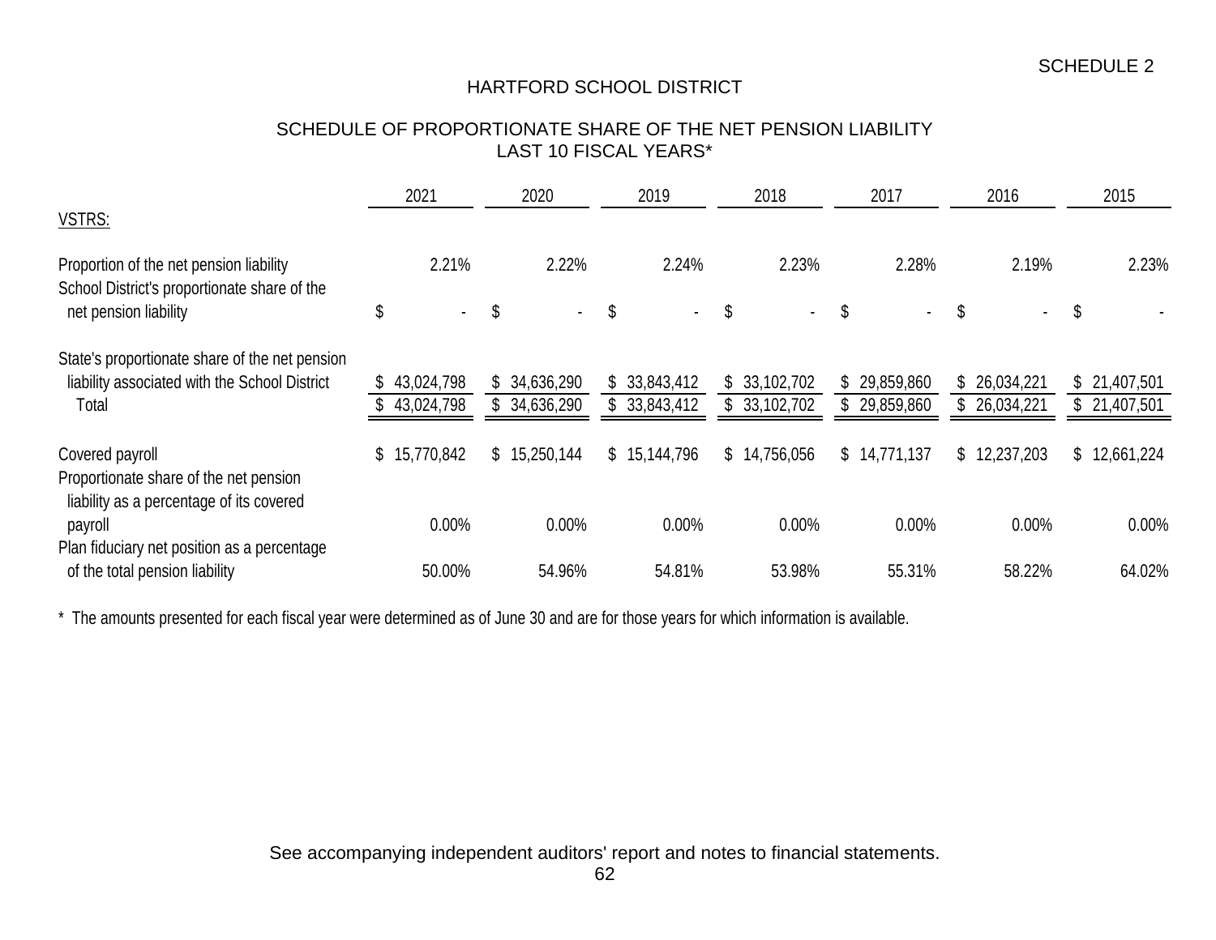SCHEDULE 2

# HARTFORD SCHOOL DISTRICT

## SCHEDULE OF PROPORTIONATE SHARE OF THE NET PENSION LIABILITY
## LAST 10 FISCAL YEARS*

| | 2021 | 2020 | 2019 | 2018 | 2017 | 2016 | 2015 |
|---|---|---|---|---|---|---|---|
| VSTRS: | | | | | | | |
| Proportion of the net pension liability | 2.21% | 2.22% | 2.24% | 2.23% | 2.28% | 2.19% | 2.23% |
| School District's proportionate share of the net pension liability | $ - | $ - | $ - | $ - | $ - | $ - | $ - |
| State's proportionate share of the net pension liability associated with the School District | $ 43,024,798 | $ 34,636,290 | $ 33,843,412 | $ 33,102,702 | $ 29,859,860 | $ 26,034,221 | $ 21,407,501 |
| Total | $ 43,024,798 | $ 34,636,290 | $ 33,843,412 | $ 33,102,702 | $ 29,859,860 | $ 26,034,221 | $ 21,407,501 |
| Covered payroll | $ 15,770,842 | $ 15,250,144 | $ 15,144,796 | $ 14,756,056 | $ 14,771,137 | $ 12,237,203 | $ 12,661,224 |
| Proportionate share of the net pension liability as a percentage of its covered payroll | 0.00% | 0.00% | 0.00% | 0.00% | 0.00% | 0.00% | 0.00% |
| Plan fiduciary net position as a percentage of the total pension liability | 50.00% | 54.96% | 54.81% | 53.98% | 55.31% | 58.22% | 64.02% |

* The amounts presented for each fiscal year were determined as of June 30 and are for those years for which information is available.

See accompanying independent auditors' report and notes to financial statements.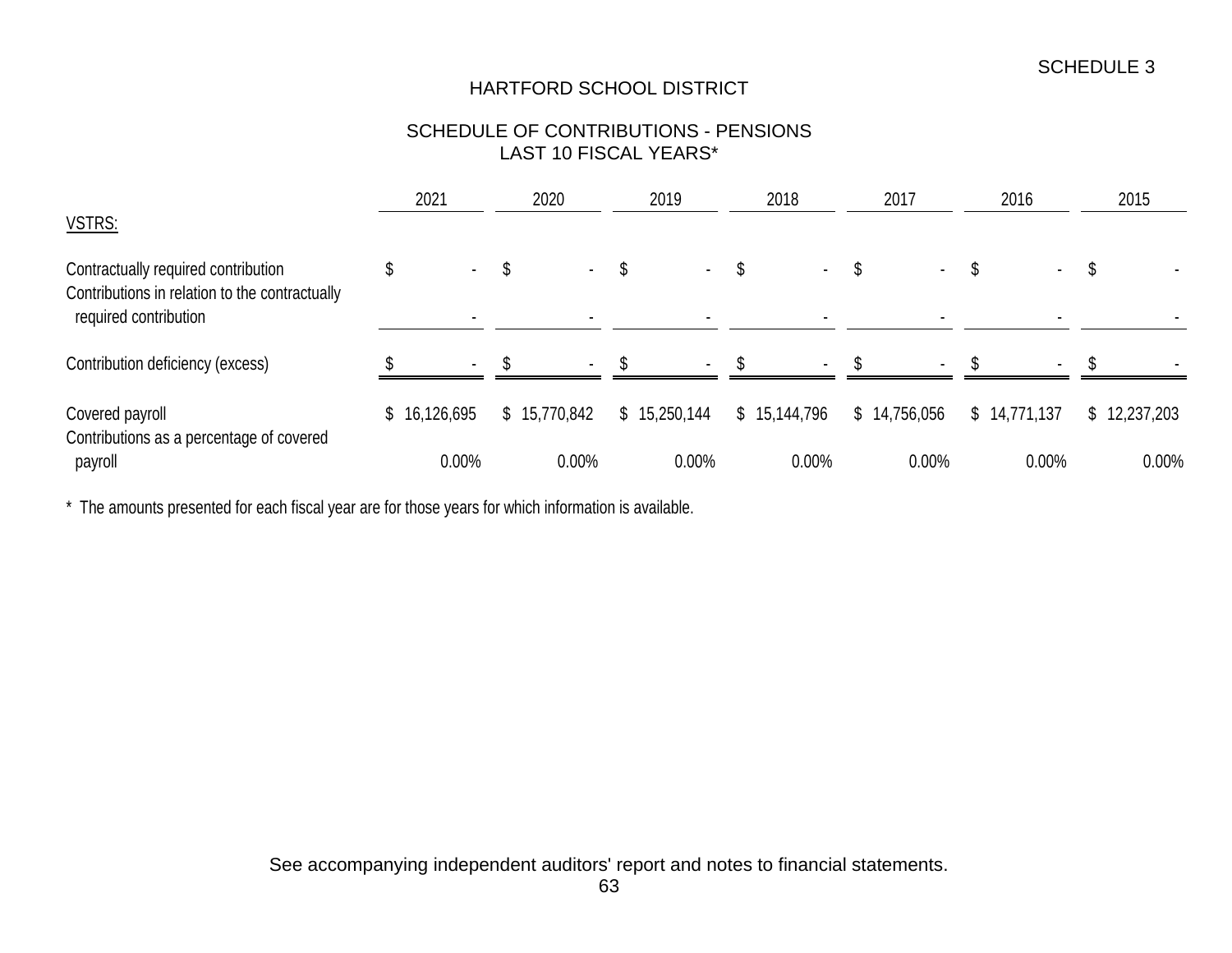SCHEDULE 3

# HARTFORD SCHOOL DISTRICT

## SCHEDULE OF CONTRIBUTIONS - PENSIONS
## LAST 10 FISCAL YEARS*

| | 2021 | 2020 | 2019 | 2018 | 2017 | 2016 | 2015 |
|---|---|---|---|---|---|---|---|
| VSTRS: | | | | | | | |
| Contractually required contribution | $ - | $ - | $ - | $ - | $ - | $ - | $ - |
| Contributions in relation to the contractually required contribution | - | - | - | - | - | - | - |
| Contribution deficiency (excess) | $ - | $ - | $ - | $ - | $ - | $ - | $ - |
| Covered payroll | $ 16,126,695 | $ 15,770,842 | $ 15,250,144 | $ 15,144,796 | $ 14,756,056 | $ 14,771,137 | $ 12,237,203 |
| Contributions as a percentage of covered payroll | 0.00% | 0.00% | 0.00% | 0.00% | 0.00% | 0.00% | 0.00% |

\* The amounts presented for each fiscal year are for those years for which information is available.

See accompanying independent auditors' report and notes to financial statements.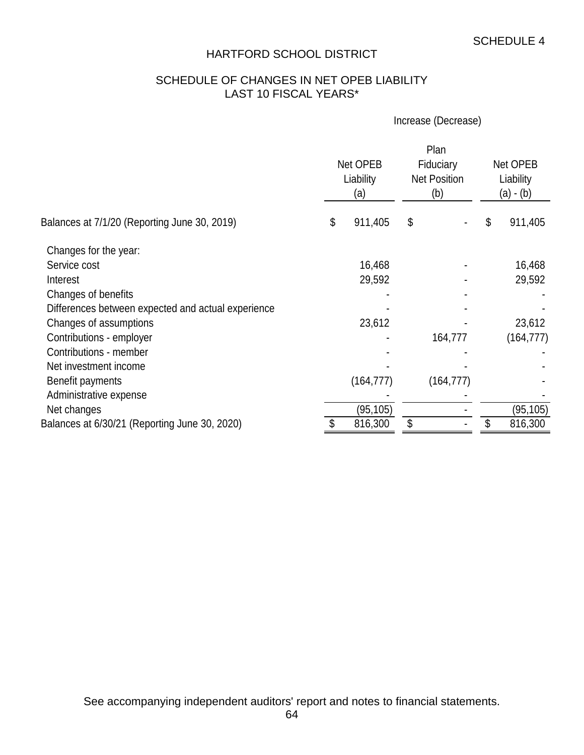SCHEDULE 4

# HARTFORD SCHOOL DISTRICT

## SCHEDULE OF CHANGES IN NET OPEB LIABILITY
## LAST 10 FISCAL YEARS*

| | Increase (Decrease) | | |
|---|---|---|---|
| | Net OPEB Liability (a) | Plan Fiduciary Net Position (b) | Net OPEB Liability (a) - (b) |
| Balances at 7/1/20 (Reporting June 30, 2019) | $ 911,405 | $ - | $ 911,405 |
| Changes for the year: | | | |
| Service cost | 16,468 | - | 16,468 |
| Interest | 29,592 | - | 29,592 |
| Changes of benefits | - | - | - |
| Differences between expected and actual experience | - | - | - |
| Changes of assumptions | 23,612 | - | 23,612 |
| Contributions - employer | - | 164,777 | (164,777) |
| Contributions - member | - | - | - |
| Net investment income | - | - | - |
| Benefit payments | (164,777) | (164,777) | - |
| Administrative expense | - | - | - |
| Net changes | (95,105) | - | (95,105) |
| Balances at 6/30/21 (Reporting June 30, 2020) | $ 816,300 | $ - | $ 816,300 |

See accompanying independent auditors' report and notes to financial statements.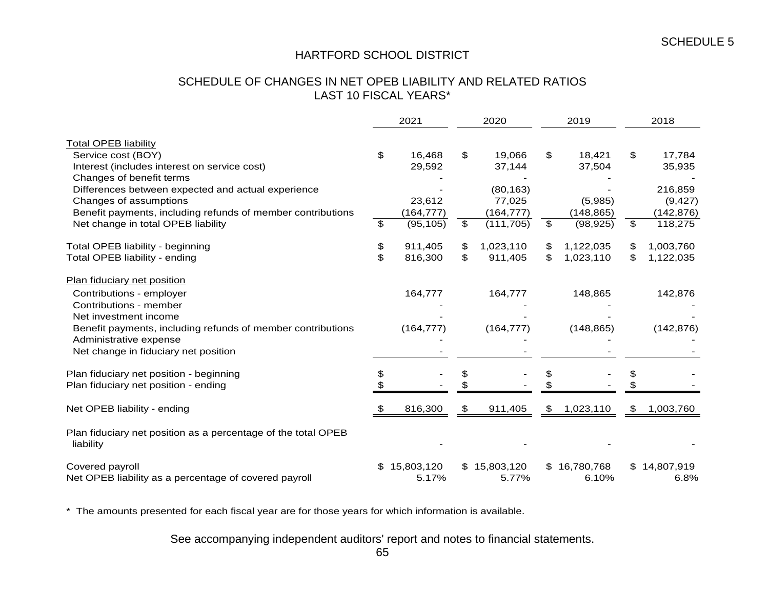SCHEDULE 5

# HARTFORD SCHOOL DISTRICT

## SCHEDULE OF CHANGES IN NET OPEB LIABILITY AND RELATED RATIOS
## LAST 10 FISCAL YEARS*

| | 2021 | 2020 | 2019 | 2018 |
|---|---|---|---|---|
| **Total OPEB liability** | | | | |
| Service cost (BOY) | $ 16,468 | $ 19,066 | $ 18,421 | $ 17,784 |
| Interest (includes interest on service cost) | 29,592 | 37,144 | 37,504 | 35,935 |
| Changes of benefit terms | - | - | - | - |
| Differences between expected and actual experience | - | (80,163) | - | 216,859 |
| Changes of assumptions | 23,612 | 77,025 | (5,985) | (9,427) |
| Benefit payments, including refunds of member contributions | (164,777) | (164,777) | (148,865) | (142,876) |
| Net change in total OPEB liability | $ (95,105) | $ (111,705) | $ (98,925) | $ 118,275 |
| | | | | |
| Total OPEB liability - beginning | $ 911,405 | $ 1,023,110 | $ 1,122,035 | $ 1,003,760 |
| Total OPEB liability - ending | $ 816,300 | $ 911,405 | $ 1,023,110 | $ 1,122,035 |
| | | | | |
| **Plan fiduciary net position** | | | | |
| Contributions - employer | 164,777 | 164,777 | 148,865 | 142,876 |
| Contributions - member | - | - | - | - |
| Net investment income | - | - | - | - |
| Benefit payments, including refunds of member contributions | (164,777) | (164,777) | (148,865) | (142,876) |
| Administrative expense | - | - | - | - |
| Net change in fiduciary net position | - | - | - | - |
| | | | | |
| Plan fiduciary net position - beginning | $ - | $ - | $ - | $ - |
| Plan fiduciary net position - ending | $ - | $ - | $ - | $ - |
| | | | | |
| Net OPEB liability - ending | $ 816,300 | $ 911,405 | $ 1,023,110 | $ 1,003,760 |
| | | | | |
| Plan fiduciary net position as a percentage of the total OPEB liability | - | - | - | - |
| | | | | |
| Covered payroll | $ 15,803,120 | $ 15,803,120 | $ 16,780,768 | $ 14,807,919 |
| Net OPEB liability as a percentage of covered payroll | 5.17% | 5.77% | 6.10% | 6.8% |

\* The amounts presented for each fiscal year are for those years for which information is available.

See accompanying independent auditors' report and notes to financial statements.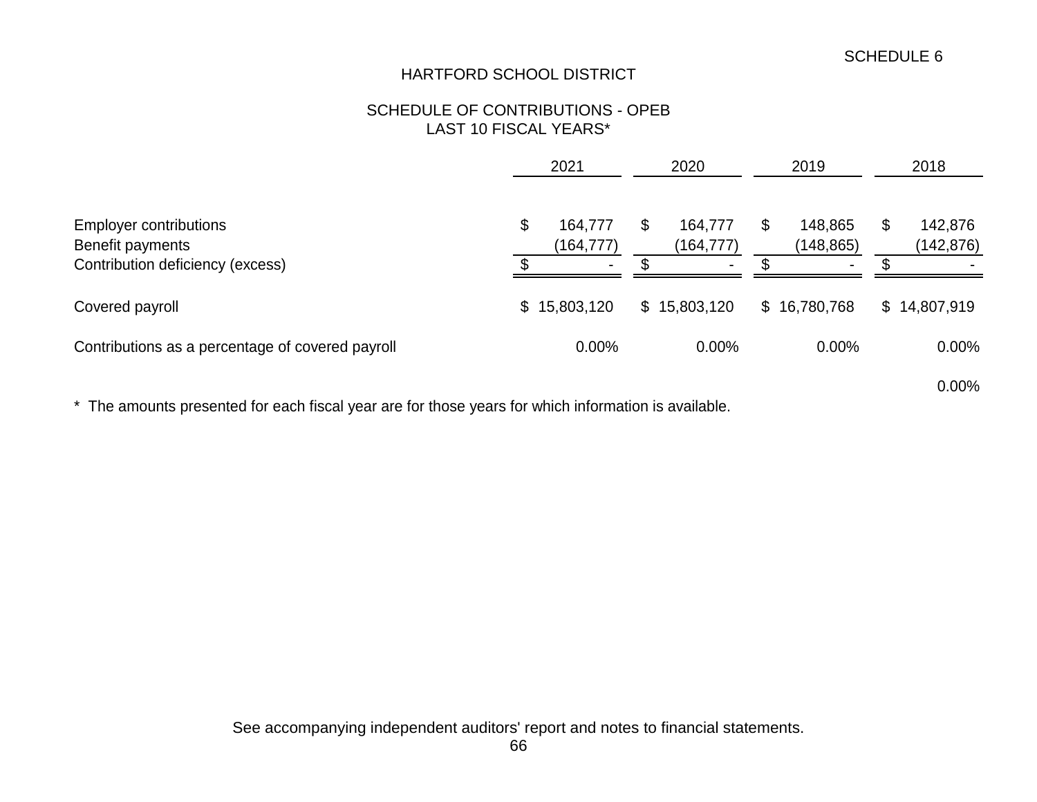SCHEDULE 6

# HARTFORD SCHOOL DISTRICT

## SCHEDULE OF CONTRIBUTIONS - OPEB
## LAST 10 FISCAL YEARS*

| | 2021 | 2020 | 2019 | 2018 |
|---|---|---|---|---|
| Employer contributions | $ 164,777 | $ 164,777 | $ 148,865 | $ 142,876 |
| Benefit payments | (164,777) | (164,777) | (148,865) | (142,876) |
| Contribution deficiency (excess) | $ - | $ - | $ - | $ - |
| Covered payroll | $ 15,803,120 | $ 15,803,120 | $ 16,780,768 | $ 14,807,919 |
| Contributions as a percentage of covered payroll | 0.00% | 0.00% | 0.00% | 0.00% |
| | | | | 0.00% |

\* The amounts presented for each fiscal year are for those years for which information is available.

See accompanying independent auditors' report and notes to financial statements.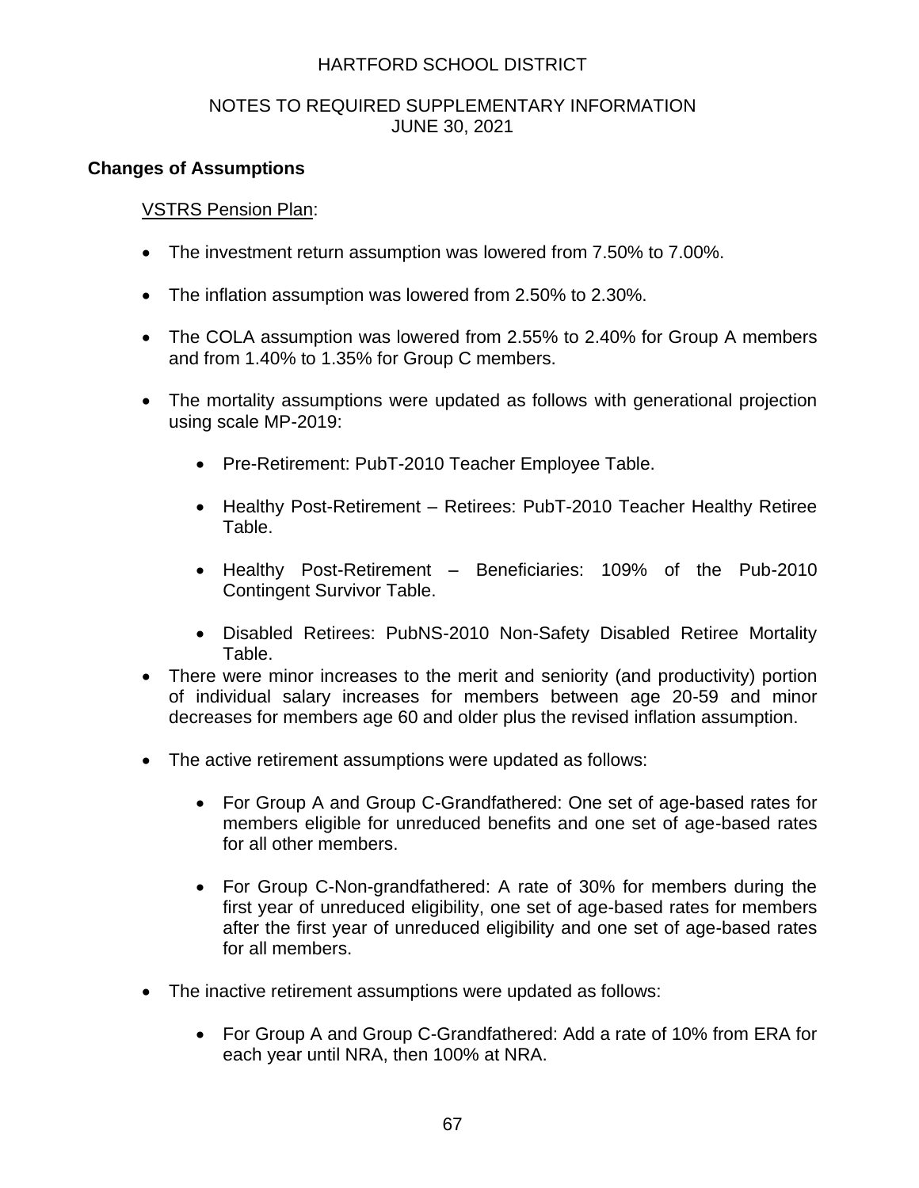## Changes of Assumptions

VSTRS Pension Plan:

- The investment return assumption was lowered from 7.50% to 7.00%.
- The inflation assumption was lowered from 2.50% to 2.30%.
- The COLA assumption was lowered from 2.55% to 2.40% for Group A members and from 1.40% to 1.35% for Group C members.
- The mortality assumptions were updated as follows with generational projection using scale MP-2019:
  - Pre-Retirement: PubT-2010 Teacher Employee Table.
  - Healthy Post-Retirement – Retirees: PubT-2010 Teacher Healthy Retiree Table.
  - Healthy Post-Retirement – Beneficiaries: 109% of the Pub-2010 Contingent Survivor Table.
  - Disabled Retirees: PubNS-2010 Non-Safety Disabled Retiree Mortality Table.
- There were minor increases to the merit and seniority (and productivity) portion of individual salary increases for members between age 20-59 and minor decreases for members age 60 and older plus the revised inflation assumption.
- The active retirement assumptions were updated as follows:
  - For Group A and Group C-Grandfathered: One set of age-based rates for members eligible for unreduced benefits and one set of age-based rates for all other members.
  - For Group C-Non-grandfathered: A rate of 30% for members during the first year of unreduced eligibility, one set of age-based rates for members after the first year of unreduced eligibility and one set of age-based rates for all members.
- The inactive retirement assumptions were updated as follows:
  - For Group A and Group C-Grandfathered: Add a rate of 10% from ERA for each year until NRA, then 100% at NRA.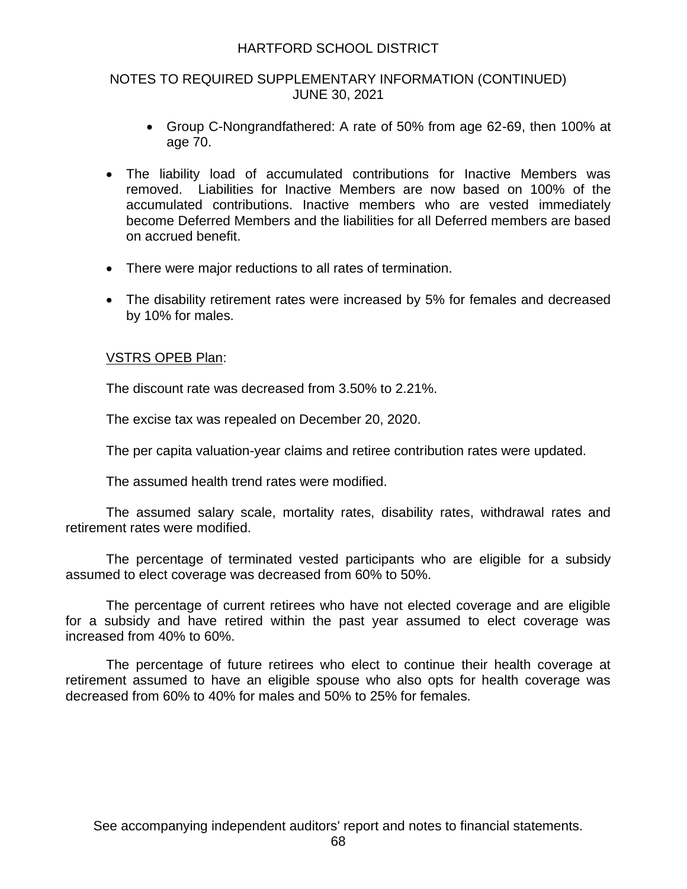- Group C-Nongrandfathered: A rate of 50% from age 62-69, then 100% at age 70.

- The liability load of accumulated contributions for Inactive Members was removed. Liabilities for Inactive Members are now based on 100% of the accumulated contributions. Inactive members who are vested immediately become Deferred Members and the liabilities for all Deferred members are based on accrued benefit.

- There were major reductions to all rates of termination.

- The disability retirement rates were increased by 5% for females and decreased by 10% for males.

VSTRS OPEB Plan:

The discount rate was decreased from 3.50% to 2.21%.

The excise tax was repealed on December 20, 2020.

The per capita valuation-year claims and retiree contribution rates were updated.

The assumed health trend rates were modified.

The assumed salary scale, mortality rates, disability rates, withdrawal rates and retirement rates were modified.

The percentage of terminated vested participants who are eligible for a subsidy assumed to elect coverage was decreased from 60% to 50%.

The percentage of current retirees who have not elected coverage and are eligible for a subsidy and have retired within the past year assumed to elect coverage was increased from 40% to 60%.

The percentage of future retirees who elect to continue their health coverage at retirement assumed to have an eligible spouse who also opts for health coverage was decreased from 60% to 40% for males and 50% to 25% for females.

See accompanying independent auditors' report and notes to financial statements.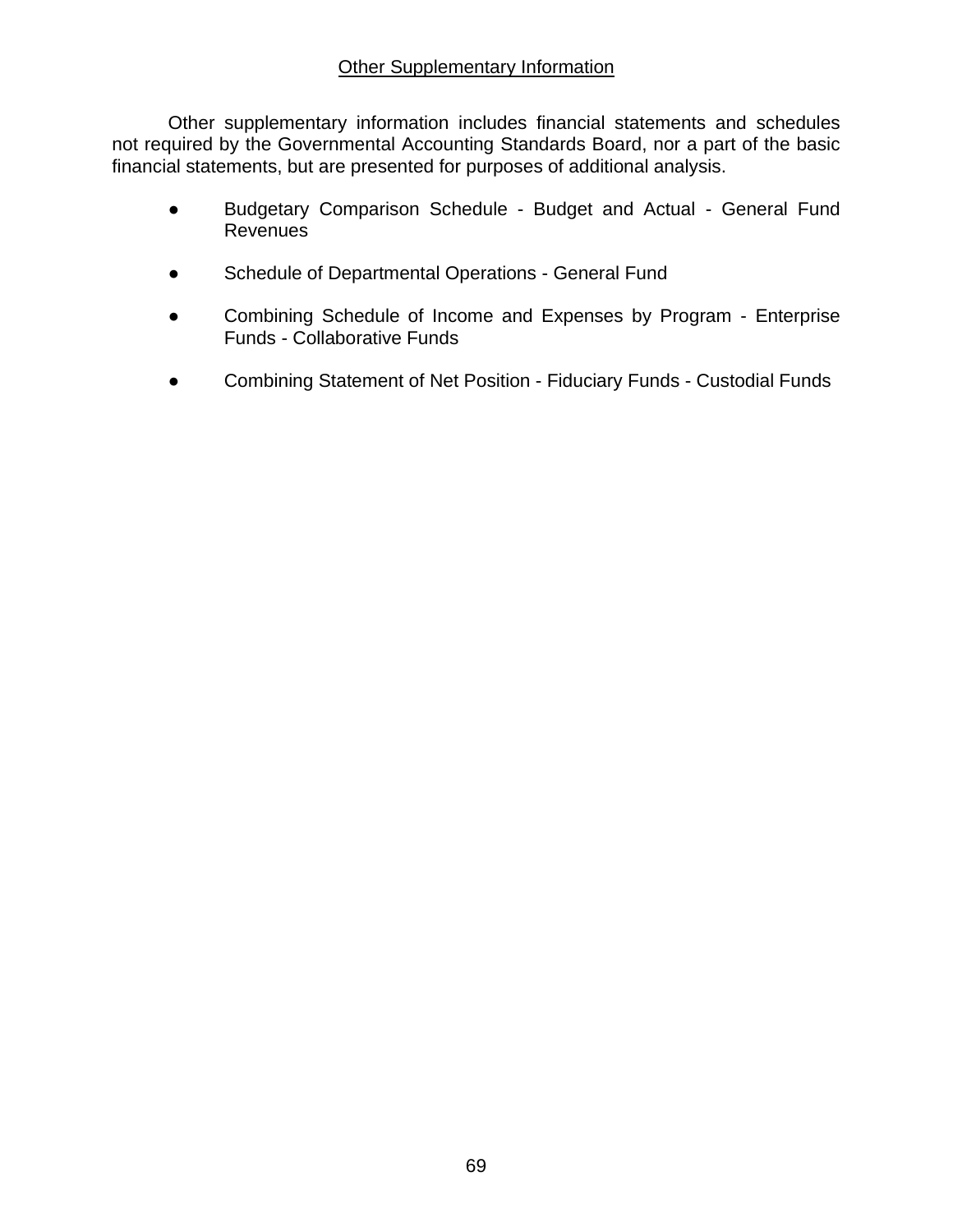## Other Supplementary Information

Other supplementary information includes financial statements and schedules not required by the Governmental Accounting Standards Board, nor a part of the basic financial statements, but are presented for purposes of additional analysis.

- Budgetary Comparison Schedule - Budget and Actual - General Fund Revenues
- Schedule of Departmental Operations - General Fund
- Combining Schedule of Income and Expenses by Program - Enterprise Funds - Collaborative Funds
- Combining Statement of Net Position - Fiduciary Funds - Custodial Funds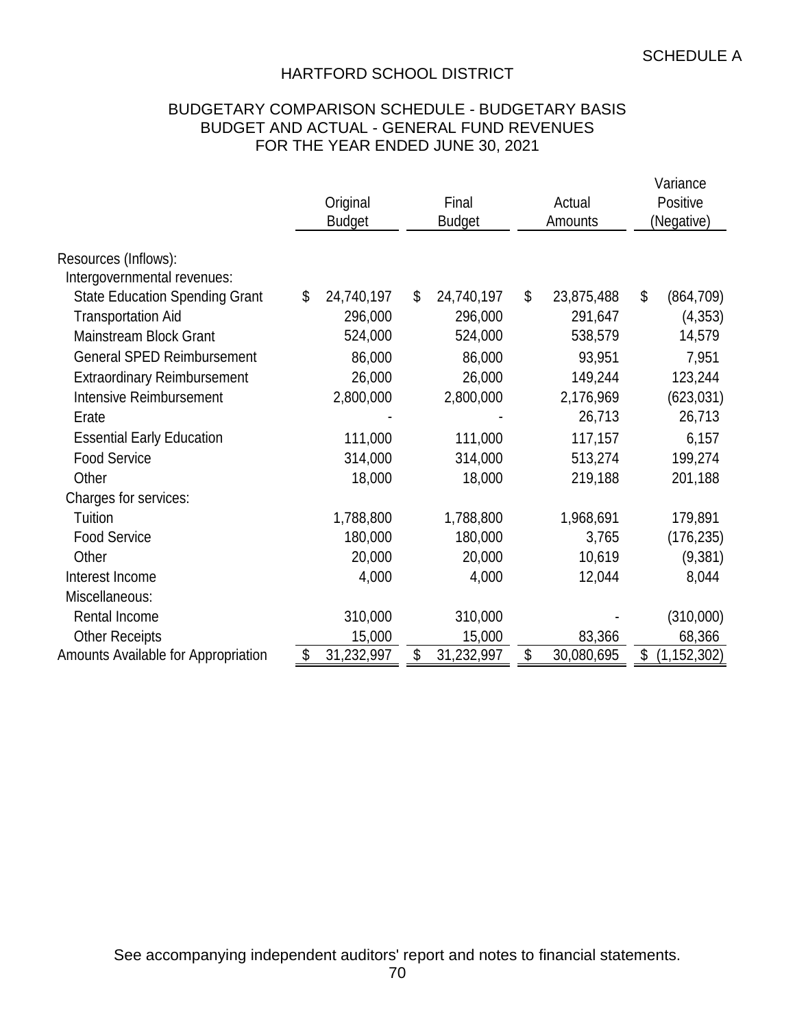SCHEDULE A

# HARTFORD SCHOOL DISTRICT

## BUDGETARY COMPARISON SCHEDULE - BUDGETARY BASIS
## BUDGET AND ACTUAL - GENERAL FUND REVENUES
## FOR THE YEAR ENDED JUNE 30, 2021

| | Original Budget | Final Budget | Actual Amounts | Variance Positive (Negative) |
|---|---|---|---|---|
| Resources (Inflows): | | | | |
| Intergovernmental revenues: | | | | |
| State Education Spending Grant | $ 24,740,197 | $ 24,740,197 | $ 23,875,488 | $ (864,709) |
| Transportation Aid | 296,000 | 296,000 | 291,647 | (4,353) |
| Mainstream Block Grant | 524,000 | 524,000 | 538,579 | 14,579 |
| General SPED Reimbursement | 86,000 | 86,000 | 93,951 | 7,951 |
| Extraordinary Reimbursement | 26,000 | 26,000 | 149,244 | 123,244 |
| Intensive Reimbursement | 2,800,000 | 2,800,000 | 2,176,969 | (623,031) |
| Erate | - | - | 26,713 | 26,713 |
| Essential Early Education | 111,000 | 111,000 | 117,157 | 6,157 |
| Food Service | 314,000 | 314,000 | 513,274 | 199,274 |
| Other | 18,000 | 18,000 | 219,188 | 201,188 |
| Charges for services: | | | | |
| Tuition | 1,788,800 | 1,788,800 | 1,968,691 | 179,891 |
| Food Service | 180,000 | 180,000 | 3,765 | (176,235) |
| Other | 20,000 | 20,000 | 10,619 | (9,381) |
| Interest Income | 4,000 | 4,000 | 12,044 | 8,044 |
| Miscellaneous: | | | | |
| Rental Income | 310,000 | 310,000 | - | (310,000) |
| Other Receipts | 15,000 | 15,000 | 83,366 | 68,366 |
| Amounts Available for Appropriation | $ 31,232,997 | $ 31,232,997 | $ 30,080,695 | $ (1,152,302) |

See accompanying independent auditors' report and notes to financial statements.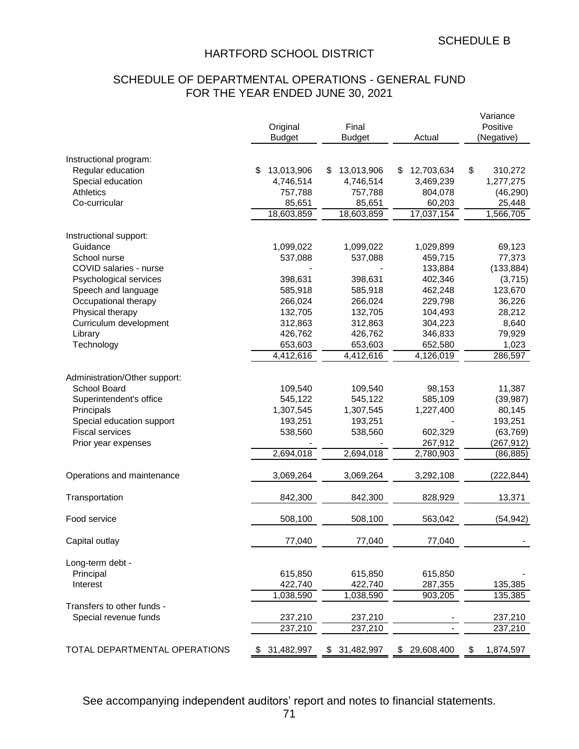SCHEDULE B

# HARTFORD SCHOOL DISTRICT

## SCHEDULE OF DEPARTMENTAL OPERATIONS - GENERAL FUND
## FOR THE YEAR ENDED JUNE 30, 2021

| | Original Budget | Final Budget | Actual | Variance Positive (Negative) |
|---|---|---|---|---|
| Instructional program: | | | | |
| Regular education | $ 13,013,906 | $ 13,013,906 | $ 12,703,634 | $ 310,272 |
| Special education | 4,746,514 | 4,746,514 | 3,469,239 | 1,277,275 |
| Athletics | 757,788 | 757,788 | 804,078 | (46,290) |
| Co-curricular | 85,651 | 85,651 | 60,203 | 25,448 |
| | 18,603,859 | 18,603,859 | 17,037,154 | 1,566,705 |
| Instructional support: | | | | |
| Guidance | 1,099,022 | 1,099,022 | 1,029,899 | 69,123 |
| School nurse | 537,088 | 537,088 | 459,715 | 77,373 |
| COVID salaries - nurse | - | - | 133,884 | (133,884) |
| Psychological services | 398,631 | 398,631 | 402,346 | (3,715) |
| Speech and language | 585,918 | 585,918 | 462,248 | 123,670 |
| Occupational therapy | 266,024 | 266,024 | 229,798 | 36,226 |
| Physical therapy | 132,705 | 132,705 | 104,493 | 28,212 |
| Curriculum development | 312,863 | 312,863 | 304,223 | 8,640 |
| Library | 426,762 | 426,762 | 346,833 | 79,929 |
| Technology | 653,603 | 653,603 | 652,580 | 1,023 |
| | 4,412,616 | 4,412,616 | 4,126,019 | 286,597 |
| Administration/Other support: | | | | |
| School Board | 109,540 | 109,540 | 98,153 | 11,387 |
| Superintendent's office | 545,122 | 545,122 | 585,109 | (39,987) |
| Principals | 1,307,545 | 1,307,545 | 1,227,400 | 80,145 |
| Special education support | 193,251 | 193,251 | - | 193,251 |
| Fiscal services | 538,560 | 538,560 | 602,329 | (63,769) |
| Prior year expenses | - | - | 267,912 | (267,912) |
| | 2,694,018 | 2,694,018 | 2,780,903 | (86,885) |
| Operations and maintenance | 3,069,264 | 3,069,264 | 3,292,108 | (222,844) |
| Transportation | 842,300 | 842,300 | 828,929 | 13,371 |
| Food service | 508,100 | 508,100 | 563,042 | (54,942) |
| Capital outlay | 77,040 | 77,040 | 77,040 | - |
| Long-term debt - | | | | |
| Principal | 615,850 | 615,850 | 615,850 | - |
| Interest | 422,740 | 422,740 | 287,355 | 135,385 |
| | 1,038,590 | 1,038,590 | 903,205 | 135,385 |
| Transfers to other funds - | | | | |
| Special revenue funds | 237,210 | 237,210 | - | 237,210 |
| | 237,210 | 237,210 | - | 237,210 |
| TOTAL DEPARTMENTAL OPERATIONS | $ 31,482,997 | $ 31,482,997 | $ 29,608,400 | $ 1,874,597 |

See accompanying independent auditors' report and notes to financial statements.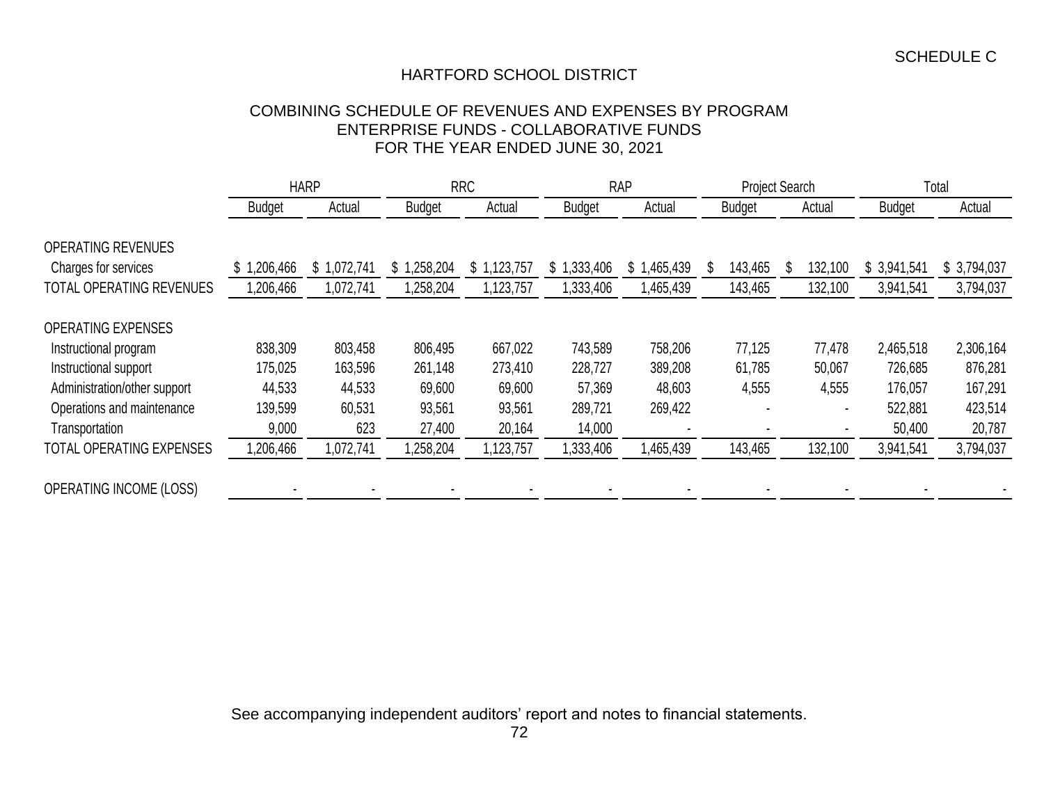SCHEDULE C

# HARTFORD SCHOOL DISTRICT

## COMBINING SCHEDULE OF REVENUES AND EXPENSES BY PROGRAM
## ENTERPRISE FUNDS - COLLABORATIVE FUNDS
## FOR THE YEAR ENDED JUNE 30, 2021

| | HARP | | RRC | | RAP | | Project Search | | Total | |
|---|---|---|---|---|---|---|---|---|---|---|
| | Budget | Actual | Budget | Actual | Budget | Actual | Budget | Actual | Budget | Actual |
| OPERATING REVENUES | | | | | | | | | | |
| Charges for services | $ 1,206,466 | $ 1,072,741 | $ 1,258,204 | $ 1,123,757 | $ 1,333,406 | $ 1,465,439 | $ 143,465 | $ 132,100 | $ 3,941,541 | $ 3,794,037 |
| TOTAL OPERATING REVENUES | 1,206,466 | 1,072,741 | 1,258,204 | 1,123,757 | 1,333,406 | 1,465,439 | 143,465 | 132,100 | 3,941,541 | 3,794,037 |
| OPERATING EXPENSES | | | | | | | | | | |
| Instructional program | 838,309 | 803,458 | 806,495 | 667,022 | 743,589 | 758,206 | 77,125 | 77,478 | 2,465,518 | 2,306,164 |
| Instructional support | 175,025 | 163,596 | 261,148 | 273,410 | 228,727 | 389,208 | 61,785 | 50,067 | 726,685 | 876,281 |
| Administration/other support | 44,533 | 44,533 | 69,600 | 69,600 | 57,369 | 48,603 | 4,555 | 4,555 | 176,057 | 167,291 |
| Operations and maintenance | 139,599 | 60,531 | 93,561 | 93,561 | 289,721 | 269,422 | - | - | 522,881 | 423,514 |
| Transportation | 9,000 | 623 | 27,400 | 20,164 | 14,000 | - | - | - | 50,400 | 20,787 |
| TOTAL OPERATING EXPENSES | 1,206,466 | 1,072,741 | 1,258,204 | 1,123,757 | 1,333,406 | 1,465,439 | 143,465 | 132,100 | 3,941,541 | 3,794,037 |
| OPERATING INCOME (LOSS) | - | - | - | - | - | - | - | - | - | - |

See accompanying independent auditors' report and notes to financial statements.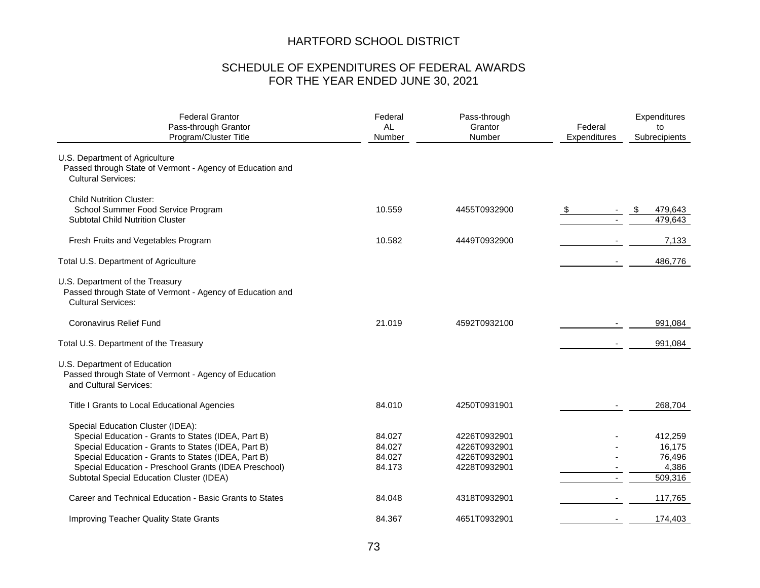# HARTFORD SCHOOL DISTRICT

## SCHEDULE OF EXPENDITURES OF FEDERAL AWARDS
## FOR THE YEAR ENDED JUNE 30, 2021

| Federal Grantor<br>Pass-through Grantor<br>Program/Cluster Title | Federal<br>AL<br>Number | Pass-through<br>Grantor<br>Number | Federal<br>Expenditures | Expenditures<br>to<br>Subrecipients |
|---|---|---|---|---|
| U.S. Department of Agriculture<br>Passed through State of Vermont - Agency of Education and Cultural Services: | | | | |
| Child Nutrition Cluster: | | | | |
| School Summer Food Service Program | 10.559 | 4455T0932900 | $ - | $ 479,643 |
| Subtotal Child Nutrition Cluster | | | - | 479,643 |
| Fresh Fruits and Vegetables Program | 10.582 | 4449T0932900 | - | 7,133 |
| Total U.S. Department of Agriculture | | | - | 486,776 |
| U.S. Department of the Treasury<br>Passed through State of Vermont - Agency of Education and Cultural Services: | | | | |
| Coronavirus Relief Fund | 21.019 | 4592T0932100 | - | 991,084 |
| Total U.S. Department of the Treasury | | | - | 991,084 |
| U.S. Department of Education<br>Passed through State of Vermont - Agency of Education and Cultural Services: | | | | |
| Title I Grants to Local Educational Agencies | 84.010 | 4250T0931901 | - | 268,704 |
| Special Education Cluster (IDEA): | | | | |
| Special Education - Grants to States (IDEA, Part B) | 84.027 | 4226T0932901 | - | 412,259 |
| Special Education - Grants to States (IDEA, Part B) | 84.027 | 4226T0932901 | - | 16,175 |
| Special Education - Grants to States (IDEA, Part B) | 84.027 | 4226T0932901 | - | 76,496 |
| Special Education - Preschool Grants (IDEA Preschool) | 84.173 | 4228T0932901 | - | 4,386 |
| Subtotal Special Education Cluster (IDEA) | | | - | 509,316 |
| Career and Technical Education - Basic Grants to States | 84.048 | 4318T0932901 | - | 117,765 |
| Improving Teacher Quality State Grants | 84.367 | 4651T0932901 | - | 174,403 |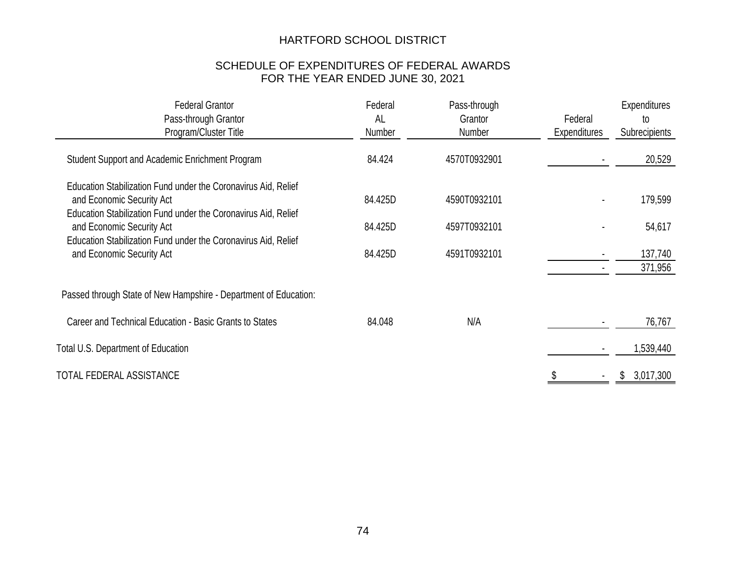# HARTFORD SCHOOL DISTRICT

## SCHEDULE OF EXPENDITURES OF FEDERAL AWARDS
## FOR THE YEAR ENDED JUNE 30, 2021

| Federal Grantor<br>Pass-through Grantor<br>Program/Cluster Title | Federal<br>AL<br>Number | Pass-through<br>Grantor<br>Number | Federal<br>Expenditures | Expenditures<br>to<br>Subrecipients |
|---|---|---|---|---|
| Student Support and Academic Enrichment Program | 84.424 | 4570T0932901 | - | 20,529 |
| Education Stabilization Fund under the Coronavirus Aid, Relief and Economic Security Act | 84.425D | 4590T0932101 | - | 179,599 |
| Education Stabilization Fund under the Coronavirus Aid, Relief and Economic Security Act | 84.425D | 4597T0932101 | - | 54,617 |
| Education Stabilization Fund under the Coronavirus Aid, Relief and Economic Security Act | 84.425D | 4591T0932101 | - | 137,740 |
| | | | - | 371,956 |
| Passed through State of New Hampshire - Department of Education: | | | | |
| Career and Technical Education - Basic Grants to States | 84.048 | N/A | - | 76,767 |
| Total U.S. Department of Education | | | - | 1,539,440 |
| TOTAL FEDERAL ASSISTANCE | | | $ - | $ 3,017,300 |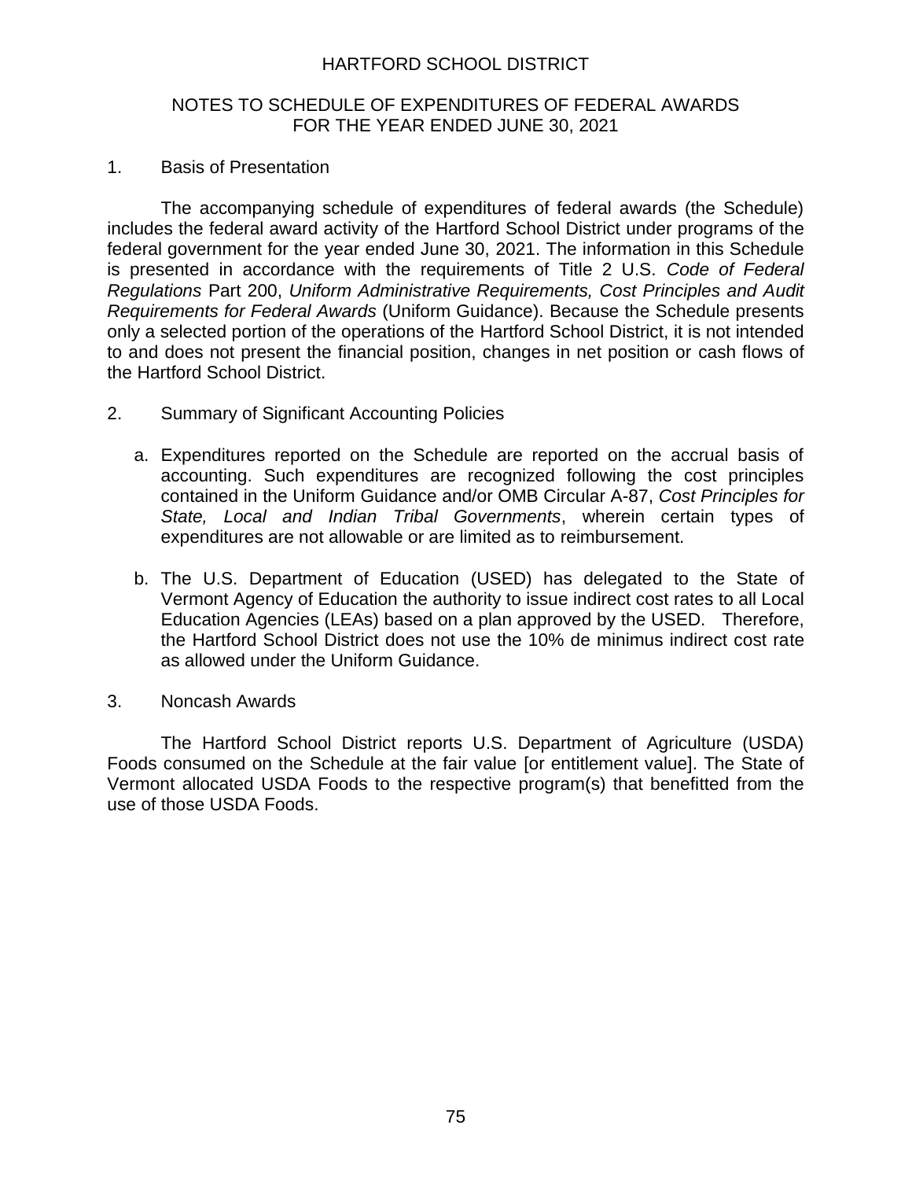# HARTFORD SCHOOL DISTRICT

## NOTES TO SCHEDULE OF EXPENDITURES OF FEDERAL AWARDS FOR THE YEAR ENDED JUNE 30, 2021

1. Basis of Presentation

The accompanying schedule of expenditures of federal awards (the Schedule) includes the federal award activity of the Hartford School District under programs of the federal government for the year ended June 30, 2021. The information in this Schedule is presented in accordance with the requirements of Title 2 U.S. *Code of Federal Regulations* Part 200, *Uniform Administrative Requirements, Cost Principles and Audit Requirements for Federal Awards* (Uniform Guidance). Because the Schedule presents only a selected portion of the operations of the Hartford School District, it is not intended to and does not present the financial position, changes in net position or cash flows of the Hartford School District.

2. Summary of Significant Accounting Policies

   a. Expenditures reported on the Schedule are reported on the accrual basis of accounting. Such expenditures are recognized following the cost principles contained in the Uniform Guidance and/or OMB Circular A-87, *Cost Principles for State, Local and Indian Tribal Governments*, wherein certain types of expenditures are not allowable or are limited as to reimbursement.

   b. The U.S. Department of Education (USED) has delegated to the State of Vermont Agency of Education the authority to issue indirect cost rates to all Local Education Agencies (LEAs) based on a plan approved by the USED. Therefore, the Hartford School District does not use the 10% de minimus indirect cost rate as allowed under the Uniform Guidance.

3. Noncash Awards

The Hartford School District reports U.S. Department of Agriculture (USDA) Foods consumed on the Schedule at the fair value [or entitlement value]. The State of Vermont allocated USDA Foods to the respective program(s) that benefitted from the use of those USDA Foods.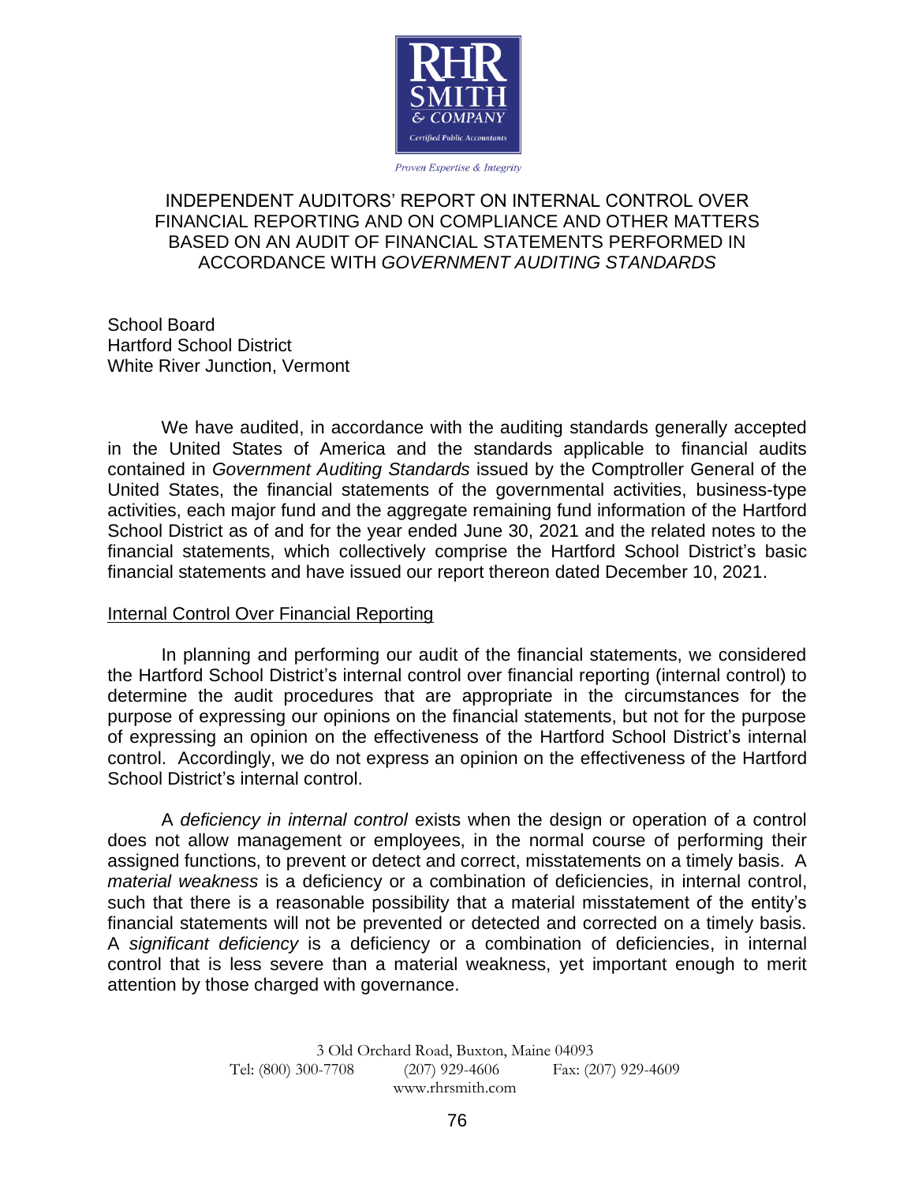RHR SMITH & COMPANY
Certified Public Accountants

*Proven Expertise & Integrity*

# INDEPENDENT AUDITORS' REPORT ON INTERNAL CONTROL OVER FINANCIAL REPORTING AND ON COMPLIANCE AND OTHER MATTERS BASED ON AN AUDIT OF FINANCIAL STATEMENTS PERFORMED IN ACCORDANCE WITH *GOVERNMENT AUDITING STANDARDS*

School Board
Hartford School District
White River Junction, Vermont

We have audited, in accordance with the auditing standards generally accepted in the United States of America and the standards applicable to financial audits contained in *Government Auditing Standards* issued by the Comptroller General of the United States, the financial statements of the governmental activities, business-type activities, each major fund and the aggregate remaining fund information of the Hartford School District as of and for the year ended June 30, 2021 and the related notes to the financial statements, which collectively comprise the Hartford School District's basic financial statements and have issued our report thereon dated December 10, 2021.

## Internal Control Over Financial Reporting

In planning and performing our audit of the financial statements, we considered the Hartford School District's internal control over financial reporting (internal control) to determine the audit procedures that are appropriate in the circumstances for the purpose of expressing our opinions on the financial statements, but not for the purpose of expressing an opinion on the effectiveness of the Hartford School District's internal control. Accordingly, we do not express an opinion on the effectiveness of the Hartford School District's internal control.

A *deficiency in internal control* exists when the design or operation of a control does not allow management or employees, in the normal course of performing their assigned functions, to prevent or detect and correct, misstatements on a timely basis. A *material weakness* is a deficiency or a combination of deficiencies, in internal control, such that there is a reasonable possibility that a material misstatement of the entity's financial statements will not be prevented or detected and corrected on a timely basis. A *significant deficiency* is a deficiency or a combination of deficiencies, in internal control that is less severe than a material weakness, yet important enough to merit attention by those charged with governance.

3 Old Orchard Road, Buxton, Maine 04093
Tel: (800) 300-7708 (207) 929-4606 Fax: (207) 929-4609
www.rhrsmith.com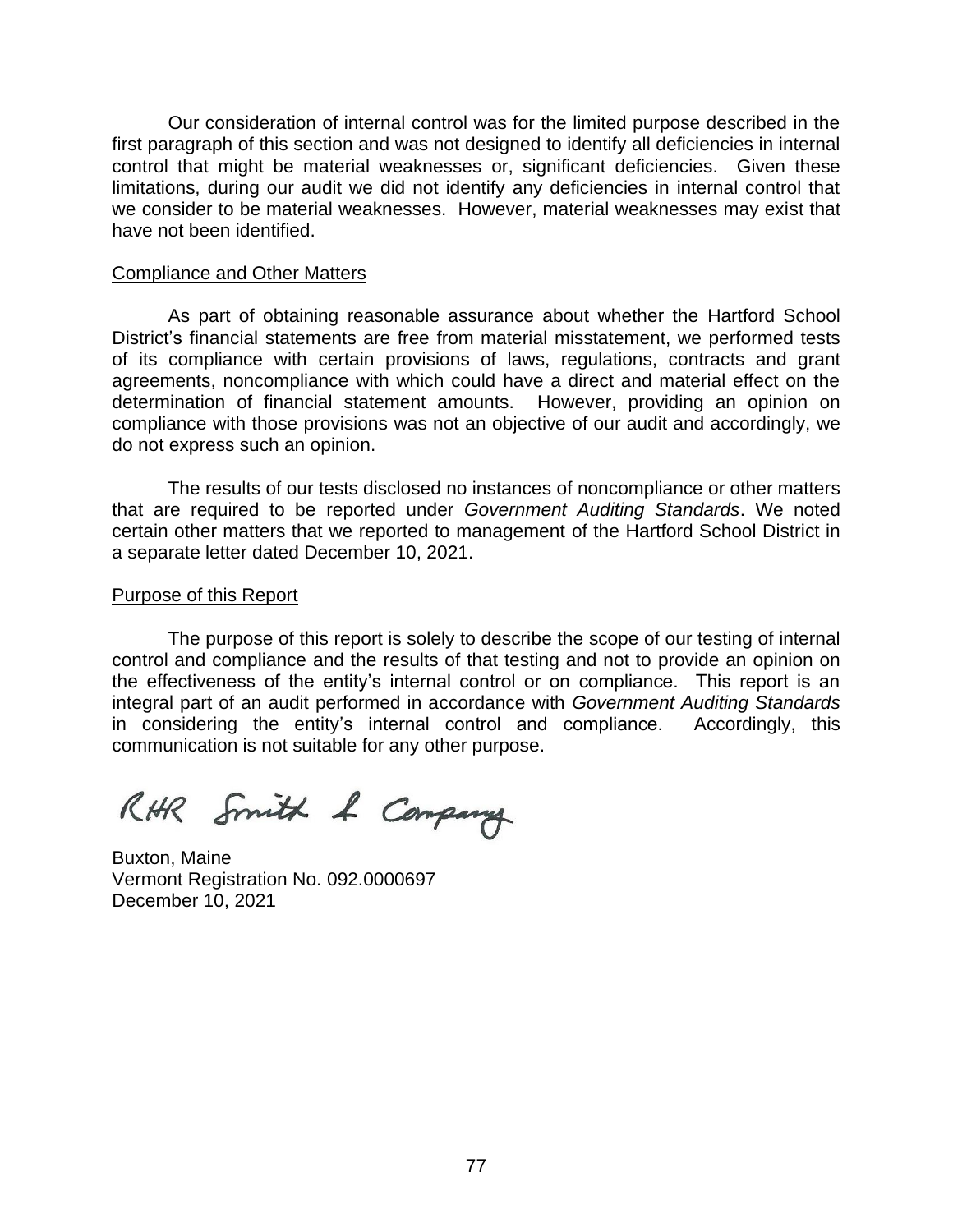Our consideration of internal control was for the limited purpose described in the first paragraph of this section and was not designed to identify all deficiencies in internal control that might be material weaknesses or, significant deficiencies. Given these limitations, during our audit we did not identify any deficiencies in internal control that we consider to be material weaknesses. However, material weaknesses may exist that have not been identified.

Compliance and Other Matters

As part of obtaining reasonable assurance about whether the Hartford School District's financial statements are free from material misstatement, we performed tests of its compliance with certain provisions of laws, regulations, contracts and grant agreements, noncompliance with which could have a direct and material effect on the determination of financial statement amounts. However, providing an opinion on compliance with those provisions was not an objective of our audit and accordingly, we do not express such an opinion.

The results of our tests disclosed no instances of noncompliance or other matters that are required to be reported under *Government Auditing Standards*. We noted certain other matters that we reported to management of the Hartford School District in a separate letter dated December 10, 2021.

Purpose of this Report

The purpose of this report is solely to describe the scope of our testing of internal control and compliance and the results of that testing and not to provide an opinion on the effectiveness of the entity's internal control or on compliance. This report is an integral part of an audit performed in accordance with *Government Auditing Standards* in considering the entity's internal control and compliance. Accordingly, this communication is not suitable for any other purpose.

RHR Smith & Company

Buxton, Maine
Vermont Registration No. 092.0000697
December 10, 2021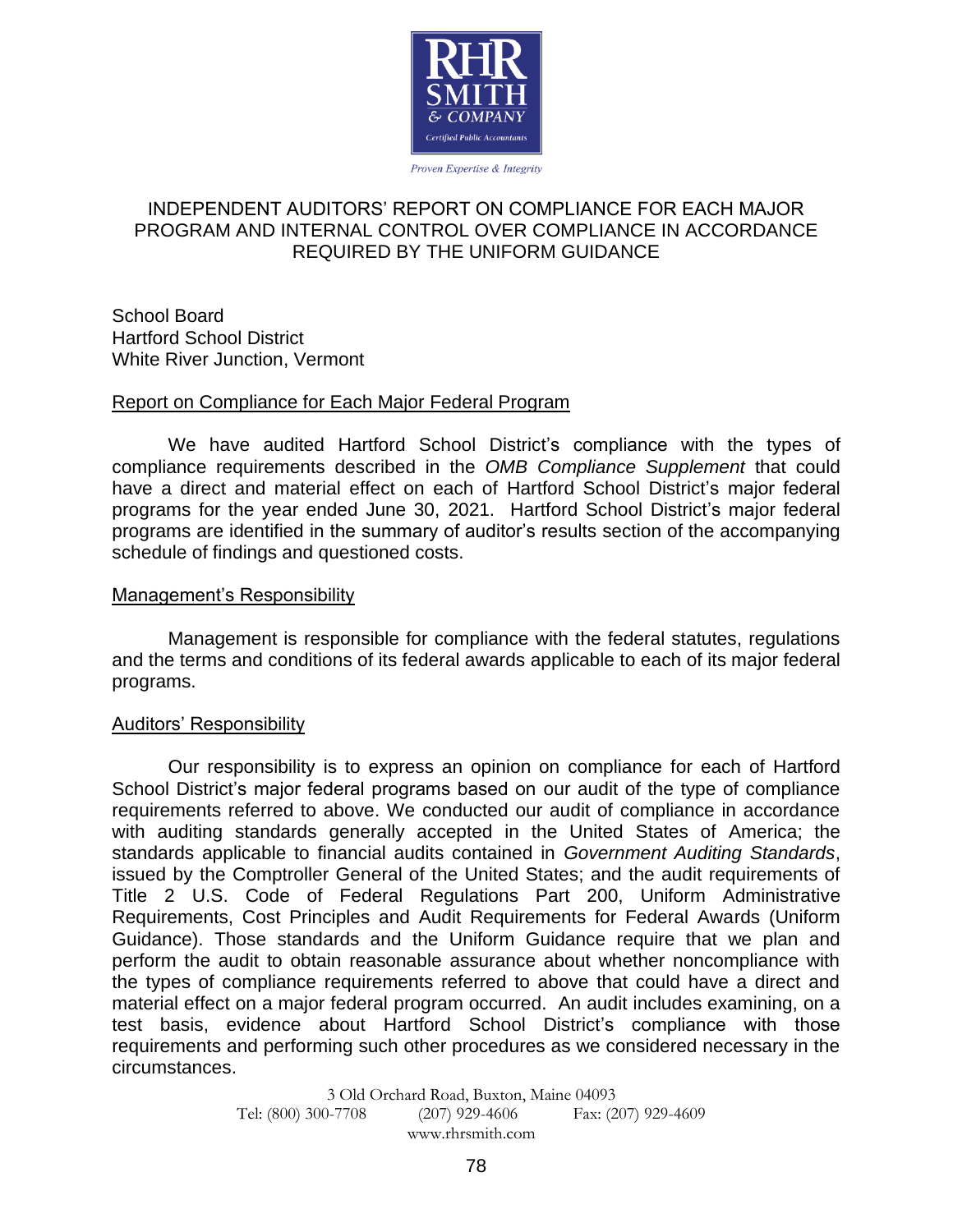RHR SMITH & COMPANY
Certified Public Accountants

*Proven Expertise & Integrity*

# INDEPENDENT AUDITORS' REPORT ON COMPLIANCE FOR EACH MAJOR PROGRAM AND INTERNAL CONTROL OVER COMPLIANCE IN ACCORDANCE REQUIRED BY THE UNIFORM GUIDANCE

School Board
Hartford School District
White River Junction, Vermont

## Report on Compliance for Each Major Federal Program

We have audited Hartford School District's compliance with the types of compliance requirements described in the *OMB Compliance Supplement* that could have a direct and material effect on each of Hartford School District's major federal programs for the year ended June 30, 2021. Hartford School District's major federal programs are identified in the summary of auditor's results section of the accompanying schedule of findings and questioned costs.

## Management's Responsibility

Management is responsible for compliance with the federal statutes, regulations and the terms and conditions of its federal awards applicable to each of its major federal programs.

## Auditors' Responsibility

Our responsibility is to express an opinion on compliance for each of Hartford School District's major federal programs based on our audit of the type of compliance requirements referred to above. We conducted our audit of compliance in accordance with auditing standards generally accepted in the United States of America; the standards applicable to financial audits contained in *Government Auditing Standards*, issued by the Comptroller General of the United States; and the audit requirements of Title 2 U.S. Code of Federal Regulations Part 200, Uniform Administrative Requirements, Cost Principles and Audit Requirements for Federal Awards (Uniform Guidance). Those standards and the Uniform Guidance require that we plan and perform the audit to obtain reasonable assurance about whether noncompliance with the types of compliance requirements referred to above that could have a direct and material effect on a major federal program occurred. An audit includes examining, on a test basis, evidence about Hartford School District's compliance with those requirements and performing such other procedures as we considered necessary in the circumstances.

3 Old Orchard Road, Buxton, Maine 04093
Tel: (800) 300-7708 (207) 929-4606 Fax: (207) 929-4609
www.rhrsmith.com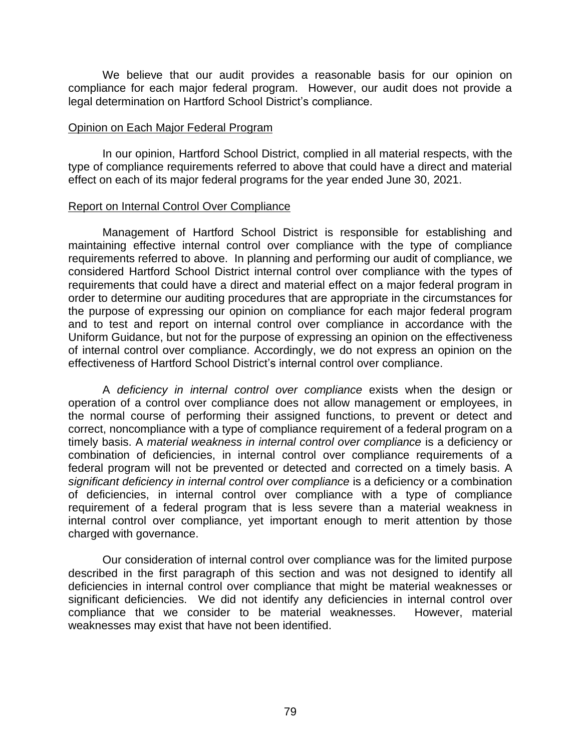We believe that our audit provides a reasonable basis for our opinion on compliance for each major federal program. However, our audit does not provide a legal determination on Hartford School District's compliance.

## Opinion on Each Major Federal Program

In our opinion, Hartford School District, complied in all material respects, with the type of compliance requirements referred to above that could have a direct and material effect on each of its major federal programs for the year ended June 30, 2021.

## Report on Internal Control Over Compliance

Management of Hartford School District is responsible for establishing and maintaining effective internal control over compliance with the type of compliance requirements referred to above. In planning and performing our audit of compliance, we considered Hartford School District internal control over compliance with the types of requirements that could have a direct and material effect on a major federal program in order to determine our auditing procedures that are appropriate in the circumstances for the purpose of expressing our opinion on compliance for each major federal program and to test and report on internal control over compliance in accordance with the Uniform Guidance, but not for the purpose of expressing an opinion on the effectiveness of internal control over compliance. Accordingly, we do not express an opinion on the effectiveness of Hartford School District's internal control over compliance.

A *deficiency in internal control over compliance* exists when the design or operation of a control over compliance does not allow management or employees, in the normal course of performing their assigned functions, to prevent or detect and correct, noncompliance with a type of compliance requirement of a federal program on a timely basis. A *material weakness in internal control over compliance* is a deficiency or combination of deficiencies, in internal control over compliance requirements of a federal program will not be prevented or detected and corrected on a timely basis. A *significant deficiency in internal control over compliance* is a deficiency or a combination of deficiencies, in internal control over compliance with a type of compliance requirement of a federal program that is less severe than a material weakness in internal control over compliance, yet important enough to merit attention by those charged with governance.

Our consideration of internal control over compliance was for the limited purpose described in the first paragraph of this section and was not designed to identify all deficiencies in internal control over compliance that might be material weaknesses or significant deficiencies. We did not identify any deficiencies in internal control over compliance that we consider to be material weaknesses. However, material weaknesses may exist that have not been identified.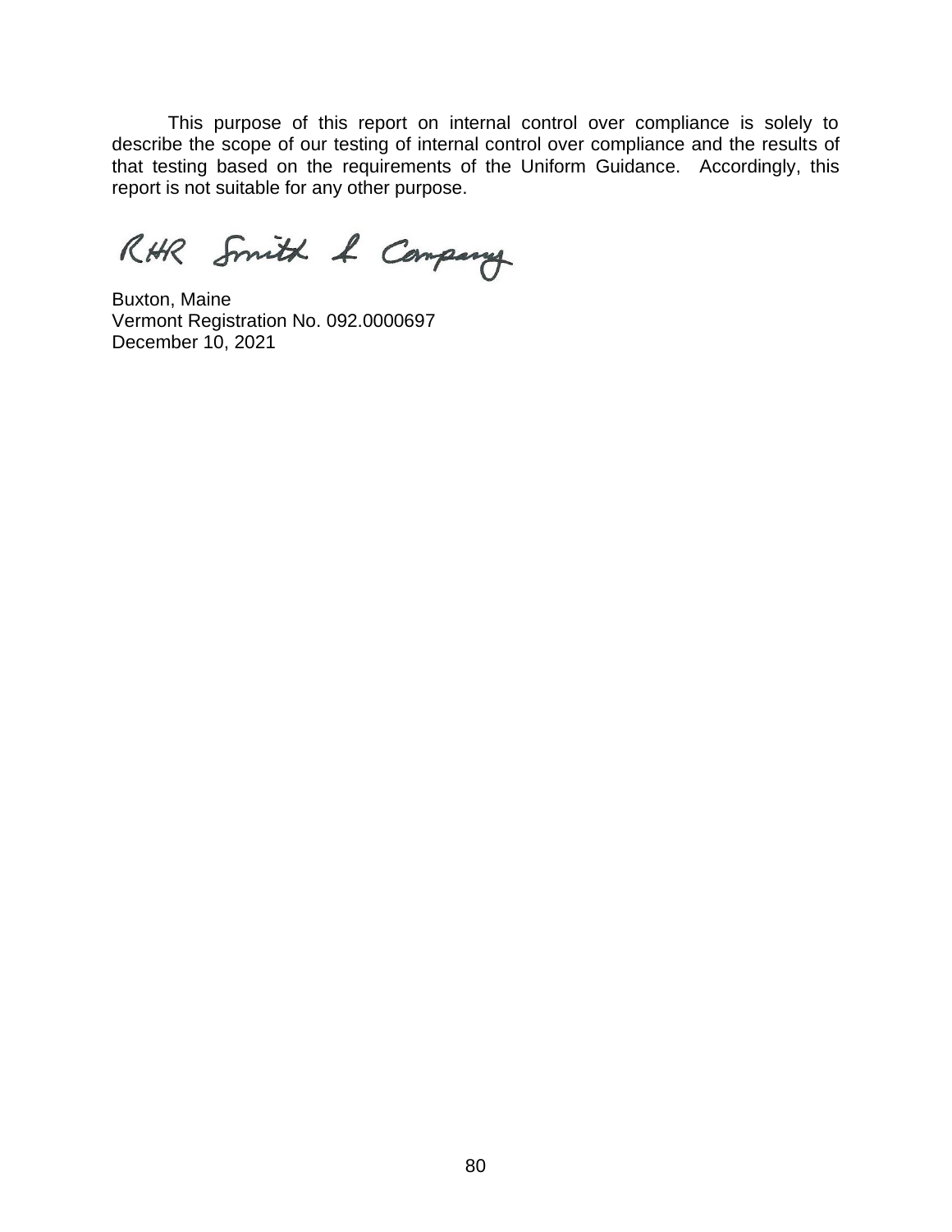This purpose of this report on internal control over compliance is solely to describe the scope of our testing of internal control over compliance and the results of that testing based on the requirements of the Uniform Guidance. Accordingly, this report is not suitable for any other purpose.

RHR Smith & Company

Buxton, Maine
Vermont Registration No. 092.0000697
December 10, 2021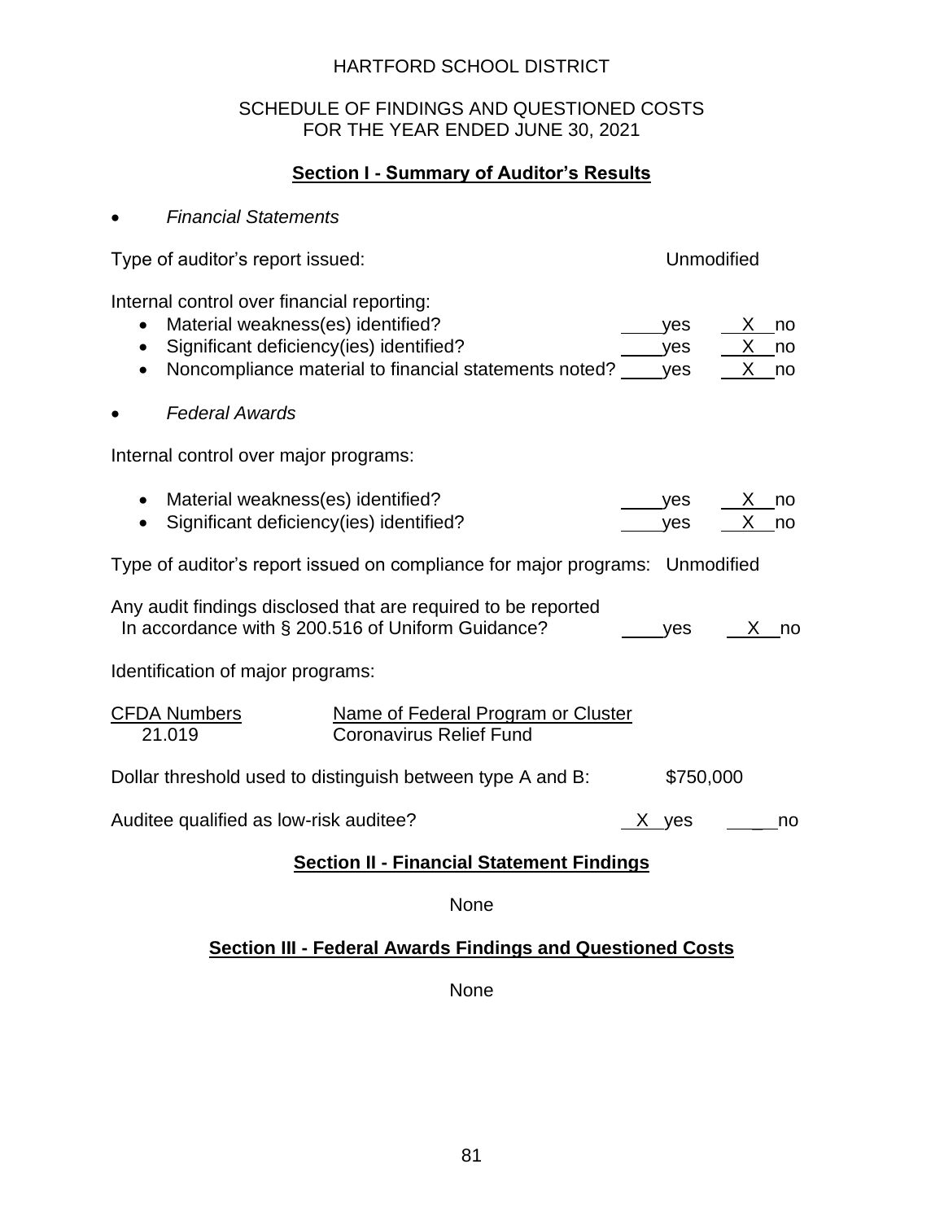HARTFORD SCHOOL DISTRICT

SCHEDULE OF FINDINGS AND QUESTIONED COSTS
FOR THE YEAR ENDED JUNE 30, 2021

## Section I - Summary of Auditor's Results

- *Financial Statements*

Type of auditor's report issued: Unmodified

Internal control over financial reporting:

- Material weakness(es) identified? ____yes __X__no
- Significant deficiency(ies) identified? ____yes __X__no
- Noncompliance material to financial statements noted? ____yes __X__no

- *Federal Awards*

Internal control over major programs:

- Material weakness(es) identified? ____yes __X__no
- Significant deficiency(ies) identified? ____yes __X__no

Type of auditor's report issued on compliance for major programs: Unmodified

Any audit findings disclosed that are required to be reported In accordance with § 200.516 of Uniform Guidance? ____yes __X__no

Identification of major programs:

| CFDA Numbers | Name of Federal Program or Cluster |
|---|---|
| 21.019 | Coronavirus Relief Fund |

Dollar threshold used to distinguish between type A and B: $750,000

Auditee qualified as low-risk auditee? __X__yes ____no

## Section II - Financial Statement Findings

None

## Section III - Federal Awards Findings and Questioned Costs

None